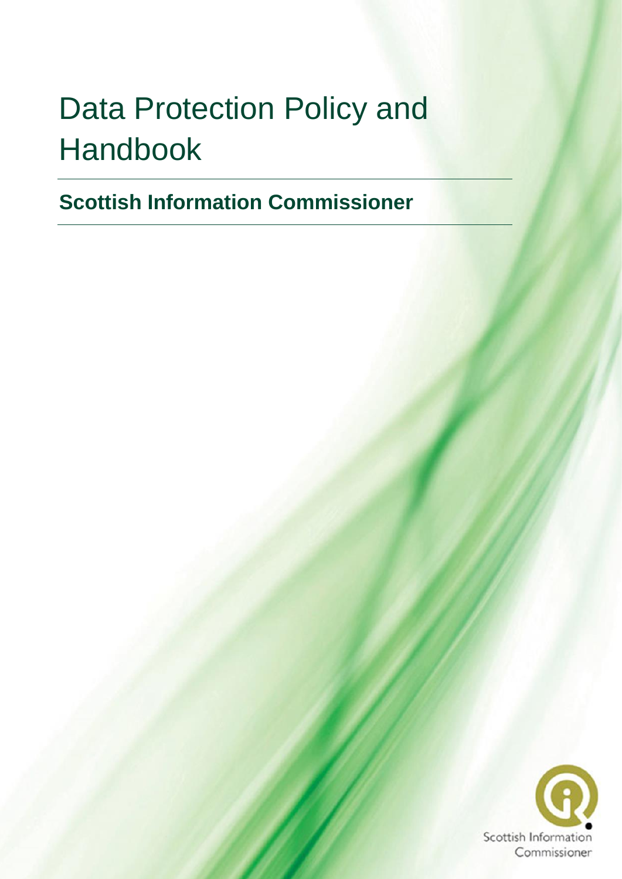# Data Protection Policy and Handbook

## Scottish Information Commissioner

Scottish Information Commissioner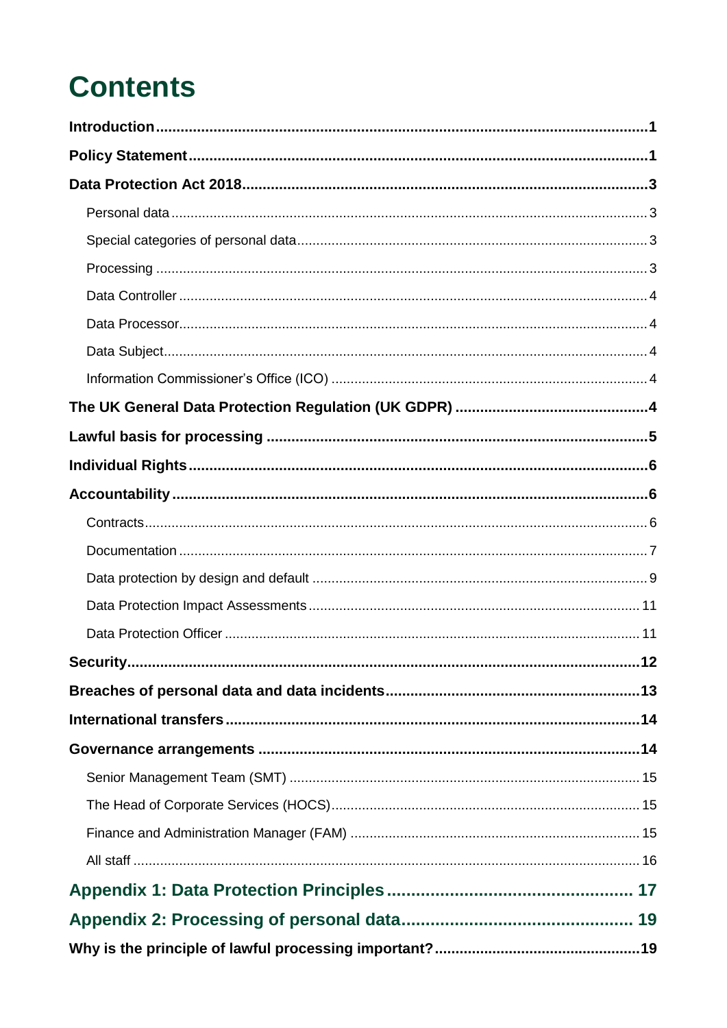# Contents

**Introduction** 1

**Policy Statement** 1

**Data Protection Act 2018** 3

- Personal data 3
- Special categories of personal data 3
- Processing 3
- Data Controller 4
- Data Processor 4
- Data Subject 4
- Information Commissioner's Office (ICO) 4

**The UK General Data Protection Regulation (UK GDPR)** 4

**Lawful basis for processing** 5

**Individual Rights** 6

**Accountability** 6

- Contracts 6
- Documentation 7
- Data protection by design and default 9
- Data Protection Impact Assessments 11
- Data Protection Officer 11

**Security** 12

**Breaches of personal data and data incidents** 13

**International transfers** 14

**Governance arrangements** 14

- Senior Management Team (SMT) 15
- The Head of Corporate Services (HOCS) 15
- Finance and Administration Manager (FAM) 15
- All staff 16

**Appendix 1: Data Protection Principles** 17

**Appendix 2: Processing of personal data** 19

**Why is the principle of lawful processing important?** 19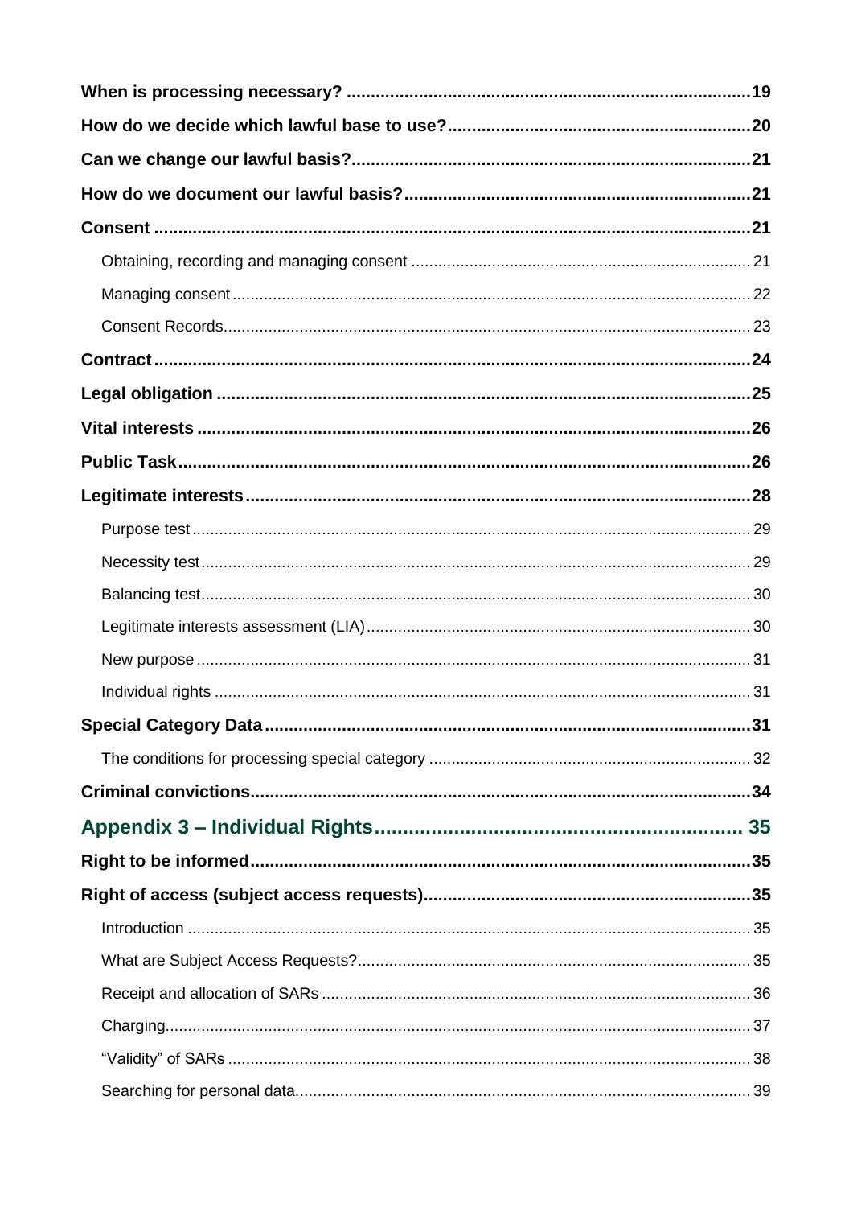**When is processing necessary?** ...................................................................................19

**How do we decide which lawful base to use?**...............................................................20

**Can we change our lawful basis?**...................................................................................21

**How do we document our lawful basis?**........................................................................21

**Consent** ...........................................................................................................................21

Obtaining, recording and managing consent ........................................................................... 21

Managing consent ....................................................................................................................... 22

Consent Records.......................................................................................................................... 23

**Contract**...........................................................................................................................24

**Legal obligation** .............................................................................................................25

**Vital interests** ..................................................................................................................26

**Public Task**......................................................................................................................26

**Legitimate interests**........................................................................................................28

Purpose test .................................................................................................................................. 29

Necessity test................................................................................................................................ 29

Balancing test................................................................................................................................ 30

Legitimate interests assessment (LIA)....................................................................................... 30

New purpose ................................................................................................................................. 31

Individual rights ............................................................................................................................ 31

**Special Category Data**....................................................................................................31

The conditions for processing special category ....................................................................... 32

**Criminal convictions**.......................................................................................................34

## Appendix 3 – Individual Rights................................................................ 35

**Right to be informed**........................................................................................................35

**Right of access (subject access requests)**....................................................................35

Introduction ................................................................................................................................... 35

What are Subject Access Requests?........................................................................................ 35

Receipt and allocation of SARs .................................................................................................. 36

Charging......................................................................................................................................... 37

“Validity” of SARs .......................................................................................................................... 38

Searching for personal data......................................................................................................... 39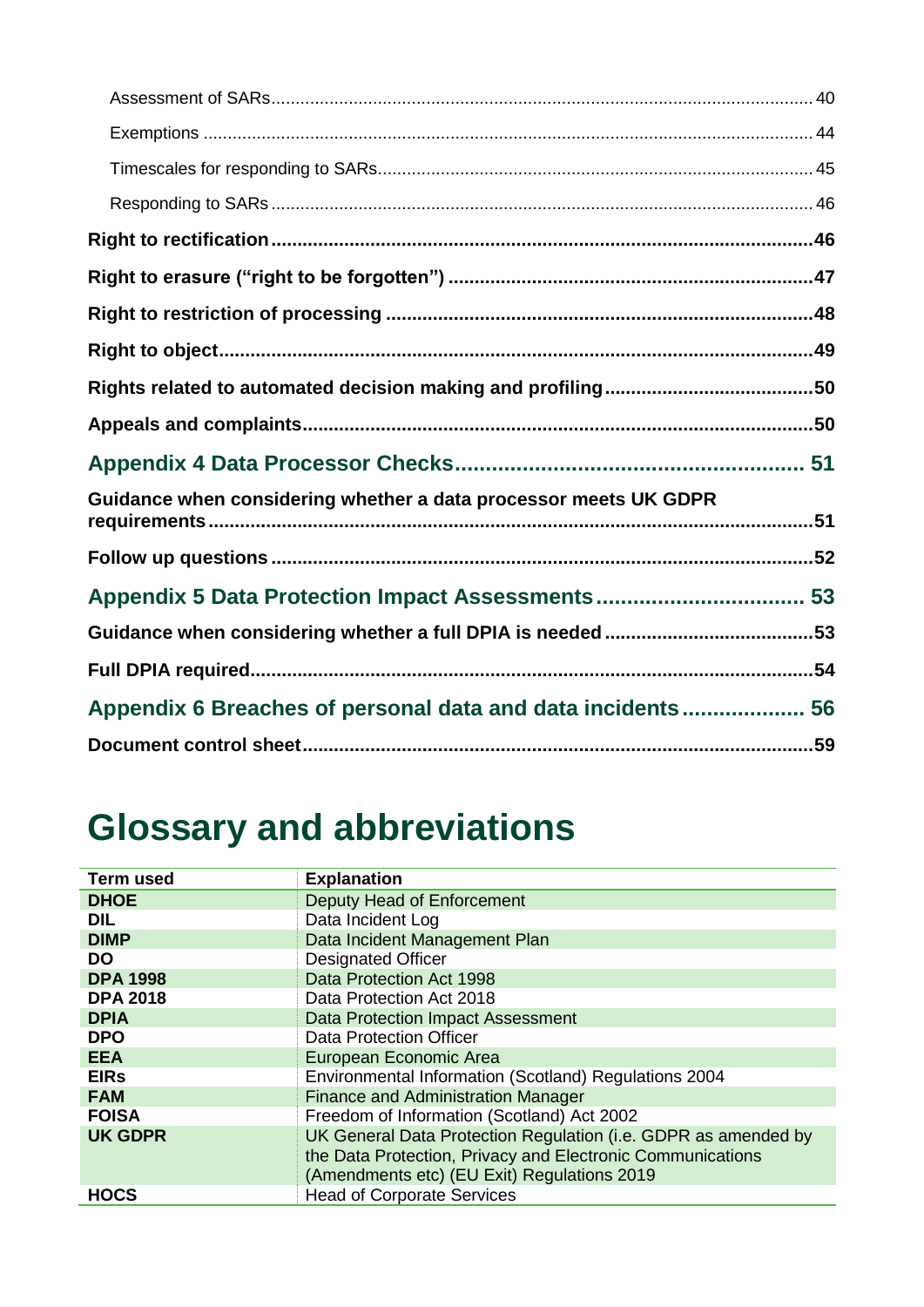Assessment of SARs .......... 40

Exemptions .......... 44

Timescales for responding to SARs .......... 45

Responding to SARs .......... 46

**Right to rectification .......... 46**

**Right to erasure ("right to be forgotten") .......... 47**

**Right to restriction of processing .......... 48**

**Right to object .......... 49**

**Rights related to automated decision making and profiling .......... 50**

**Appeals and complaints .......... 50**

**Appendix 4 Data Processor Checks .......... 51**

**Guidance when considering whether a data processor meets UK GDPR requirements .......... 51**

**Follow up questions .......... 52**

**Appendix 5 Data Protection Impact Assessments .......... 53**

**Guidance when considering whether a full DPIA is needed .......... 53**

**Full DPIA required .......... 54**

**Appendix 6 Breaches of personal data and data incidents .......... 56**

**Document control sheet .......... 59**

# Glossary and abbreviations

| Term used | Explanation |
|---|---|
| **DHOE** | Deputy Head of Enforcement |
| **DIL** | Data Incident Log |
| **DIMP** | Data Incident Management Plan |
| **DO** | Designated Officer |
| **DPA 1998** | Data Protection Act 1998 |
| **DPA 2018** | Data Protection Act 2018 |
| **DPIA** | Data Protection Impact Assessment |
| **DPO** | Data Protection Officer |
| **EEA** | European Economic Area |
| **EIRs** | Environmental Information (Scotland) Regulations 2004 |
| **FAM** | Finance and Administration Manager |
| **FOISA** | Freedom of Information (Scotland) Act 2002 |
| **UK GDPR** | UK General Data Protection Regulation (i.e. GDPR as amended by the Data Protection, Privacy and Electronic Communications (Amendments etc) (EU Exit) Regulations 2019 |
| **HOCS** | Head of Corporate Services |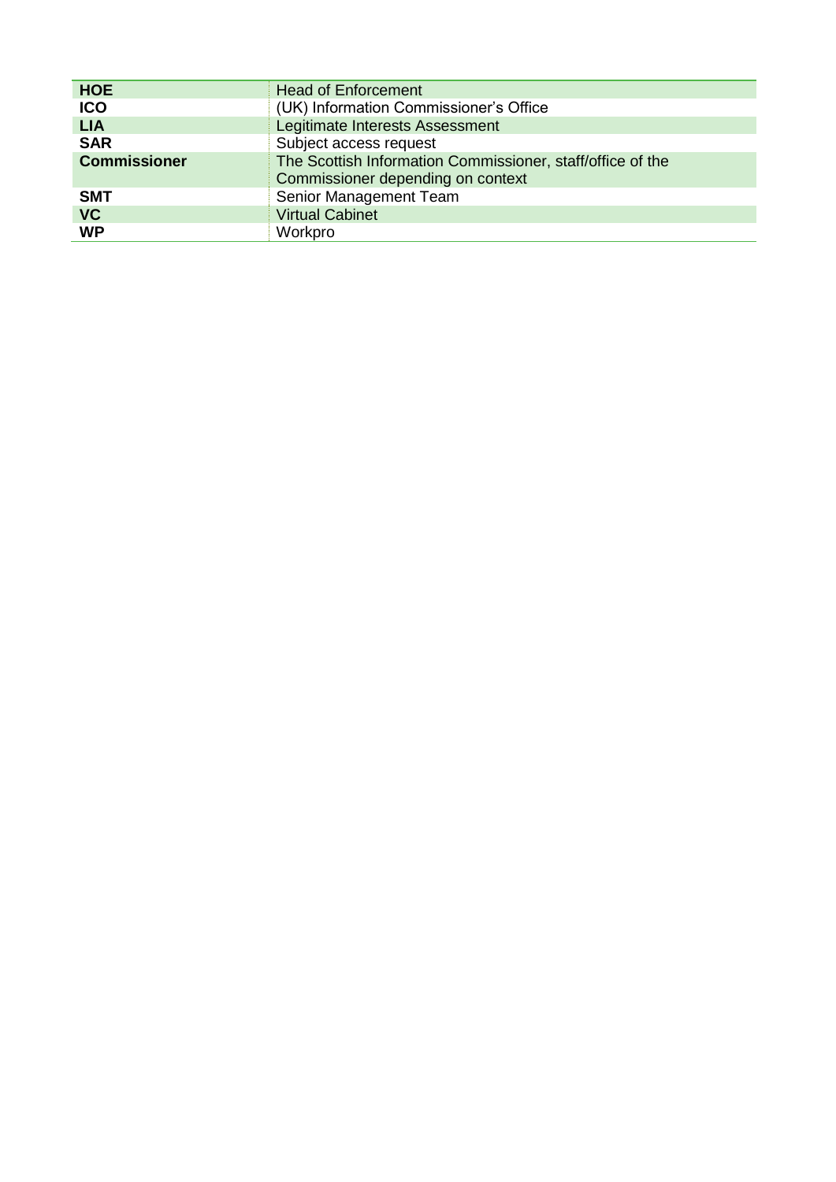| | |
|---|---|
| **HOE** | Head of Enforcement |
| **ICO** | (UK) Information Commissioner's Office |
| **LIA** | Legitimate Interests Assessment |
| **SAR** | Subject access request |
| **Commissioner** | The Scottish Information Commissioner, staff/office of the Commissioner depending on context |
| **SMT** | Senior Management Team |
| **VC** | Virtual Cabinet |
| **WP** | Workpro |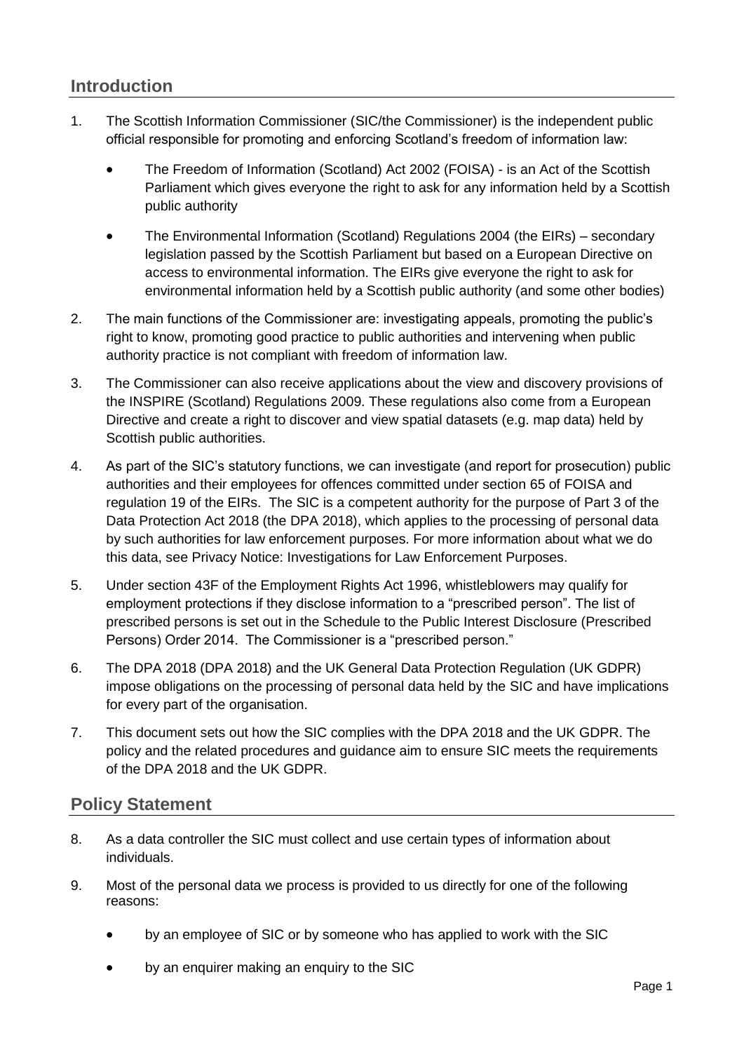## Introduction

1. The Scottish Information Commissioner (SIC/the Commissioner) is the independent public official responsible for promoting and enforcing Scotland's freedom of information law:

    - The Freedom of Information (Scotland) Act 2002 (FOISA) - is an Act of the Scottish Parliament which gives everyone the right to ask for any information held by a Scottish public authority

    - The Environmental Information (Scotland) Regulations 2004 (the EIRs) – secondary legislation passed by the Scottish Parliament but based on a European Directive on access to environmental information. The EIRs give everyone the right to ask for environmental information held by a Scottish public authority (and some other bodies)

2. The main functions of the Commissioner are: investigating appeals, promoting the public's right to know, promoting good practice to public authorities and intervening when public authority practice is not compliant with freedom of information law.

3. The Commissioner can also receive applications about the view and discovery provisions of the INSPIRE (Scotland) Regulations 2009. These regulations also come from a European Directive and create a right to discover and view spatial datasets (e.g. map data) held by Scottish public authorities.

4. As part of the SIC's statutory functions, we can investigate (and report for prosecution) public authorities and their employees for offences committed under section 65 of FOISA and regulation 19 of the EIRs. The SIC is a competent authority for the purpose of Part 3 of the Data Protection Act 2018 (the DPA 2018), which applies to the processing of personal data by such authorities for law enforcement purposes. For more information about what we do this data, see Privacy Notice: Investigations for Law Enforcement Purposes.

5. Under section 43F of the Employment Rights Act 1996, whistleblowers may qualify for employment protections if they disclose information to a "prescribed person". The list of prescribed persons is set out in the Schedule to the Public Interest Disclosure (Prescribed Persons) Order 2014. The Commissioner is a "prescribed person."

6. The DPA 2018 (DPA 2018) and the UK General Data Protection Regulation (UK GDPR) impose obligations on the processing of personal data held by the SIC and have implications for every part of the organisation.

7. This document sets out how the SIC complies with the DPA 2018 and the UK GDPR. The policy and the related procedures and guidance aim to ensure SIC meets the requirements of the DPA 2018 and the UK GDPR.

## Policy Statement

8. As a data controller the SIC must collect and use certain types of information about individuals.

9. Most of the personal data we process is provided to us directly for one of the following reasons:

    - by an employee of SIC or by someone who has applied to work with the SIC

    - by an enquirer making an enquiry to the SIC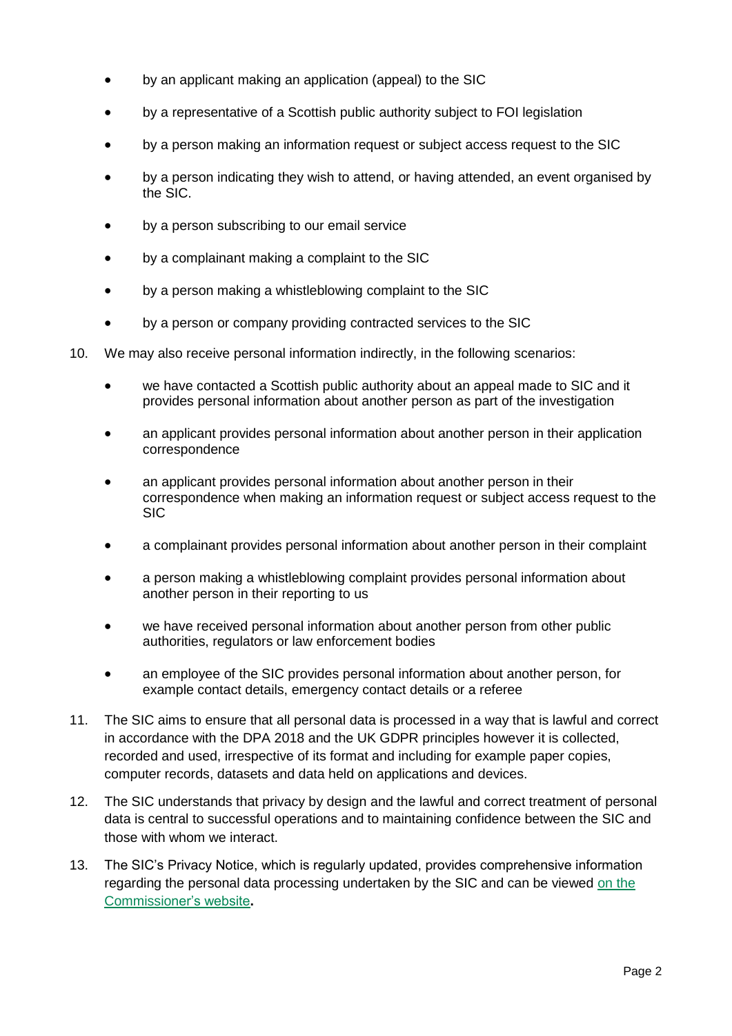- by an applicant making an application (appeal) to the SIC
- by a representative of a Scottish public authority subject to FOI legislation
- by a person making an information request or subject access request to the SIC
- by a person indicating they wish to attend, or having attended, an event organised by the SIC.
- by a person subscribing to our email service
- by a complainant making a complaint to the SIC
- by a person making a whistleblowing complaint to the SIC
- by a person or company providing contracted services to the SIC

10. We may also receive personal information indirectly, in the following scenarios:

    - we have contacted a Scottish public authority about an appeal made to SIC and it provides personal information about another person as part of the investigation
    - an applicant provides personal information about another person in their application correspondence
    - an applicant provides personal information about another person in their correspondence when making an information request or subject access request to the SIC
    - a complainant provides personal information about another person in their complaint
    - a person making a whistleblowing complaint provides personal information about another person in their reporting to us
    - we have received personal information about another person from other public authorities, regulators or law enforcement bodies
    - an employee of the SIC provides personal information about another person, for example contact details, emergency contact details or a referee

11. The SIC aims to ensure that all personal data is processed in a way that is lawful and correct in accordance with the DPA 2018 and the UK GDPR principles however it is collected, recorded and used, irrespective of its format and including for example paper copies, computer records, datasets and data held on applications and devices.

12. The SIC understands that privacy by design and the lawful and correct treatment of personal data is central to successful operations and to maintaining confidence between the SIC and those with whom we interact.

13. The SIC's Privacy Notice, which is regularly updated, provides comprehensive information regarding the personal data processing undertaken by the SIC and can be viewed on the Commissioner's website.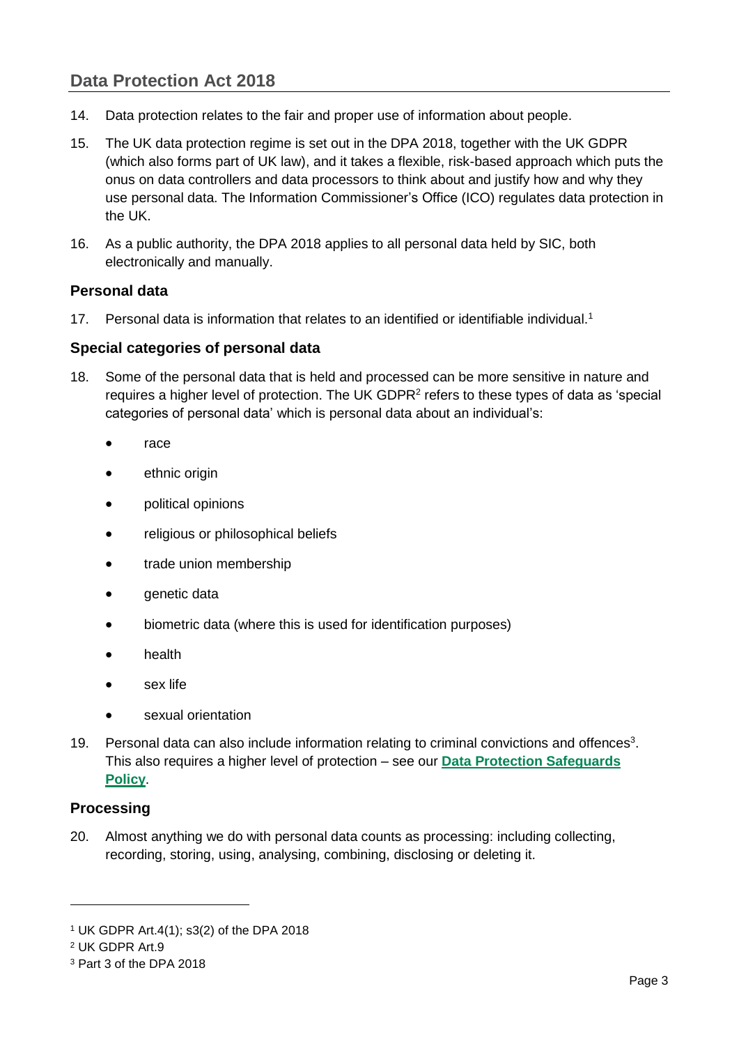## Data Protection Act 2018

14. Data protection relates to the fair and proper use of information about people.

15. The UK data protection regime is set out in the DPA 2018, together with the UK GDPR (which also forms part of UK law), and it takes a flexible, risk-based approach which puts the onus on data controllers and data processors to think about and justify how and why they use personal data. The Information Commissioner's Office (ICO) regulates data protection in the UK.

16. As a public authority, the DPA 2018 applies to all personal data held by SIC, both electronically and manually.

### Personal data

17. Personal data is information that relates to an identified or identifiable individual.[1]

### Special categories of personal data

18. Some of the personal data that is held and processed can be more sensitive in nature and requires a higher level of protection. The UK GDPR[2] refers to these types of data as 'special categories of personal data' which is personal data about an individual's:

   - race
   - ethnic origin
   - political opinions
   - religious or philosophical beliefs
   - trade union membership
   - genetic data
   - biometric data (where this is used for identification purposes)
   - health
   - sex life
   - sexual orientation

19. Personal data can also include information relating to criminal convictions and offences[3]. This also requires a higher level of protection – see our **Data Protection Safeguards Policy**.

### Processing

20. Almost anything we do with personal data counts as processing: including collecting, recording, storing, using, analysing, combining, disclosing or deleting it.

---

[1] UK GDPR Art.4(1); s3(2) of the DPA 2018

[2] UK GDPR Art.9

[3] Part 3 of the DPA 2018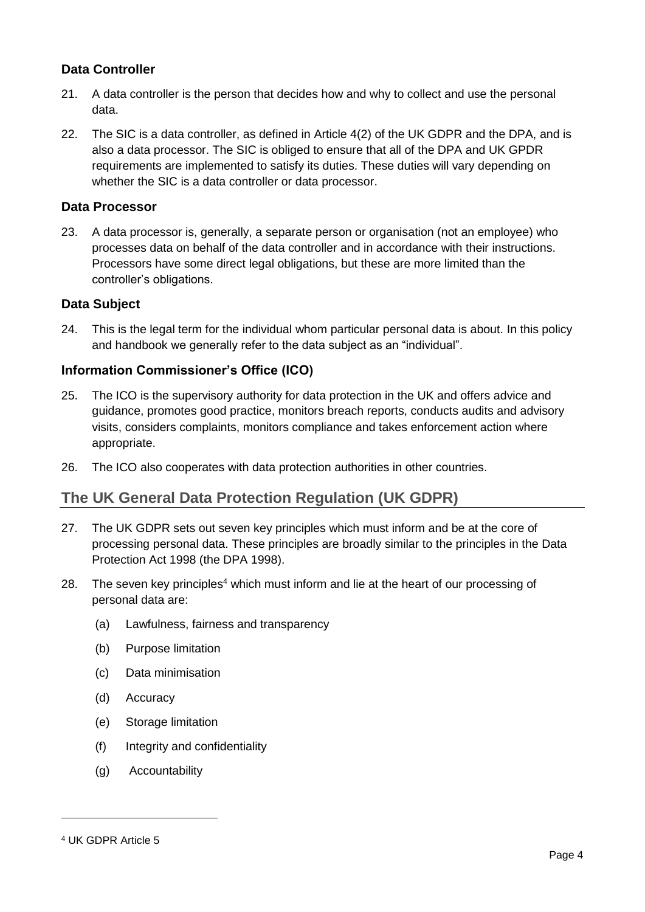### Data Controller

21. A data controller is the person that decides how and why to collect and use the personal data.

22. The SIC is a data controller, as defined in Article 4(2) of the UK GDPR and the DPA, and is also a data processor. The SIC is obliged to ensure that all of the DPA and UK GPDR requirements are implemented to satisfy its duties. These duties will vary depending on whether the SIC is a data controller or data processor.

### Data Processor

23. A data processor is, generally, a separate person or organisation (not an employee) who processes data on behalf of the data controller and in accordance with their instructions. Processors have some direct legal obligations, but these are more limited than the controller's obligations.

### Data Subject

24. This is the legal term for the individual whom particular personal data is about. In this policy and handbook we generally refer to the data subject as an "individual".

### Information Commissioner's Office (ICO)

25. The ICO is the supervisory authority for data protection in the UK and offers advice and guidance, promotes good practice, monitors breach reports, conducts audits and advisory visits, considers complaints, monitors compliance and takes enforcement action where appropriate.

26. The ICO also cooperates with data protection authorities in other countries.

## The UK General Data Protection Regulation (UK GDPR)

27. The UK GDPR sets out seven key principles which must inform and be at the core of processing personal data. These principles are broadly similar to the principles in the Data Protection Act 1998 (the DPA 1998).

28. The seven key principles[4] which must inform and lie at the heart of our processing of personal data are:

    (a) Lawfulness, fairness and transparency

    (b) Purpose limitation

    (c) Data minimisation

    (d) Accuracy

    (e) Storage limitation

    (f) Integrity and confidentiality

    (g) Accountability

[4] UK GDPR Article 5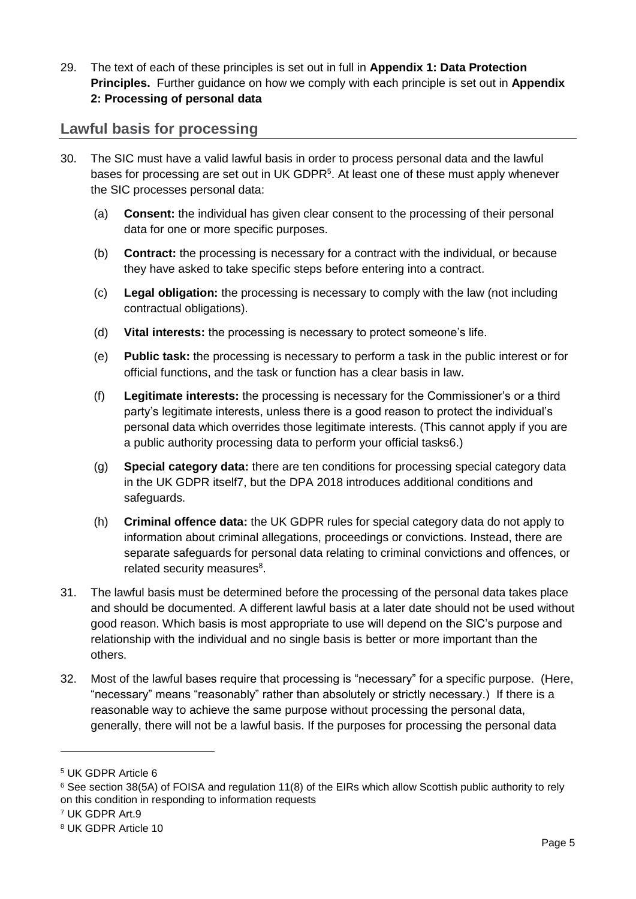29. The text of each of these principles is set out in full in **Appendix 1: Data Protection Principles.** Further guidance on how we comply with each principle is set out in **Appendix 2: Processing of personal data**

## Lawful basis for processing

30. The SIC must have a valid lawful basis in order to process personal data and the lawful bases for processing are set out in UK GDPR[5]. At least one of these must apply whenever the SIC processes personal data:

    (a) **Consent:** the individual has given clear consent to the processing of their personal data for one or more specific purposes.

    (b) **Contract:** the processing is necessary for a contract with the individual, or because they have asked to take specific steps before entering into a contract.

    (c) **Legal obligation:** the processing is necessary to comply with the law (not including contractual obligations).

    (d) **Vital interests:** the processing is necessary to protect someone's life.

    (e) **Public task:** the processing is necessary to perform a task in the public interest or for official functions, and the task or function has a clear basis in law.

    (f) **Legitimate interests:** the processing is necessary for the Commissioner's or a third party's legitimate interests, unless there is a good reason to protect the individual's personal data which overrides those legitimate interests. (This cannot apply if you are a public authority processing data to perform your official tasks6.)

    (g) **Special category data:** there are ten conditions for processing special category data in the UK GDPR itself7, but the DPA 2018 introduces additional conditions and safeguards.

    (h) **Criminal offence data:** the UK GDPR rules for special category data do not apply to information about criminal allegations, proceedings or convictions. Instead, there are separate safeguards for personal data relating to criminal convictions and offences, or related security measures[8].

31. The lawful basis must be determined before the processing of the personal data takes place and should be documented. A different lawful basis at a later date should not be used without good reason. Which basis is most appropriate to use will depend on the SIC's purpose and relationship with the individual and no single basis is better or more important than the others.

32. Most of the lawful bases require that processing is "necessary" for a specific purpose. (Here, "necessary" means "reasonably" rather than absolutely or strictly necessary.) If there is a reasonable way to achieve the same purpose without processing the personal data, generally, there will not be a lawful basis. If the purposes for processing the personal data

---

[5] UK GDPR Article 6

[6] See section 38(5A) of FOISA and regulation 11(8) of the EIRs which allow Scottish public authority to rely on this condition in responding to information requests

[7] UK GDPR Art.9

[8] UK GDPR Article 10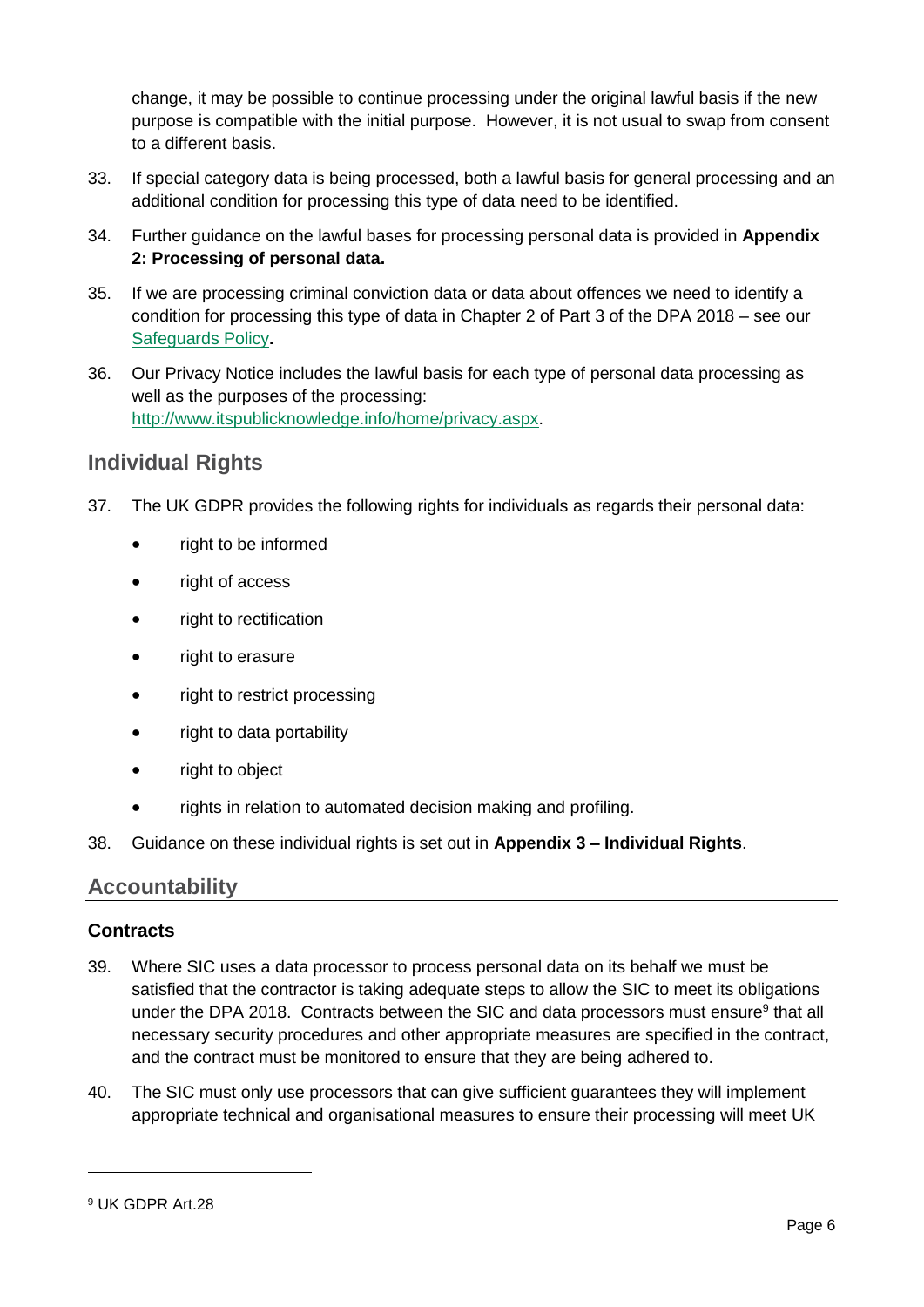change, it may be possible to continue processing under the original lawful basis if the new purpose is compatible with the initial purpose. However, it is not usual to swap from consent to a different basis.

33. If special category data is being processed, both a lawful basis for general processing and an additional condition for processing this type of data need to be identified.

34. Further guidance on the lawful bases for processing personal data is provided in **Appendix 2: Processing of personal data.**

35. If we are processing criminal conviction data or data about offences we need to identify a condition for processing this type of data in Chapter 2 of Part 3 of the DPA 2018 – see our [Safeguards Policy](Safeguards Policy)**.**

36. Our Privacy Notice includes the lawful basis for each type of personal data processing as well as the purposes of the processing: [http://www.itspublicknowledge.info/home/privacy.aspx](http://www.itspublicknowledge.info/home/privacy.aspx).

## Individual Rights

37. The UK GDPR provides the following rights for individuals as regards their personal data:

- right to be informed
- right of access
- right to rectification
- right to erasure
- right to restrict processing
- right to data portability
- right to object
- rights in relation to automated decision making and profiling.

38. Guidance on these individual rights is set out in **Appendix 3 – Individual Rights**.

## Accountability

### Contracts

39. Where SIC uses a data processor to process personal data on its behalf we must be satisfied that the contractor is taking adequate steps to allow the SIC to meet its obligations under the DPA 2018. Contracts between the SIC and data processors must ensure[9] that all necessary security procedures and other appropriate measures are specified in the contract, and the contract must be monitored to ensure that they are being adhered to.

40. The SIC must only use processors that can give sufficient guarantees they will implement appropriate technical and organisational measures to ensure their processing will meet UK

[9] UK GDPR Art.28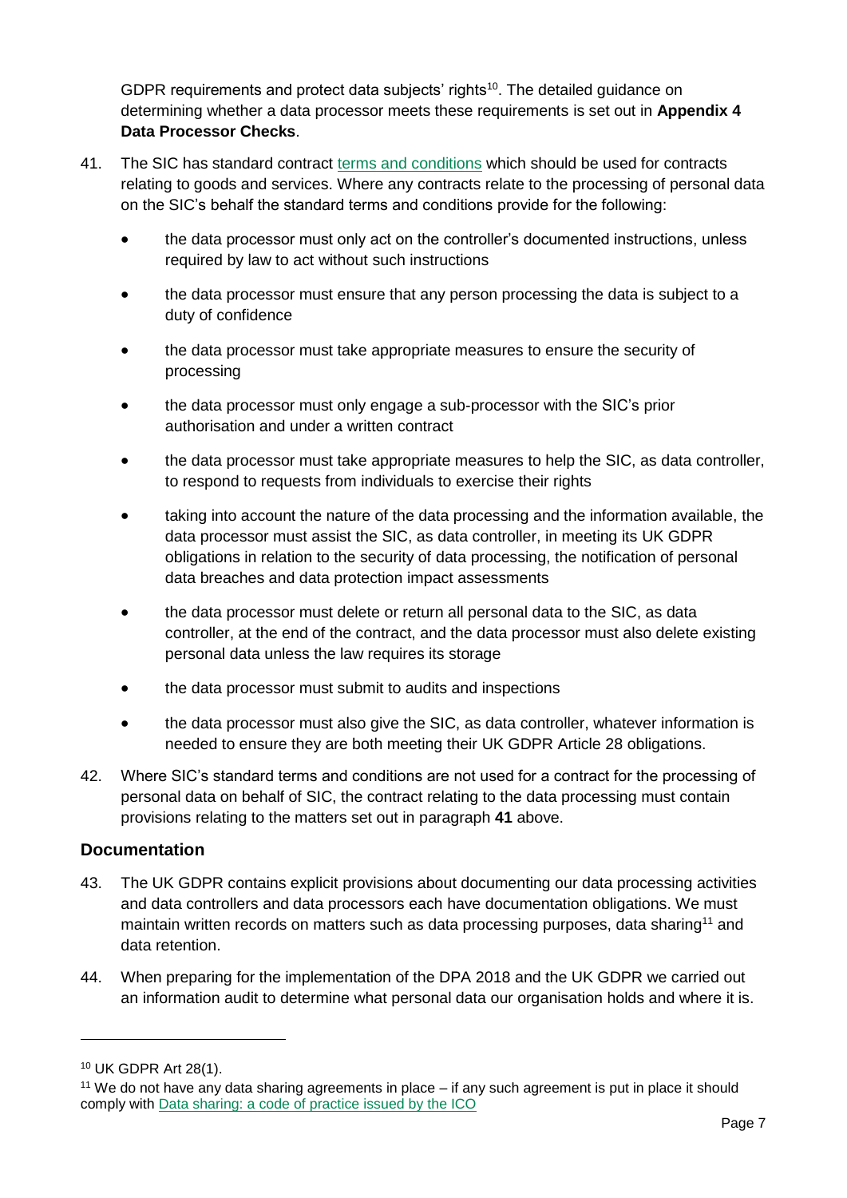GDPR requirements and protect data subjects' rights[10]. The detailed guidance on determining whether a data processor meets these requirements is set out in **Appendix 4 Data Processor Checks**.

41. The SIC has standard contract terms and conditions which should be used for contracts relating to goods and services. Where any contracts relate to the processing of personal data on the SIC's behalf the standard terms and conditions provide for the following:

    - the data processor must only act on the controller's documented instructions, unless required by law to act without such instructions
    - the data processor must ensure that any person processing the data is subject to a duty of confidence
    - the data processor must take appropriate measures to ensure the security of processing
    - the data processor must only engage a sub-processor with the SIC's prior authorisation and under a written contract
    - the data processor must take appropriate measures to help the SIC, as data controller, to respond to requests from individuals to exercise their rights
    - taking into account the nature of the data processing and the information available, the data processor must assist the SIC, as data controller, in meeting its UK GDPR obligations in relation to the security of data processing, the notification of personal data breaches and data protection impact assessments
    - the data processor must delete or return all personal data to the SIC, as data controller, at the end of the contract, and the data processor must also delete existing personal data unless the law requires its storage
    - the data processor must submit to audits and inspections
    - the data processor must also give the SIC, as data controller, whatever information is needed to ensure they are both meeting their UK GDPR Article 28 obligations.

42. Where SIC's standard terms and conditions are not used for a contract for the processing of personal data on behalf of SIC, the contract relating to the data processing must contain provisions relating to the matters set out in paragraph **41** above.

## Documentation

43. The UK GDPR contains explicit provisions about documenting our data processing activities and data controllers and data processors each have documentation obligations. We must maintain written records on matters such as data processing purposes, data sharing[11] and data retention.

44. When preparing for the implementation of the DPA 2018 and the UK GDPR we carried out an information audit to determine what personal data our organisation holds and where it is.

---

[10] UK GDPR Art 28(1).

[11] We do not have any data sharing agreements in place – if any such agreement is put in place it should comply with Data sharing: a code of practice issued by the ICO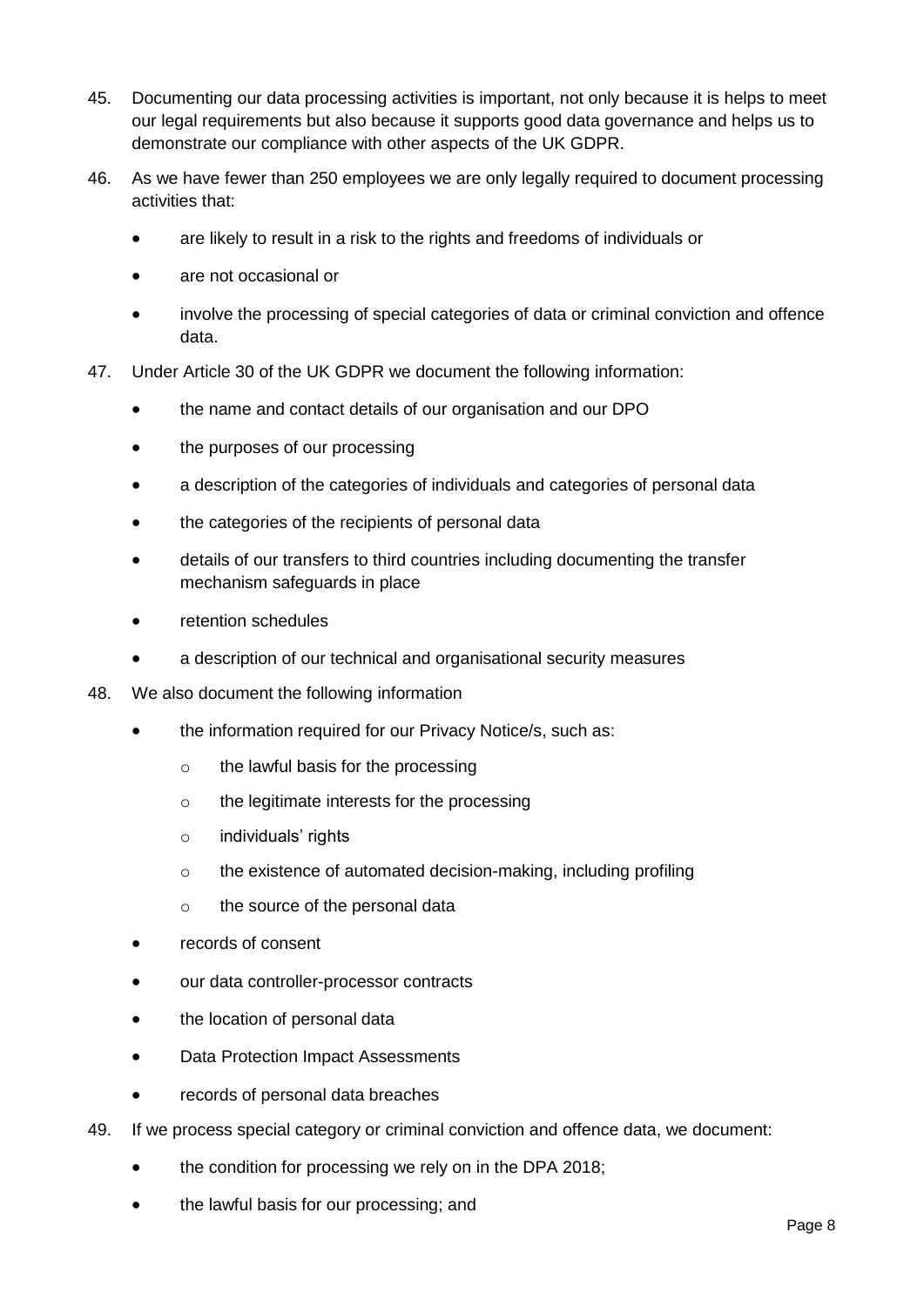45. Documenting our data processing activities is important, not only because it is helps to meet our legal requirements but also because it supports good data governance and helps us to demonstrate our compliance with other aspects of the UK GDPR.

46. As we have fewer than 250 employees we are only legally required to document processing activities that:

    - are likely to result in a risk to the rights and freedoms of individuals or
    - are not occasional or
    - involve the processing of special categories of data or criminal conviction and offence data.

47. Under Article 30 of the UK GDPR we document the following information:

    - the name and contact details of our organisation and our DPO
    - the purposes of our processing
    - a description of the categories of individuals and categories of personal data
    - the categories of the recipients of personal data
    - details of our transfers to third countries including documenting the transfer mechanism safeguards in place
    - retention schedules
    - a description of our technical and organisational security measures

48. We also document the following information

    - the information required for our Privacy Notice/s, such as:
        - the lawful basis for the processing
        - the legitimate interests for the processing
        - individuals' rights
        - the existence of automated decision-making, including profiling
        - the source of the personal data
    - records of consent
    - our data controller-processor contracts
    - the location of personal data
    - Data Protection Impact Assessments
    - records of personal data breaches

49. If we process special category or criminal conviction and offence data, we document:

    - the condition for processing we rely on in the DPA 2018;
    - the lawful basis for our processing; and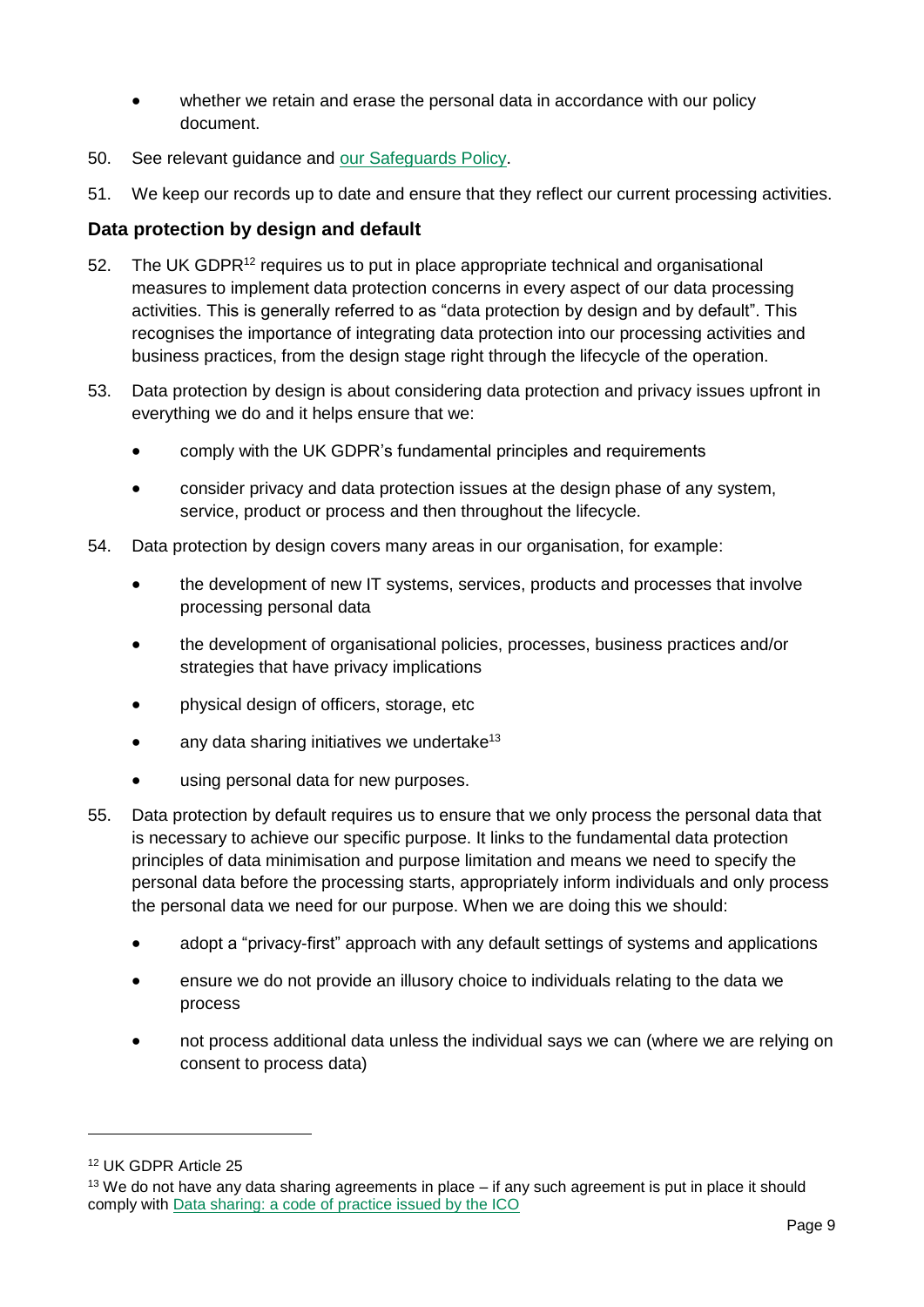- whether we retain and erase the personal data in accordance with our policy document.

50. See relevant guidance and [our Safeguards Policy](#).

51. We keep our records up to date and ensure that they reflect our current processing activities.

## Data protection by design and default

52. The UK GDPR[12] requires us to put in place appropriate technical and organisational measures to implement data protection concerns in every aspect of our data processing activities. This is generally referred to as "data protection by design and by default". This recognises the importance of integrating data protection into our processing activities and business practices, from the design stage right through the lifecycle of the operation.

53. Data protection by design is about considering data protection and privacy issues upfront in everything we do and it helps ensure that we:

    - comply with the UK GDPR's fundamental principles and requirements
    - consider privacy and data protection issues at the design phase of any system, service, product or process and then throughout the lifecycle.

54. Data protection by design covers many areas in our organisation, for example:

    - the development of new IT systems, services, products and processes that involve processing personal data
    - the development of organisational policies, processes, business practices and/or strategies that have privacy implications
    - physical design of officers, storage, etc
    - any data sharing initiatives we undertake[13]
    - using personal data for new purposes.

55. Data protection by default requires us to ensure that we only process the personal data that is necessary to achieve our specific purpose. It links to the fundamental data protection principles of data minimisation and purpose limitation and means we need to specify the personal data before the processing starts, appropriately inform individuals and only process the personal data we need for our purpose. When we are doing this we should:

    - adopt a "privacy-first" approach with any default settings of systems and applications
    - ensure we do not provide an illusory choice to individuals relating to the data we process
    - not process additional data unless the individual says we can (where we are relying on consent to process data)

---

[12] UK GDPR Article 25

[13] We do not have any data sharing agreements in place – if any such agreement is put in place it should comply with [Data sharing: a code of practice issued by the ICO](#)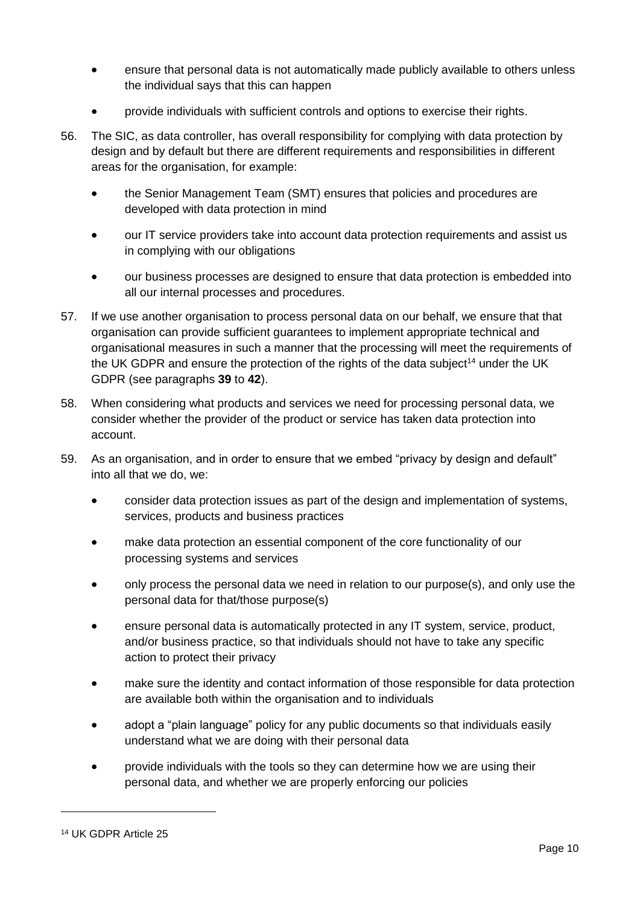- ensure that personal data is not automatically made publicly available to others unless the individual says that this can happen
- provide individuals with sufficient controls and options to exercise their rights.

56. The SIC, as data controller, has overall responsibility for complying with data protection by design and by default but there are different requirements and responsibilities in different areas for the organisation, for example:

    - the Senior Management Team (SMT) ensures that policies and procedures are developed with data protection in mind
    - our IT service providers take into account data protection requirements and assist us in complying with our obligations
    - our business processes are designed to ensure that data protection is embedded into all our internal processes and procedures.

57. If we use another organisation to process personal data on our behalf, we ensure that that organisation can provide sufficient guarantees to implement appropriate technical and organisational measures in such a manner that the processing will meet the requirements of the UK GDPR and ensure the protection of the rights of the data subject[14] under the UK GDPR (see paragraphs **39** to **42**).

58. When considering what products and services we need for processing personal data, we consider whether the provider of the product or service has taken data protection into account.

59. As an organisation, and in order to ensure that we embed "privacy by design and default" into all that we do, we:

    - consider data protection issues as part of the design and implementation of systems, services, products and business practices
    - make data protection an essential component of the core functionality of our processing systems and services
    - only process the personal data we need in relation to our purpose(s), and only use the personal data for that/those purpose(s)
    - ensure personal data is automatically protected in any IT system, service, product, and/or business practice, so that individuals should not have to take any specific action to protect their privacy
    - make sure the identity and contact information of those responsible for data protection are available both within the organisation and to individuals
    - adopt a "plain language" policy for any public documents so that individuals easily understand what we are doing with their personal data
    - provide individuals with the tools so they can determine how we are using their personal data, and whether we are properly enforcing our policies

---

[14] UK GDPR Article 25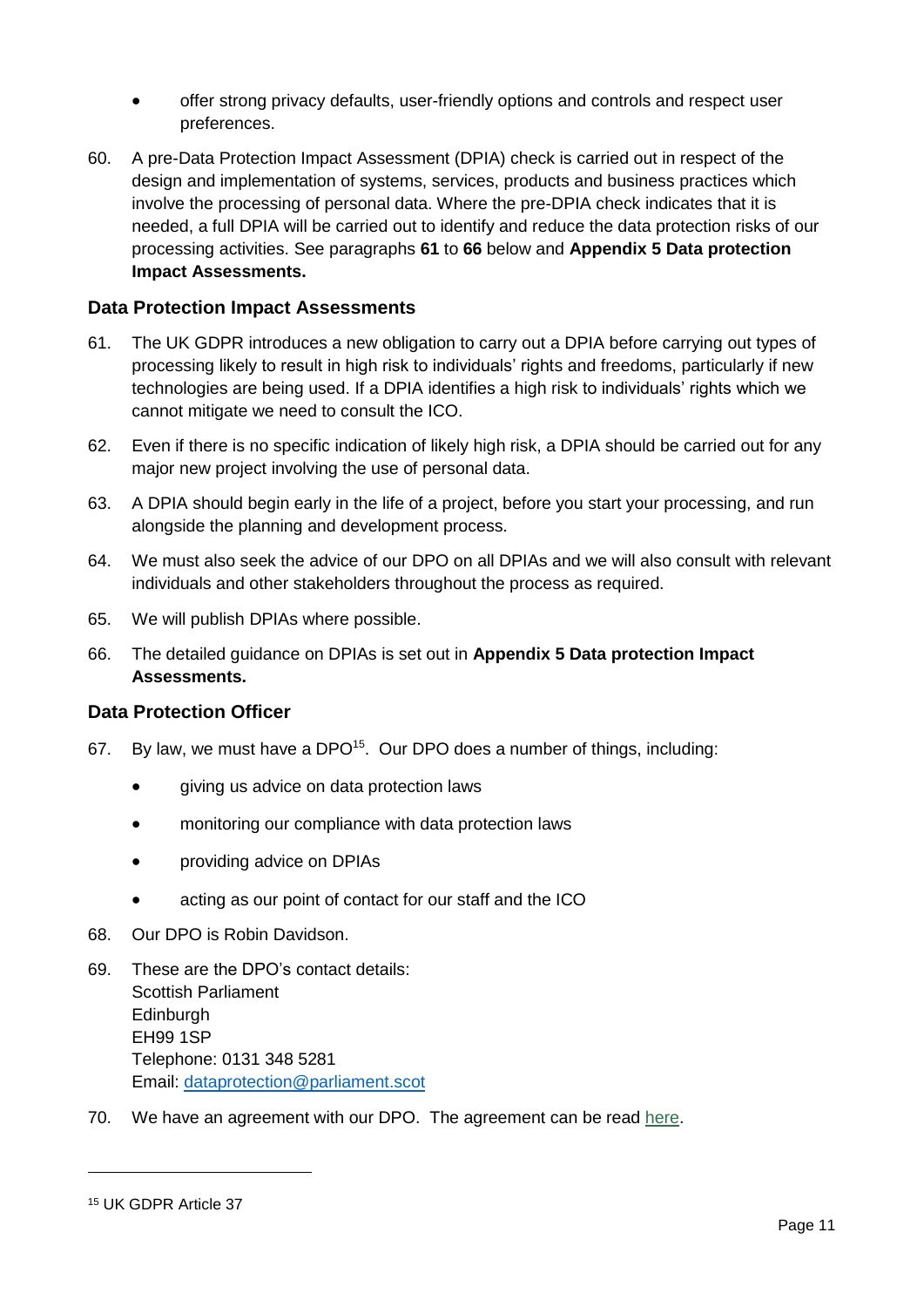- offer strong privacy defaults, user-friendly options and controls and respect user preferences.

60. A pre-Data Protection Impact Assessment (DPIA) check is carried out in respect of the design and implementation of systems, services, products and business practices which involve the processing of personal data. Where the pre-DPIA check indicates that it is needed, a full DPIA will be carried out to identify and reduce the data protection risks of our processing activities. See paragraphs **61** to **66** below and **Appendix 5 Data protection Impact Assessments.**

### Data Protection Impact Assessments

61. The UK GDPR introduces a new obligation to carry out a DPIA before carrying out types of processing likely to result in high risk to individuals' rights and freedoms, particularly if new technologies are being used. If a DPIA identifies a high risk to individuals' rights which we cannot mitigate we need to consult the ICO.

62. Even if there is no specific indication of likely high risk, a DPIA should be carried out for any major new project involving the use of personal data.

63. A DPIA should begin early in the life of a project, before you start your processing, and run alongside the planning and development process.

64. We must also seek the advice of our DPO on all DPIAs and we will also consult with relevant individuals and other stakeholders throughout the process as required.

65. We will publish DPIAs where possible.

66. The detailed guidance on DPIAs is set out in **Appendix 5 Data protection Impact Assessments.**

### Data Protection Officer

67. By law, we must have a DPO[15]. Our DPO does a number of things, including:

    - giving us advice on data protection laws
    - monitoring our compliance with data protection laws
    - providing advice on DPIAs
    - acting as our point of contact for our staff and the ICO

68. Our DPO is Robin Davidson.

69. These are the DPO's contact details:
    Scottish Parliament
    Edinburgh
    EH99 1SP
    Telephone: 0131 348 5281
    Email: dataprotection@parliament.scot

70. We have an agreement with our DPO. The agreement can be read here.

[15] UK GDPR Article 37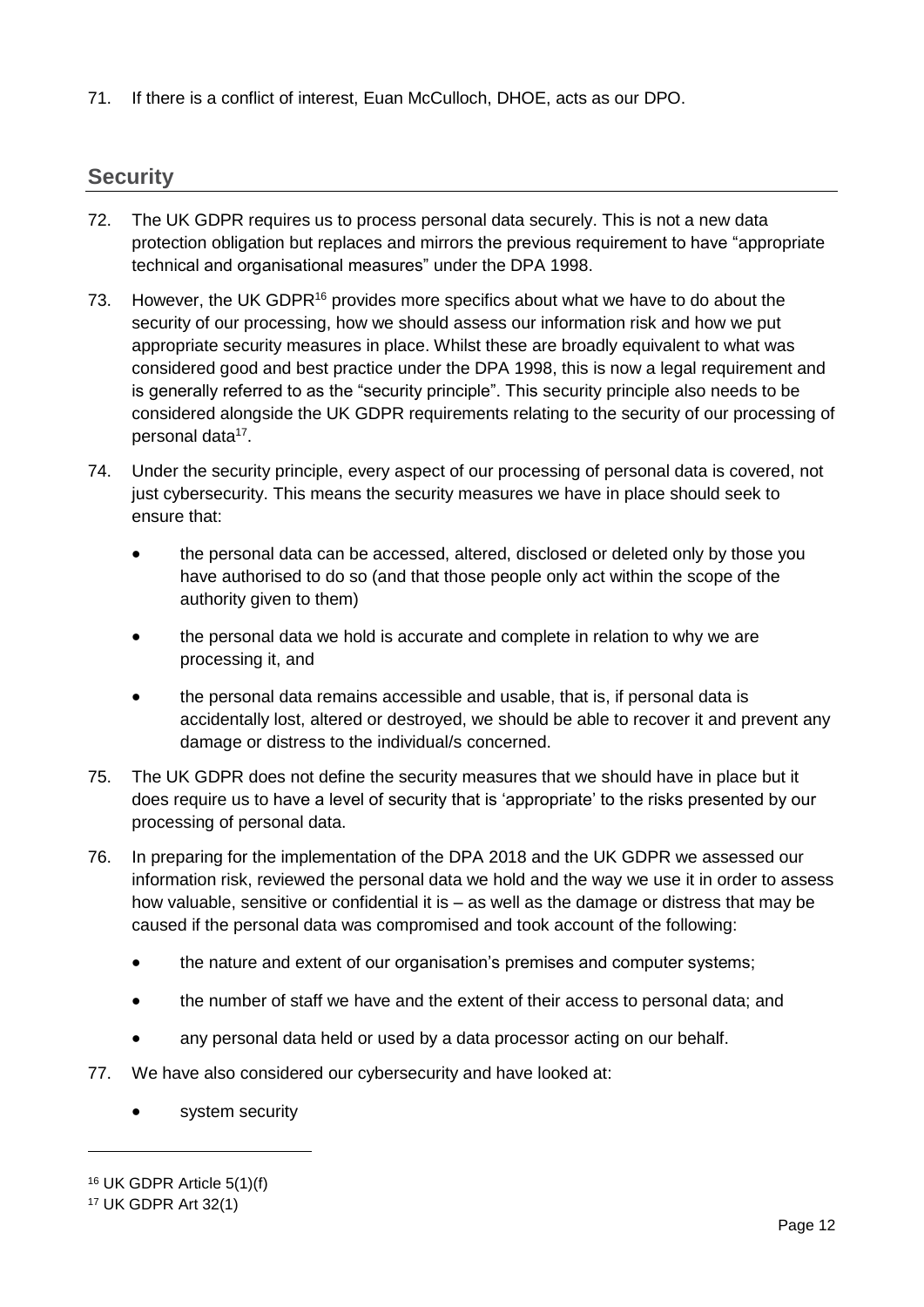71. If there is a conflict of interest, Euan McCulloch, DHOE, acts as our DPO.

## Security

72. The UK GDPR requires us to process personal data securely. This is not a new data protection obligation but replaces and mirrors the previous requirement to have "appropriate technical and organisational measures" under the DPA 1998.

73. However, the UK GDPR[16] provides more specifics about what we have to do about the security of our processing, how we should assess our information risk and how we put appropriate security measures in place. Whilst these are broadly equivalent to what was considered good and best practice under the DPA 1998, this is now a legal requirement and is generally referred to as the "security principle". This security principle also needs to be considered alongside the UK GDPR requirements relating to the security of our processing of personal data[17].

74. Under the security principle, every aspect of our processing of personal data is covered, not just cybersecurity. This means the security measures we have in place should seek to ensure that:

    - the personal data can be accessed, altered, disclosed or deleted only by those you have authorised to do so (and that those people only act within the scope of the authority given to them)
    - the personal data we hold is accurate and complete in relation to why we are processing it, and
    - the personal data remains accessible and usable, that is, if personal data is accidentally lost, altered or destroyed, we should be able to recover it and prevent any damage or distress to the individual/s concerned.

75. The UK GDPR does not define the security measures that we should have in place but it does require us to have a level of security that is 'appropriate' to the risks presented by our processing of personal data.

76. In preparing for the implementation of the DPA 2018 and the UK GDPR we assessed our information risk, reviewed the personal data we hold and the way we use it in order to assess how valuable, sensitive or confidential it is – as well as the damage or distress that may be caused if the personal data was compromised and took account of the following:

    - the nature and extent of our organisation's premises and computer systems;
    - the number of staff we have and the extent of their access to personal data; and
    - any personal data held or used by a data processor acting on our behalf.

77. We have also considered our cybersecurity and have looked at:

    - system security

[16] UK GDPR Article 5(1)(f)

[17] UK GDPR Art 32(1)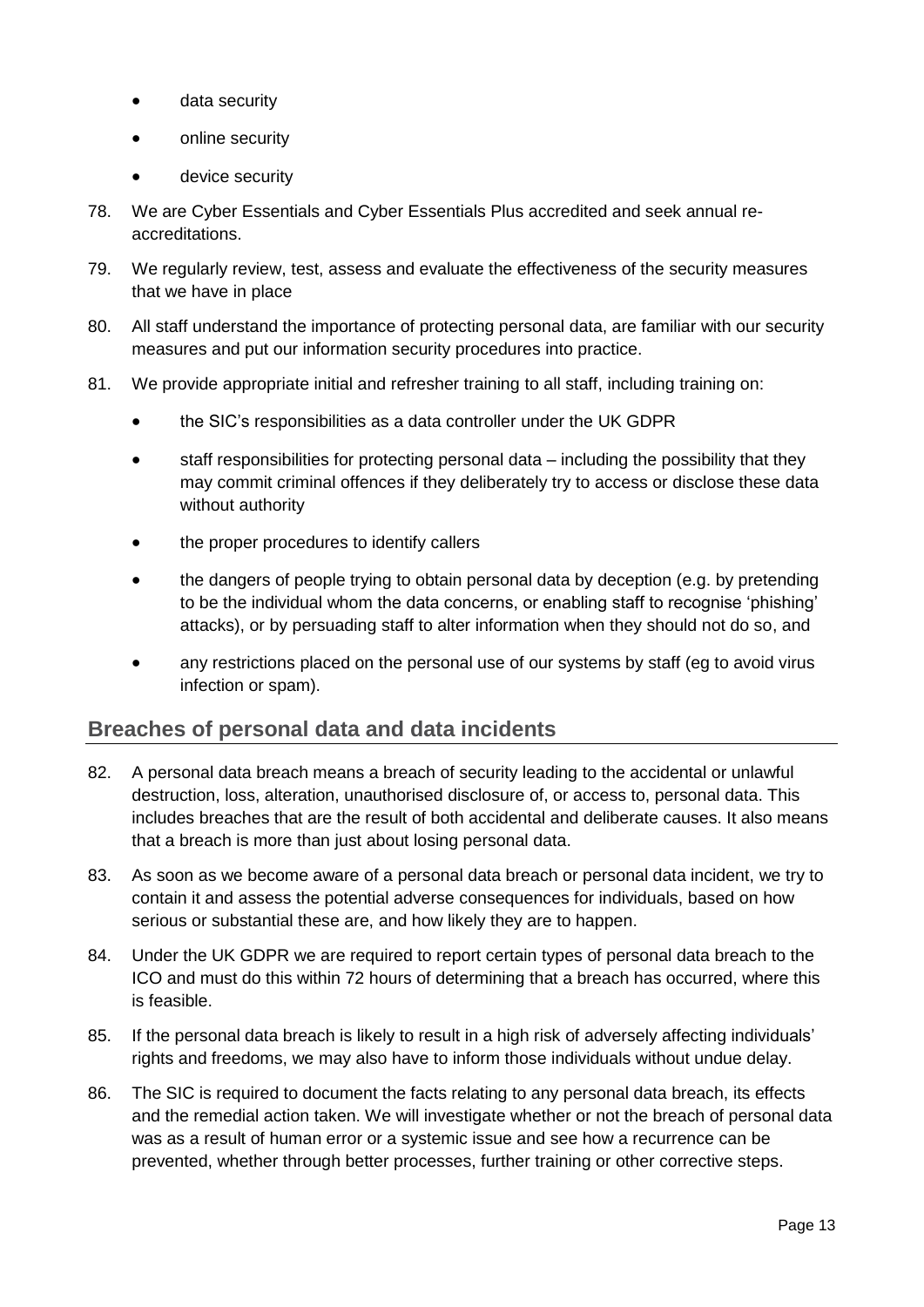- data security
- online security
- device security

78. We are Cyber Essentials and Cyber Essentials Plus accredited and seek annual re-accreditations.

79. We regularly review, test, assess and evaluate the effectiveness of the security measures that we have in place

80. All staff understand the importance of protecting personal data, are familiar with our security measures and put our information security procedures into practice.

81. We provide appropriate initial and refresher training to all staff, including training on:

    - the SIC's responsibilities as a data controller under the UK GDPR
    - staff responsibilities for protecting personal data – including the possibility that they may commit criminal offences if they deliberately try to access or disclose these data without authority
    - the proper procedures to identify callers
    - the dangers of people trying to obtain personal data by deception (e.g. by pretending to be the individual whom the data concerns, or enabling staff to recognise 'phishing' attacks), or by persuading staff to alter information when they should not do so, and
    - any restrictions placed on the personal use of our systems by staff (eg to avoid virus infection or spam).

## Breaches of personal data and data incidents

82. A personal data breach means a breach of security leading to the accidental or unlawful destruction, loss, alteration, unauthorised disclosure of, or access to, personal data. This includes breaches that are the result of both accidental and deliberate causes. It also means that a breach is more than just about losing personal data.

83. As soon as we become aware of a personal data breach or personal data incident, we try to contain it and assess the potential adverse consequences for individuals, based on how serious or substantial these are, and how likely they are to happen.

84. Under the UK GDPR we are required to report certain types of personal data breach to the ICO and must do this within 72 hours of determining that a breach has occurred, where this is feasible.

85. If the personal data breach is likely to result in a high risk of adversely affecting individuals' rights and freedoms, we may also have to inform those individuals without undue delay.

86. The SIC is required to document the facts relating to any personal data breach, its effects and the remedial action taken. We will investigate whether or not the breach of personal data was as a result of human error or a systemic issue and see how a recurrence can be prevented, whether through better processes, further training or other corrective steps.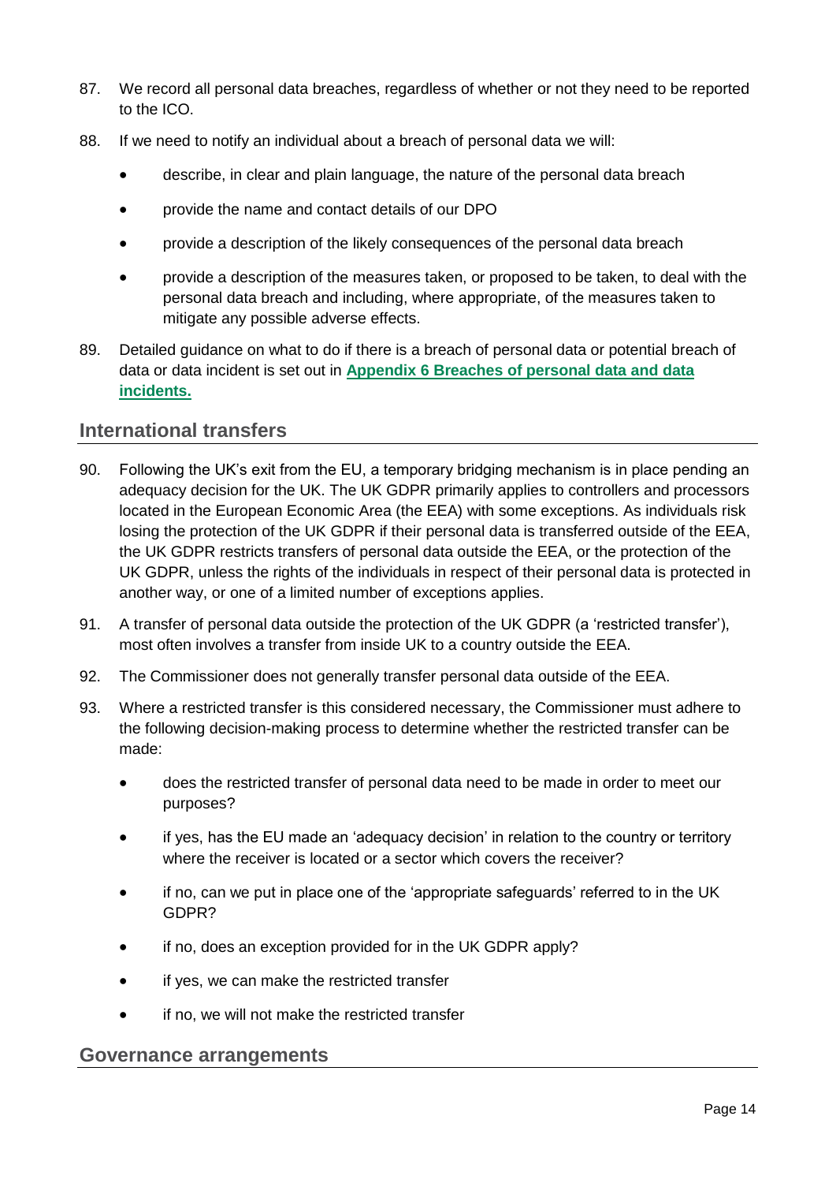87. We record all personal data breaches, regardless of whether or not they need to be reported to the ICO.

88. If we need to notify an individual about a breach of personal data we will:

    - describe, in clear and plain language, the nature of the personal data breach
    - provide the name and contact details of our DPO
    - provide a description of the likely consequences of the personal data breach
    - provide a description of the measures taken, or proposed to be taken, to deal with the personal data breach and including, where appropriate, of the measures taken to mitigate any possible adverse effects.

89. Detailed guidance on what to do if there is a breach of personal data or potential breach of data or data incident is set out in **Appendix 6 Breaches of personal data and data incidents.**

## International transfers

90. Following the UK's exit from the EU, a temporary bridging mechanism is in place pending an adequacy decision for the UK. The UK GDPR primarily applies to controllers and processors located in the European Economic Area (the EEA) with some exceptions. As individuals risk losing the protection of the UK GDPR if their personal data is transferred outside of the EEA, the UK GDPR restricts transfers of personal data outside the EEA, or the protection of the UK GDPR, unless the rights of the individuals in respect of their personal data is protected in another way, or one of a limited number of exceptions applies.

91. A transfer of personal data outside the protection of the UK GDPR (a 'restricted transfer'), most often involves a transfer from inside UK to a country outside the EEA.

92. The Commissioner does not generally transfer personal data outside of the EEA.

93. Where a restricted transfer is this considered necessary, the Commissioner must adhere to the following decision-making process to determine whether the restricted transfer can be made:

    - does the restricted transfer of personal data need to be made in order to meet our purposes?
    - if yes, has the EU made an 'adequacy decision' in relation to the country or territory where the receiver is located or a sector which covers the receiver?
    - if no, can we put in place one of the 'appropriate safeguards' referred to in the UK GDPR?
    - if no, does an exception provided for in the UK GDPR apply?
    - if yes, we can make the restricted transfer
    - if no, we will not make the restricted transfer

## Governance arrangements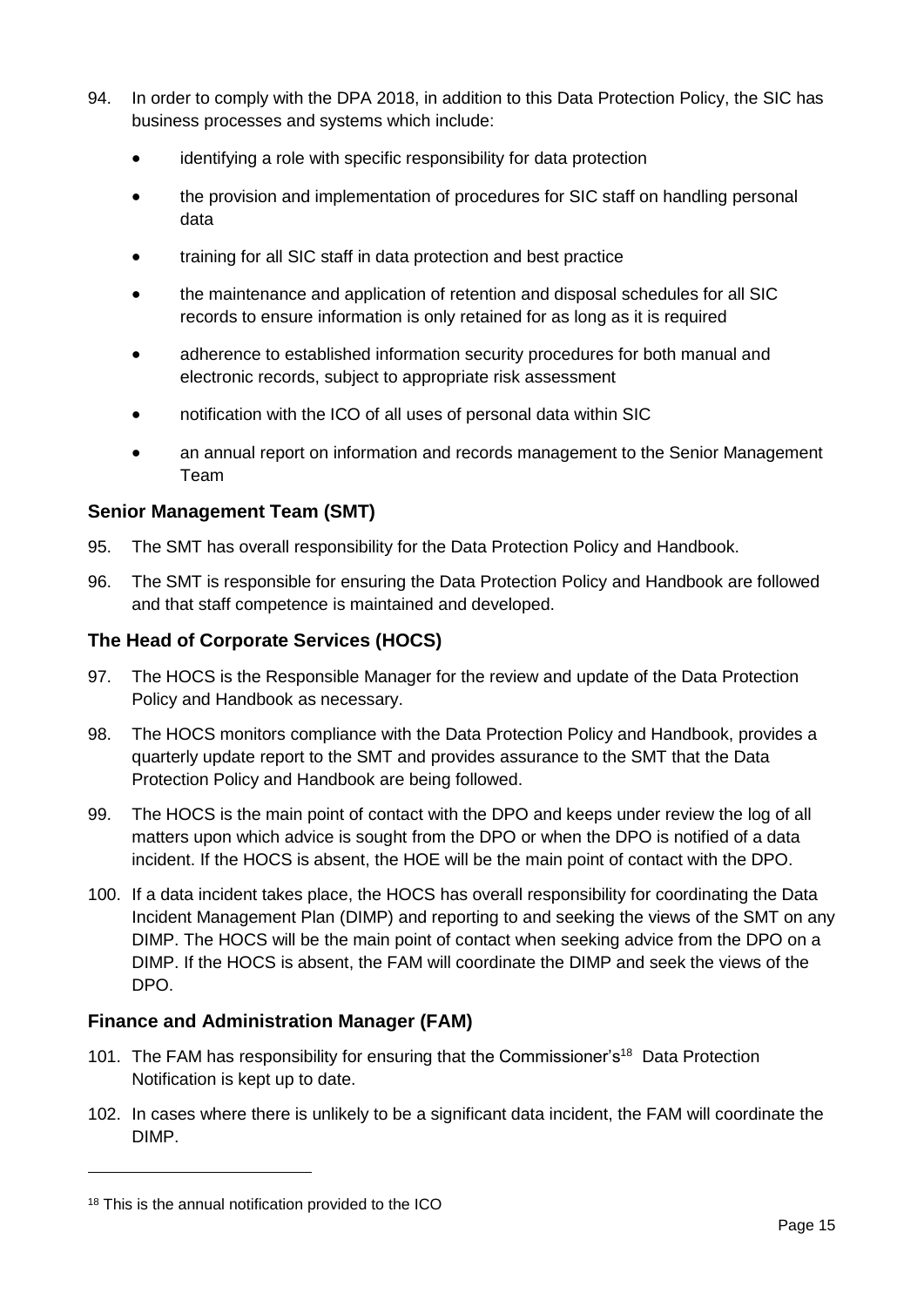94. In order to comply with the DPA 2018, in addition to this Data Protection Policy, the SIC has business processes and systems which include:

    - identifying a role with specific responsibility for data protection
    - the provision and implementation of procedures for SIC staff on handling personal data
    - training for all SIC staff in data protection and best practice
    - the maintenance and application of retention and disposal schedules for all SIC records to ensure information is only retained for as long as it is required
    - adherence to established information security procedures for both manual and electronic records, subject to appropriate risk assessment
    - notification with the ICO of all uses of personal data within SIC
    - an annual report on information and records management to the Senior Management Team

### Senior Management Team (SMT)

95. The SMT has overall responsibility for the Data Protection Policy and Handbook.

96. The SMT is responsible for ensuring the Data Protection Policy and Handbook are followed and that staff competence is maintained and developed.

### The Head of Corporate Services (HOCS)

97. The HOCS is the Responsible Manager for the review and update of the Data Protection Policy and Handbook as necessary.

98. The HOCS monitors compliance with the Data Protection Policy and Handbook, provides a quarterly update report to the SMT and provides assurance to the SMT that the Data Protection Policy and Handbook are being followed.

99. The HOCS is the main point of contact with the DPO and keeps under review the log of all matters upon which advice is sought from the DPO or when the DPO is notified of a data incident. If the HOCS is absent, the HOE will be the main point of contact with the DPO.

100. If a data incident takes place, the HOCS has overall responsibility for coordinating the Data Incident Management Plan (DIMP) and reporting to and seeking the views of the SMT on any DIMP. The HOCS will be the main point of contact when seeking advice from the DPO on a DIMP. If the HOCS is absent, the FAM will coordinate the DIMP and seek the views of the DPO.

### Finance and Administration Manager (FAM)

101. The FAM has responsibility for ensuring that the Commissioner's[18] Data Protection Notification is kept up to date.

102. In cases where there is unlikely to be a significant data incident, the FAM will coordinate the DIMP.

---

[18] This is the annual notification provided to the ICO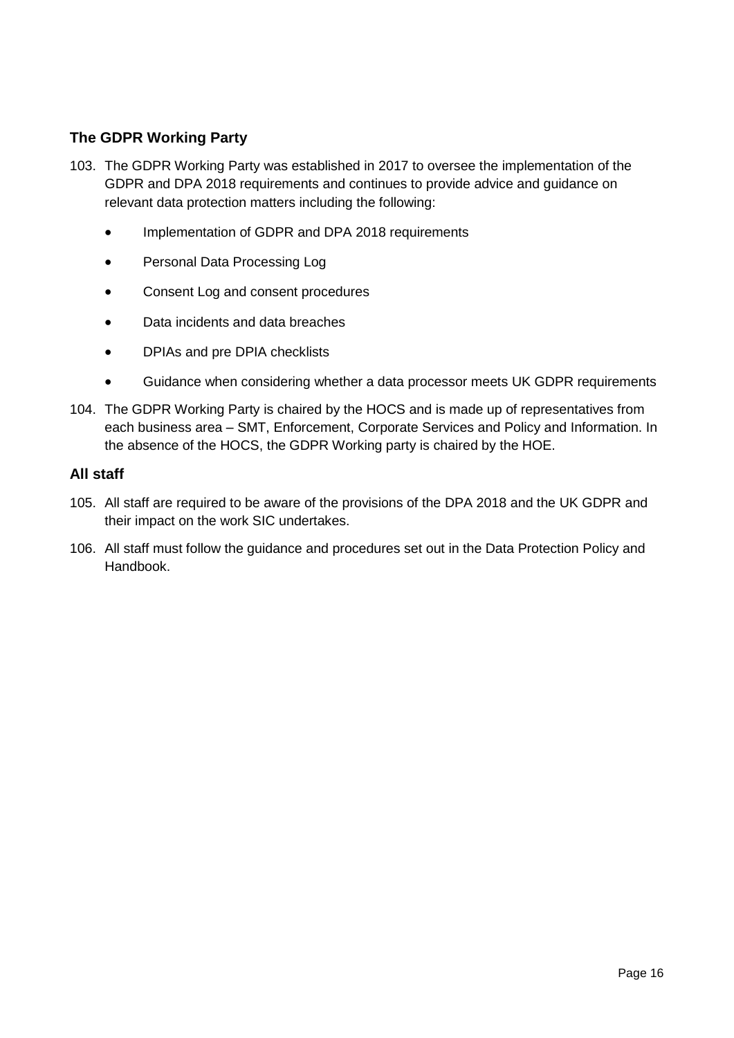## The GDPR Working Party

103. The GDPR Working Party was established in 2017 to oversee the implementation of the GDPR and DPA 2018 requirements and continues to provide advice and guidance on relevant data protection matters including the following:

    - Implementation of GDPR and DPA 2018 requirements
    - Personal Data Processing Log
    - Consent Log and consent procedures
    - Data incidents and data breaches
    - DPIAs and pre DPIA checklists
    - Guidance when considering whether a data processor meets UK GDPR requirements

104. The GDPR Working Party is chaired by the HOCS and is made up of representatives from each business area – SMT, Enforcement, Corporate Services and Policy and Information. In the absence of the HOCS, the GDPR Working party is chaired by the HOE.

## All staff

105. All staff are required to be aware of the provisions of the DPA 2018 and the UK GDPR and their impact on the work SIC undertakes.

106. All staff must follow the guidance and procedures set out in the Data Protection Policy and Handbook.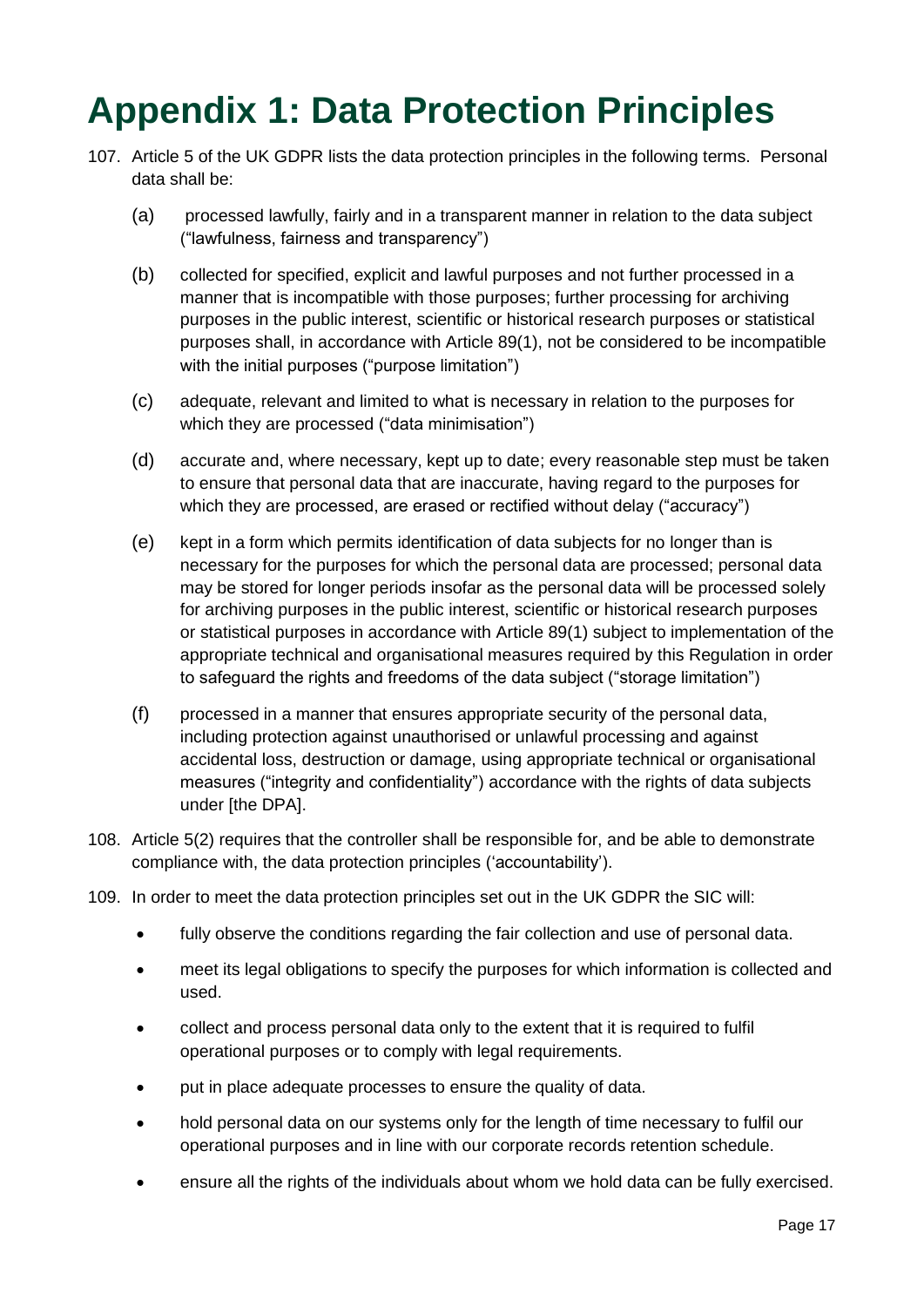# Appendix 1: Data Protection Principles

107. Article 5 of the UK GDPR lists the data protection principles in the following terms. Personal data shall be:

   (a) processed lawfully, fairly and in a transparent manner in relation to the data subject ("lawfulness, fairness and transparency")

   (b) collected for specified, explicit and lawful purposes and not further processed in a manner that is incompatible with those purposes; further processing for archiving purposes in the public interest, scientific or historical research purposes or statistical purposes shall, in accordance with Article 89(1), not be considered to be incompatible with the initial purposes ("purpose limitation")

   (c) adequate, relevant and limited to what is necessary in relation to the purposes for which they are processed ("data minimisation")

   (d) accurate and, where necessary, kept up to date; every reasonable step must be taken to ensure that personal data that are inaccurate, having regard to the purposes for which they are processed, are erased or rectified without delay ("accuracy")

   (e) kept in a form which permits identification of data subjects for no longer than is necessary for the purposes for which the personal data are processed; personal data may be stored for longer periods insofar as the personal data will be processed solely for archiving purposes in the public interest, scientific or historical research purposes or statistical purposes in accordance with Article 89(1) subject to implementation of the appropriate technical and organisational measures required by this Regulation in order to safeguard the rights and freedoms of the data subject ("storage limitation")

   (f) processed in a manner that ensures appropriate security of the personal data, including protection against unauthorised or unlawful processing and against accidental loss, destruction or damage, using appropriate technical or organisational measures ("integrity and confidentiality") accordance with the rights of data subjects under [the DPA].

108. Article 5(2) requires that the controller shall be responsible for, and be able to demonstrate compliance with, the data protection principles ('accountability').

109. In order to meet the data protection principles set out in the UK GDPR the SIC will:

   - fully observe the conditions regarding the fair collection and use of personal data.
   - meet its legal obligations to specify the purposes for which information is collected and used.
   - collect and process personal data only to the extent that it is required to fulfil operational purposes or to comply with legal requirements.
   - put in place adequate processes to ensure the quality of data.
   - hold personal data on our systems only for the length of time necessary to fulfil our operational purposes and in line with our corporate records retention schedule.
   - ensure all the rights of the individuals about whom we hold data can be fully exercised.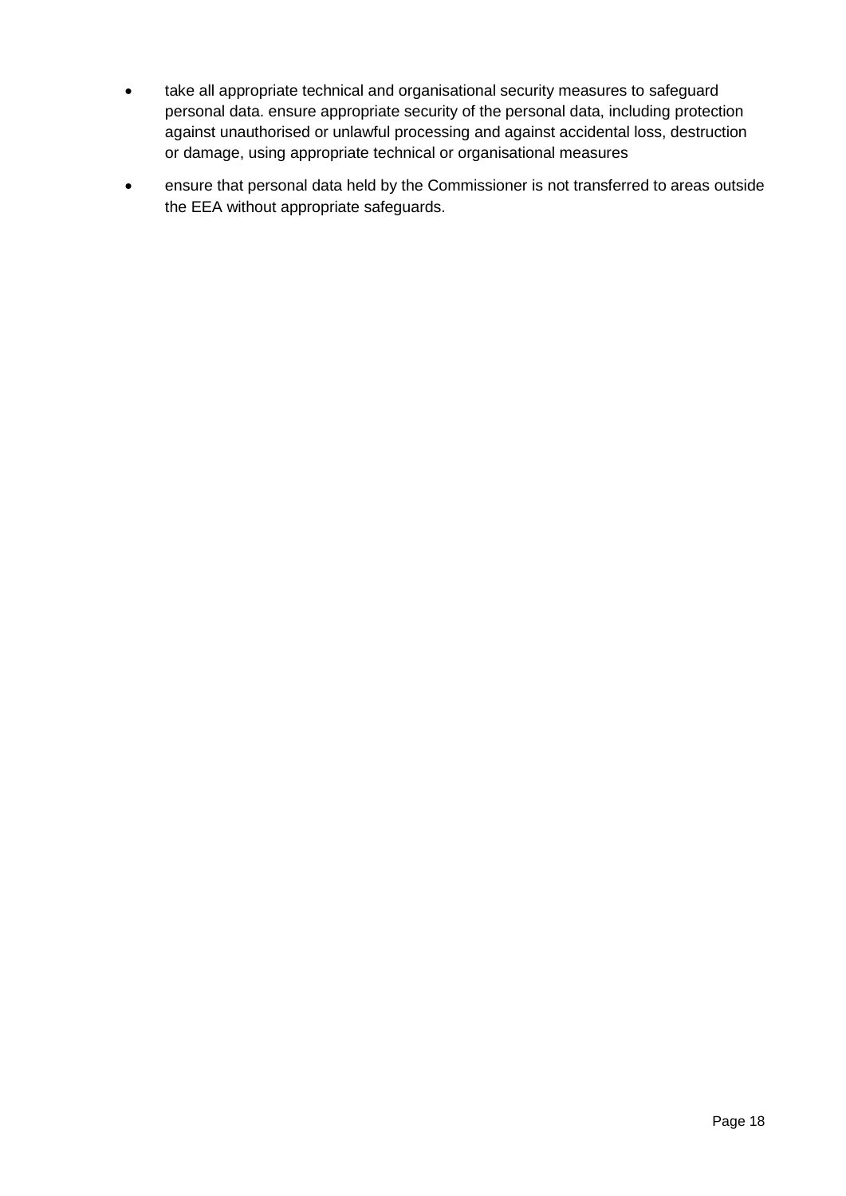- take all appropriate technical and organisational security measures to safeguard personal data. ensure appropriate security of the personal data, including protection against unauthorised or unlawful processing and against accidental loss, destruction or damage, using appropriate technical or organisational measures
- ensure that personal data held by the Commissioner is not transferred to areas outside the EEA without appropriate safeguards.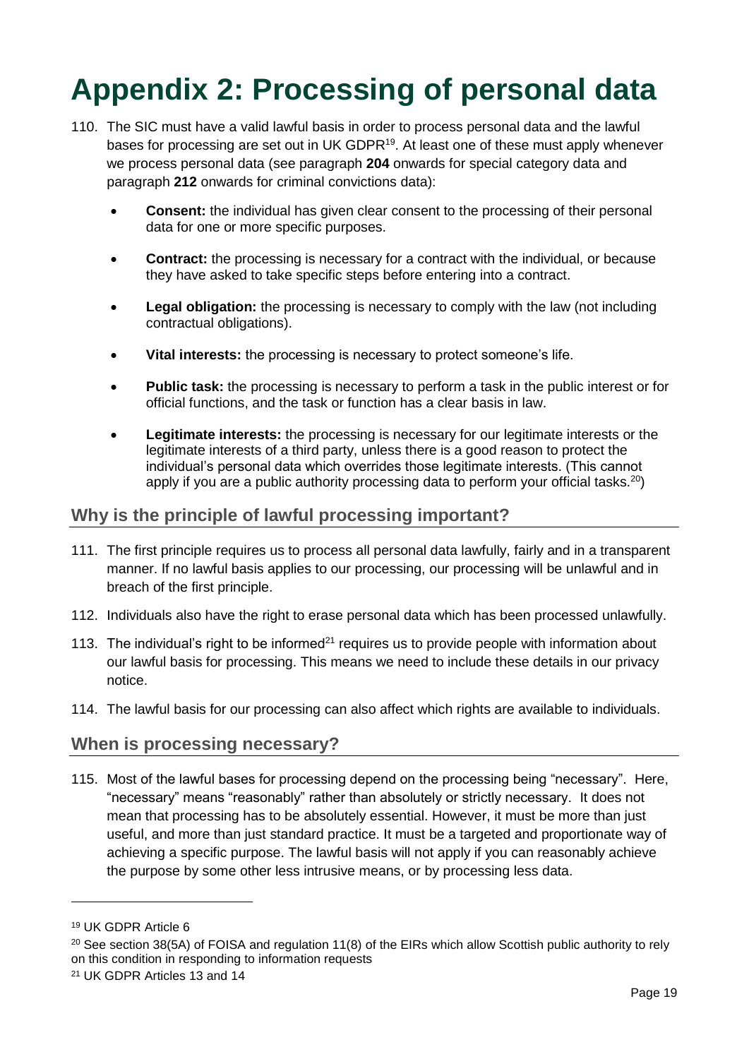# Appendix 2: Processing of personal data

110. The SIC must have a valid lawful basis in order to process personal data and the lawful bases for processing are set out in UK GDPR[19]. At least one of these must apply whenever we process personal data (see paragraph **204** onwards for special category data and paragraph **212** onwards for criminal convictions data):

    - **Consent:** the individual has given clear consent to the processing of their personal data for one or more specific purposes.
    - **Contract:** the processing is necessary for a contract with the individual, or because they have asked to take specific steps before entering into a contract.
    - **Legal obligation:** the processing is necessary to comply with the law (not including contractual obligations).
    - **Vital interests:** the processing is necessary to protect someone's life.
    - **Public task:** the processing is necessary to perform a task in the public interest or for official functions, and the task or function has a clear basis in law.
    - **Legitimate interests:** the processing is necessary for our legitimate interests or the legitimate interests of a third party, unless there is a good reason to protect the individual's personal data which overrides those legitimate interests. (This cannot apply if you are a public authority processing data to perform your official tasks.[20])

## Why is the principle of lawful processing important?

111. The first principle requires us to process all personal data lawfully, fairly and in a transparent manner. If no lawful basis applies to our processing, our processing will be unlawful and in breach of the first principle.

112. Individuals also have the right to erase personal data which has been processed unlawfully.

113. The individual's right to be informed[21] requires us to provide people with information about our lawful basis for processing. This means we need to include these details in our privacy notice.

114. The lawful basis for our processing can also affect which rights are available to individuals.

## When is processing necessary?

115. Most of the lawful bases for processing depend on the processing being "necessary". Here, "necessary" means "reasonably" rather than absolutely or strictly necessary. It does not mean that processing has to be absolutely essential. However, it must be more than just useful, and more than just standard practice. It must be a targeted and proportionate way of achieving a specific purpose. The lawful basis will not apply if you can reasonably achieve the purpose by some other less intrusive means, or by processing less data.

---

[19] UK GDPR Article 6

[20] See section 38(5A) of FOISA and regulation 11(8) of the EIRs which allow Scottish public authority to rely on this condition in responding to information requests

[21] UK GDPR Articles 13 and 14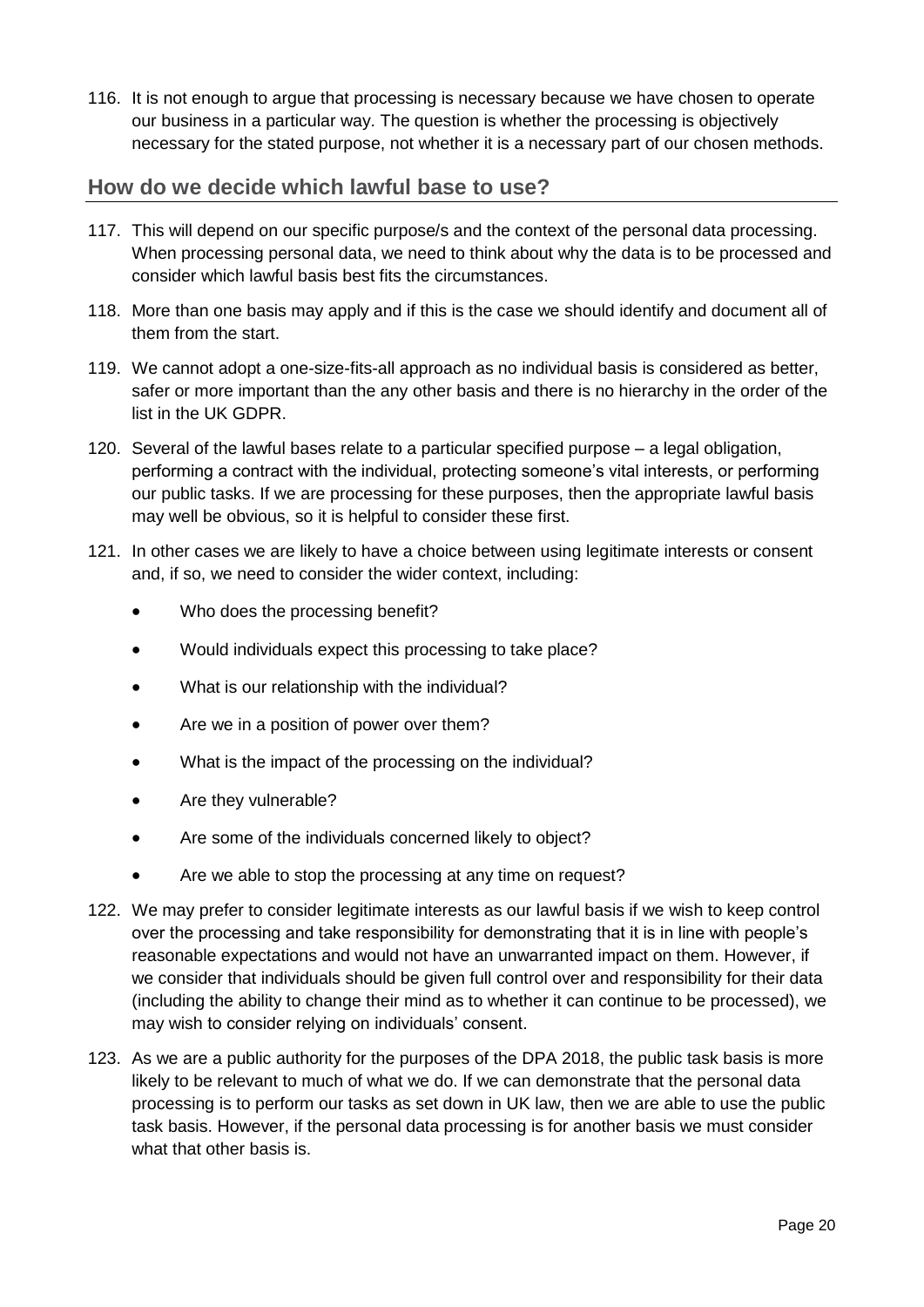116. It is not enough to argue that processing is necessary because we have chosen to operate our business in a particular way. The question is whether the processing is objectively necessary for the stated purpose, not whether it is a necessary part of our chosen methods.

## How do we decide which lawful base to use?

117. This will depend on our specific purpose/s and the context of the personal data processing. When processing personal data, we need to think about why the data is to be processed and consider which lawful basis best fits the circumstances.

118. More than one basis may apply and if this is the case we should identify and document all of them from the start.

119. We cannot adopt a one-size-fits-all approach as no individual basis is considered as better, safer or more important than the any other basis and there is no hierarchy in the order of the list in the UK GDPR.

120. Several of the lawful bases relate to a particular specified purpose – a legal obligation, performing a contract with the individual, protecting someone's vital interests, or performing our public tasks. If we are processing for these purposes, then the appropriate lawful basis may well be obvious, so it is helpful to consider these first.

121. In other cases we are likely to have a choice between using legitimate interests or consent and, if so, we need to consider the wider context, including:

    - Who does the processing benefit?
    - Would individuals expect this processing to take place?
    - What is our relationship with the individual?
    - Are we in a position of power over them?
    - What is the impact of the processing on the individual?
    - Are they vulnerable?
    - Are some of the individuals concerned likely to object?
    - Are we able to stop the processing at any time on request?

122. We may prefer to consider legitimate interests as our lawful basis if we wish to keep control over the processing and take responsibility for demonstrating that it is in line with people's reasonable expectations and would not have an unwarranted impact on them. However, if we consider that individuals should be given full control over and responsibility for their data (including the ability to change their mind as to whether it can continue to be processed), we may wish to consider relying on individuals' consent.

123. As we are a public authority for the purposes of the DPA 2018, the public task basis is more likely to be relevant to much of what we do. If we can demonstrate that the personal data processing is to perform our tasks as set down in UK law, then we are able to use the public task basis. However, if the personal data processing is for another basis we must consider what that other basis is.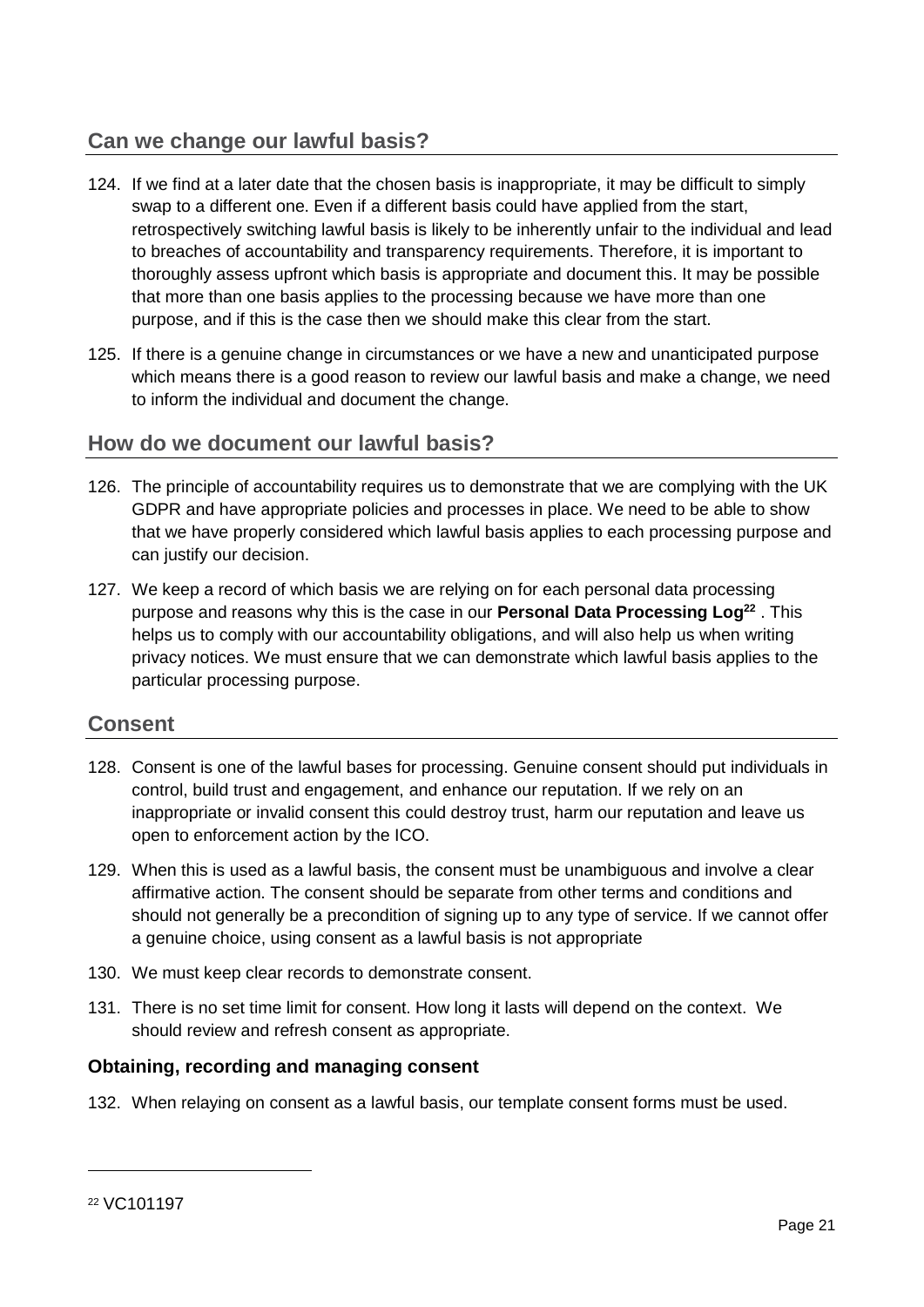## Can we change our lawful basis?

124. If we find at a later date that the chosen basis is inappropriate, it may be difficult to simply swap to a different one. Even if a different basis could have applied from the start, retrospectively switching lawful basis is likely to be inherently unfair to the individual and lead to breaches of accountability and transparency requirements. Therefore, it is important to thoroughly assess upfront which basis is appropriate and document this. It may be possible that more than one basis applies to the processing because we have more than one purpose, and if this is the case then we should make this clear from the start.

125. If there is a genuine change in circumstances or we have a new and unanticipated purpose which means there is a good reason to review our lawful basis and make a change, we need to inform the individual and document the change.

## How do we document our lawful basis?

126. The principle of accountability requires us to demonstrate that we are complying with the UK GDPR and have appropriate policies and processes in place. We need to be able to show that we have properly considered which lawful basis applies to each processing purpose and can justify our decision.

127. We keep a record of which basis we are relying on for each personal data processing purpose and reasons why this is the case in our **Personal Data Processing Log**[22] . This helps us to comply with our accountability obligations, and will also help us when writing privacy notices. We must ensure that we can demonstrate which lawful basis applies to the particular processing purpose.

## Consent

128. Consent is one of the lawful bases for processing. Genuine consent should put individuals in control, build trust and engagement, and enhance our reputation. If we rely on an inappropriate or invalid consent this could destroy trust, harm our reputation and leave us open to enforcement action by the ICO.

129. When this is used as a lawful basis, the consent must be unambiguous and involve a clear affirmative action. The consent should be separate from other terms and conditions and should not generally be a precondition of signing up to any type of service. If we cannot offer a genuine choice, using consent as a lawful basis is not appropriate

130. We must keep clear records to demonstrate consent.

131. There is no set time limit for consent. How long it lasts will depend on the context. We should review and refresh consent as appropriate.

### Obtaining, recording and managing consent

132. When relaying on consent as a lawful basis, our template consent forms must be used.

---

[22] VC101197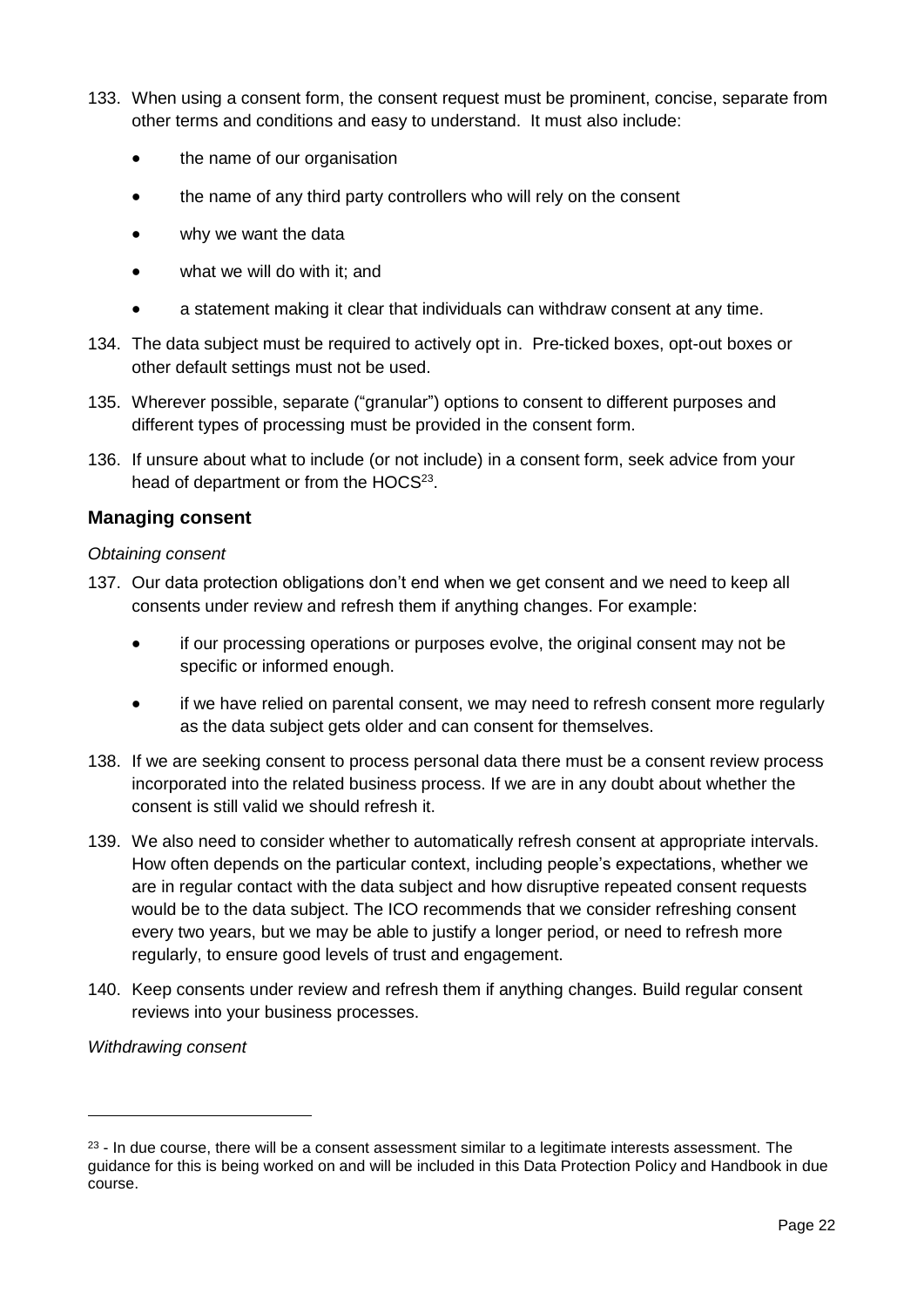133. When using a consent form, the consent request must be prominent, concise, separate from other terms and conditions and easy to understand. It must also include:

- the name of our organisation
- the name of any third party controllers who will rely on the consent
- why we want the data
- what we will do with it; and
- a statement making it clear that individuals can withdraw consent at any time.

134. The data subject must be required to actively opt in. Pre-ticked boxes, opt-out boxes or other default settings must not be used.

135. Wherever possible, separate ("granular") options to consent to different purposes and different types of processing must be provided in the consent form.

136. If unsure about what to include (or not include) in a consent form, seek advice from your head of department or from the HOCS[23].

## Managing consent

*Obtaining consent*

137. Our data protection obligations don't end when we get consent and we need to keep all consents under review and refresh them if anything changes. For example:

- if our processing operations or purposes evolve, the original consent may not be specific or informed enough.
- if we have relied on parental consent, we may need to refresh consent more regularly as the data subject gets older and can consent for themselves.

138. If we are seeking consent to process personal data there must be a consent review process incorporated into the related business process. If we are in any doubt about whether the consent is still valid we should refresh it.

139. We also need to consider whether to automatically refresh consent at appropriate intervals. How often depends on the particular context, including people's expectations, whether we are in regular contact with the data subject and how disruptive repeated consent requests would be to the data subject. The ICO recommends that we consider refreshing consent every two years, but we may be able to justify a longer period, or need to refresh more regularly, to ensure good levels of trust and engagement.

140. Keep consents under review and refresh them if anything changes. Build regular consent reviews into your business processes.

*Withdrawing consent*

---

[23] - In due course, there will be a consent assessment similar to a legitimate interests assessment. The guidance for this is being worked on and will be included in this Data Protection Policy and Handbook in due course.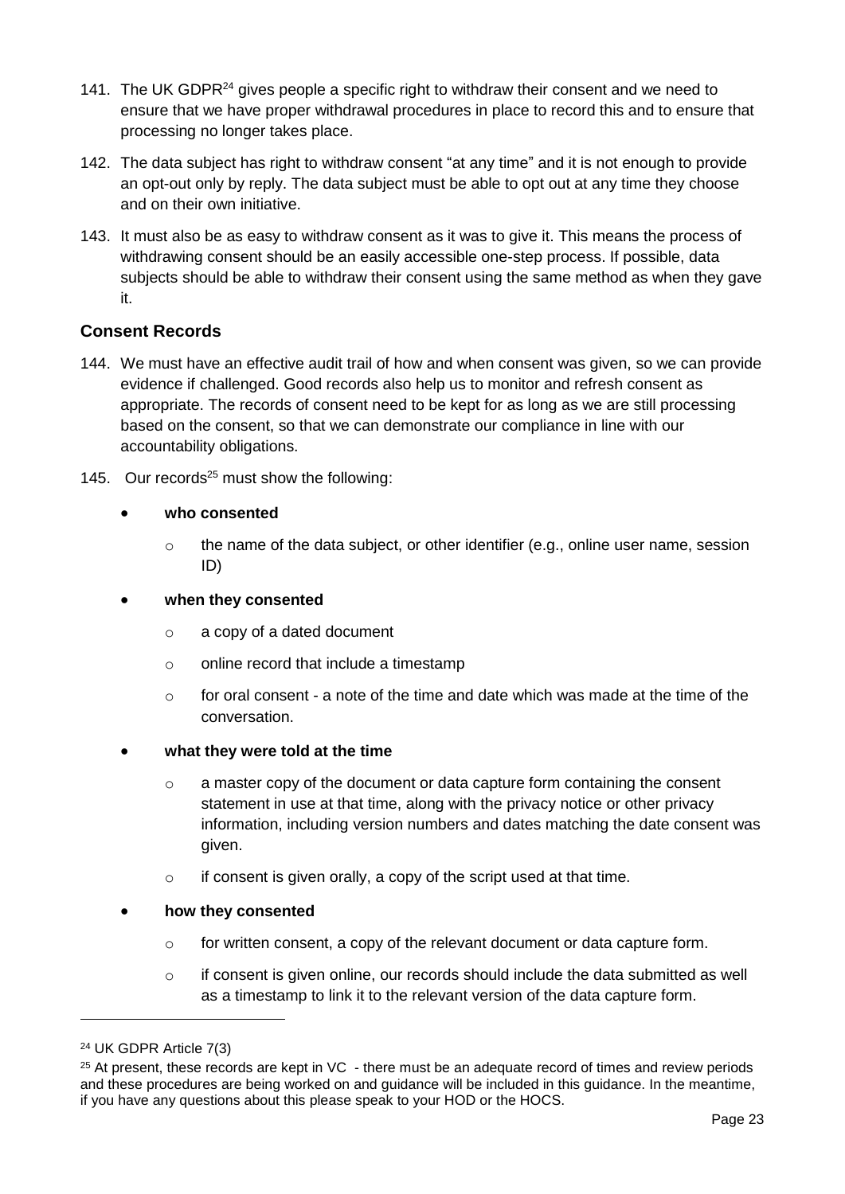141. The UK GDPR[24] gives people a specific right to withdraw their consent and we need to ensure that we have proper withdrawal procedures in place to record this and to ensure that processing no longer takes place.

142. The data subject has right to withdraw consent "at any time" and it is not enough to provide an opt-out only by reply. The data subject must be able to opt out at any time they choose and on their own initiative.

143. It must also be as easy to withdraw consent as it was to give it. This means the process of withdrawing consent should be an easily accessible one-step process. If possible, data subjects should be able to withdraw their consent using the same method as when they gave it.

### Consent Records

144. We must have an effective audit trail of how and when consent was given, so we can provide evidence if challenged. Good records also help us to monitor and refresh consent as appropriate. The records of consent need to be kept for as long as we are still processing based on the consent, so that we can demonstrate our compliance in line with our accountability obligations.

145. Our records[25] must show the following:

- **who consented**
  - the name of the data subject, or other identifier (e.g., online user name, session ID)
- **when they consented**
  - a copy of a dated document
  - online record that include a timestamp
  - for oral consent - a note of the time and date which was made at the time of the conversation.
- **what they were told at the time**
  - a master copy of the document or data capture form containing the consent statement in use at that time, along with the privacy notice or other privacy information, including version numbers and dates matching the date consent was given.
  - if consent is given orally, a copy of the script used at that time.
- **how they consented**
  - for written consent, a copy of the relevant document or data capture form.
  - if consent is given online, our records should include the data submitted as well as a timestamp to link it to the relevant version of the data capture form.

---

[24] UK GDPR Article 7(3)

[25] At present, these records are kept in VC - there must be an adequate record of times and review periods and these procedures are being worked on and guidance will be included in this guidance. In the meantime, if you have any questions about this please speak to your HOD or the HOCS.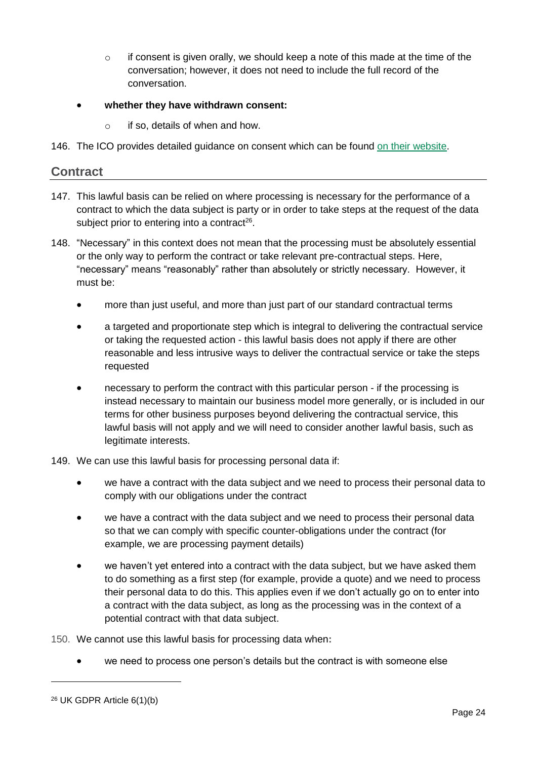- if consent is given orally, we should keep a note of this made at the time of the conversation; however, it does not need to include the full record of the conversation.

- **whether they have withdrawn consent:**
    - if so, details of when and how.

146. The ICO provides detailed guidance on consent which can be found on their website.

## Contract

147. This lawful basis can be relied on where processing is necessary for the performance of a contract to which the data subject is party or in order to take steps at the request of the data subject prior to entering into a contract[26].

148. "Necessary" in this context does not mean that the processing must be absolutely essential or the only way to perform the contract or take relevant pre-contractual steps. Here, "necessary" means "reasonably" rather than absolutely or strictly necessary. However, it must be:

    - more than just useful, and more than just part of our standard contractual terms
    - a targeted and proportionate step which is integral to delivering the contractual service or taking the requested action - this lawful basis does not apply if there are other reasonable and less intrusive ways to deliver the contractual service or take the steps requested
    - necessary to perform the contract with this particular person - if the processing is instead necessary to maintain our business model more generally, or is included in our terms for other business purposes beyond delivering the contractual service, this lawful basis will not apply and we will need to consider another lawful basis, such as legitimate interests.

149. We can use this lawful basis for processing personal data if:

    - we have a contract with the data subject and we need to process their personal data to comply with our obligations under the contract
    - we have a contract with the data subject and we need to process their personal data so that we can comply with specific counter-obligations under the contract (for example, we are processing payment details)
    - we haven't yet entered into a contract with the data subject, but we have asked them to do something as a first step (for example, provide a quote) and we need to process their personal data to do this. This applies even if we don't actually go on to enter into a contract with the data subject, as long as the processing was in the context of a potential contract with that data subject.

150. We cannot use this lawful basis for processing data when:

    - we need to process one person's details but the contract is with someone else

[26] UK GDPR Article 6(1)(b)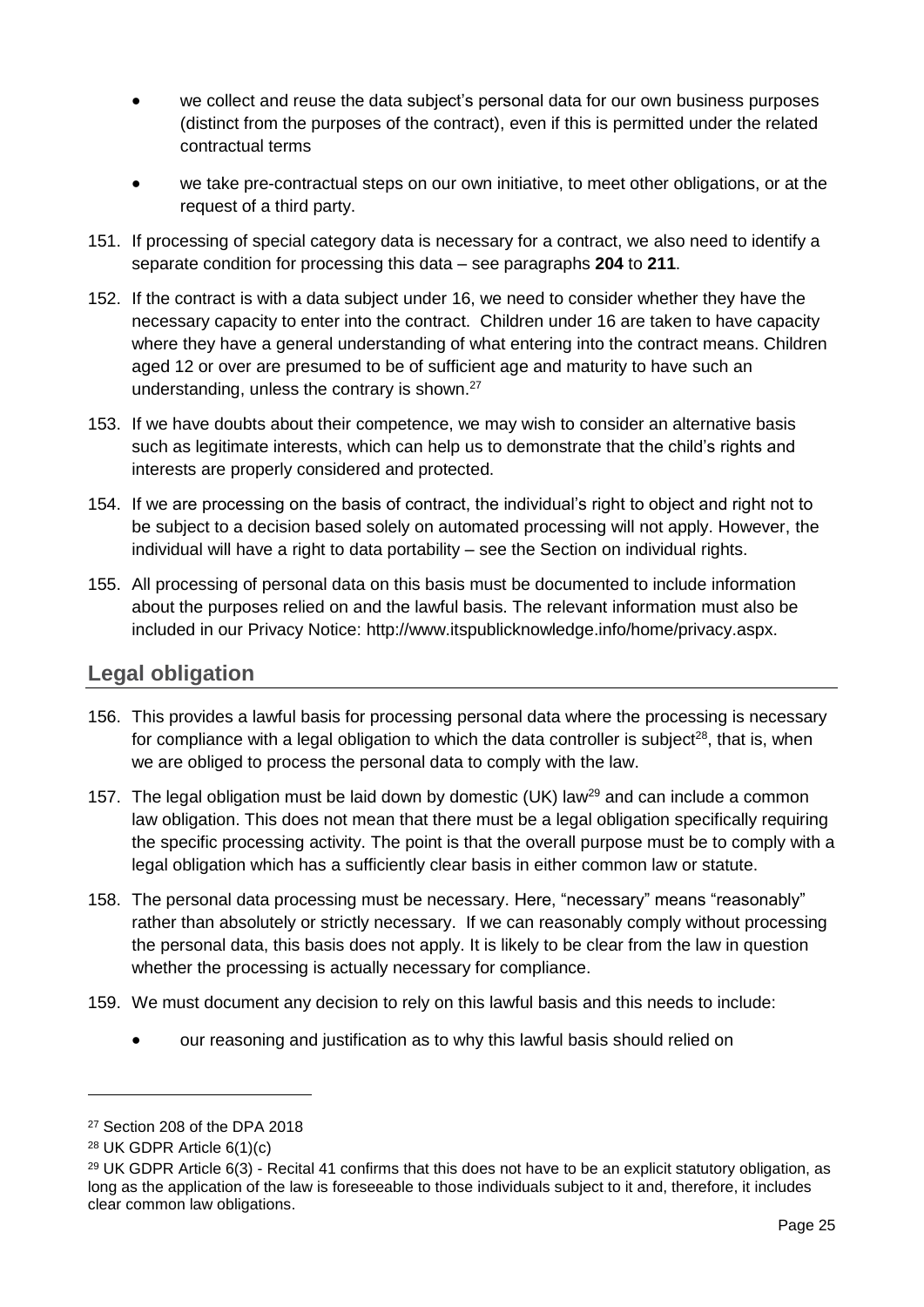- we collect and reuse the data subject's personal data for our own business purposes (distinct from the purposes of the contract), even if this is permitted under the related contractual terms
- we take pre-contractual steps on our own initiative, to meet other obligations, or at the request of a third party.

151. If processing of special category data is necessary for a contract, we also need to identify a separate condition for processing this data – see paragraphs **204** to **211**.

152. If the contract is with a data subject under 16, we need to consider whether they have the necessary capacity to enter into the contract. Children under 16 are taken to have capacity where they have a general understanding of what entering into the contract means. Children aged 12 or over are presumed to be of sufficient age and maturity to have such an understanding, unless the contrary is shown.[27]

153. If we have doubts about their competence, we may wish to consider an alternative basis such as legitimate interests, which can help us to demonstrate that the child's rights and interests are properly considered and protected.

154. If we are processing on the basis of contract, the individual's right to object and right not to be subject to a decision based solely on automated processing will not apply. However, the individual will have a right to data portability – see the Section on individual rights.

155. All processing of personal data on this basis must be documented to include information about the purposes relied on and the lawful basis. The relevant information must also be included in our Privacy Notice: http://www.itspublicknowledge.info/home/privacy.aspx.

## Legal obligation

156. This provides a lawful basis for processing personal data where the processing is necessary for compliance with a legal obligation to which the data controller is subject[28], that is, when we are obliged to process the personal data to comply with the law.

157. The legal obligation must be laid down by domestic (UK) law[29] and can include a common law obligation. This does not mean that there must be a legal obligation specifically requiring the specific processing activity. The point is that the overall purpose must be to comply with a legal obligation which has a sufficiently clear basis in either common law or statute.

158. The personal data processing must be necessary. Here, "necessary" means "reasonably" rather than absolutely or strictly necessary. If we can reasonably comply without processing the personal data, this basis does not apply. It is likely to be clear from the law in question whether the processing is actually necessary for compliance.

159. We must document any decision to rely on this lawful basis and this needs to include:

- our reasoning and justification as to why this lawful basis should relied on

---

[27] Section 208 of the DPA 2018

[28] UK GDPR Article 6(1)(c)

[29] UK GDPR Article 6(3) - Recital 41 confirms that this does not have to be an explicit statutory obligation, as long as the application of the law is foreseeable to those individuals subject to it and, therefore, it includes clear common law obligations.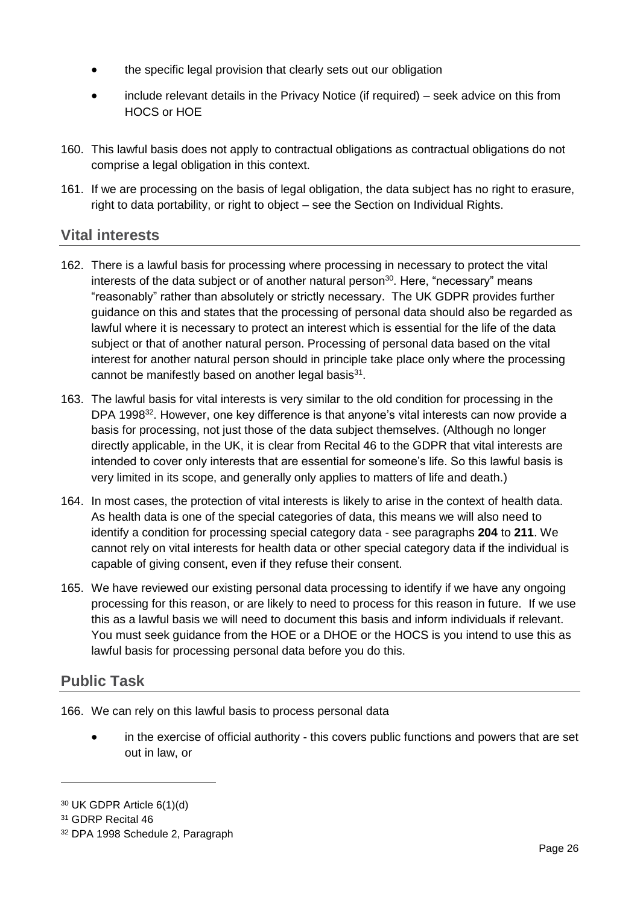- the specific legal provision that clearly sets out our obligation
- include relevant details in the Privacy Notice (if required) – seek advice on this from HOCS or HOE

160. This lawful basis does not apply to contractual obligations as contractual obligations do not comprise a legal obligation in this context.

161. If we are processing on the basis of legal obligation, the data subject has no right to erasure, right to data portability, or right to object – see the Section on Individual Rights.

## Vital interests

162. There is a lawful basis for processing where processing in necessary to protect the vital interests of the data subject or of another natural person[30]. Here, "necessary" means "reasonably" rather than absolutely or strictly necessary. The UK GDPR provides further guidance on this and states that the processing of personal data should also be regarded as lawful where it is necessary to protect an interest which is essential for the life of the data subject or that of another natural person. Processing of personal data based on the vital interest for another natural person should in principle take place only where the processing cannot be manifestly based on another legal basis[31].

163. The lawful basis for vital interests is very similar to the old condition for processing in the DPA 1998[32]. However, one key difference is that anyone's vital interests can now provide a basis for processing, not just those of the data subject themselves. (Although no longer directly applicable, in the UK, it is clear from Recital 46 to the GDPR that vital interests are intended to cover only interests that are essential for someone's life. So this lawful basis is very limited in its scope, and generally only applies to matters of life and death.)

164. In most cases, the protection of vital interests is likely to arise in the context of health data. As health data is one of the special categories of data, this means we will also need to identify a condition for processing special category data - see paragraphs **204** to **211**. We cannot rely on vital interests for health data or other special category data if the individual is capable of giving consent, even if they refuse their consent.

165. We have reviewed our existing personal data processing to identify if we have any ongoing processing for this reason, or are likely to need to process for this reason in future. If we use this as a lawful basis we will need to document this basis and inform individuals if relevant. You must seek guidance from the HOE or a DHOE or the HOCS is you intend to use this as lawful basis for processing personal data before you do this.

## Public Task

166. We can rely on this lawful basis to process personal data

- in the exercise of official authority - this covers public functions and powers that are set out in law, or

---

[30] UK GDPR Article 6(1)(d)

[31] GDRP Recital 46

[32] DPA 1998 Schedule 2, Paragraph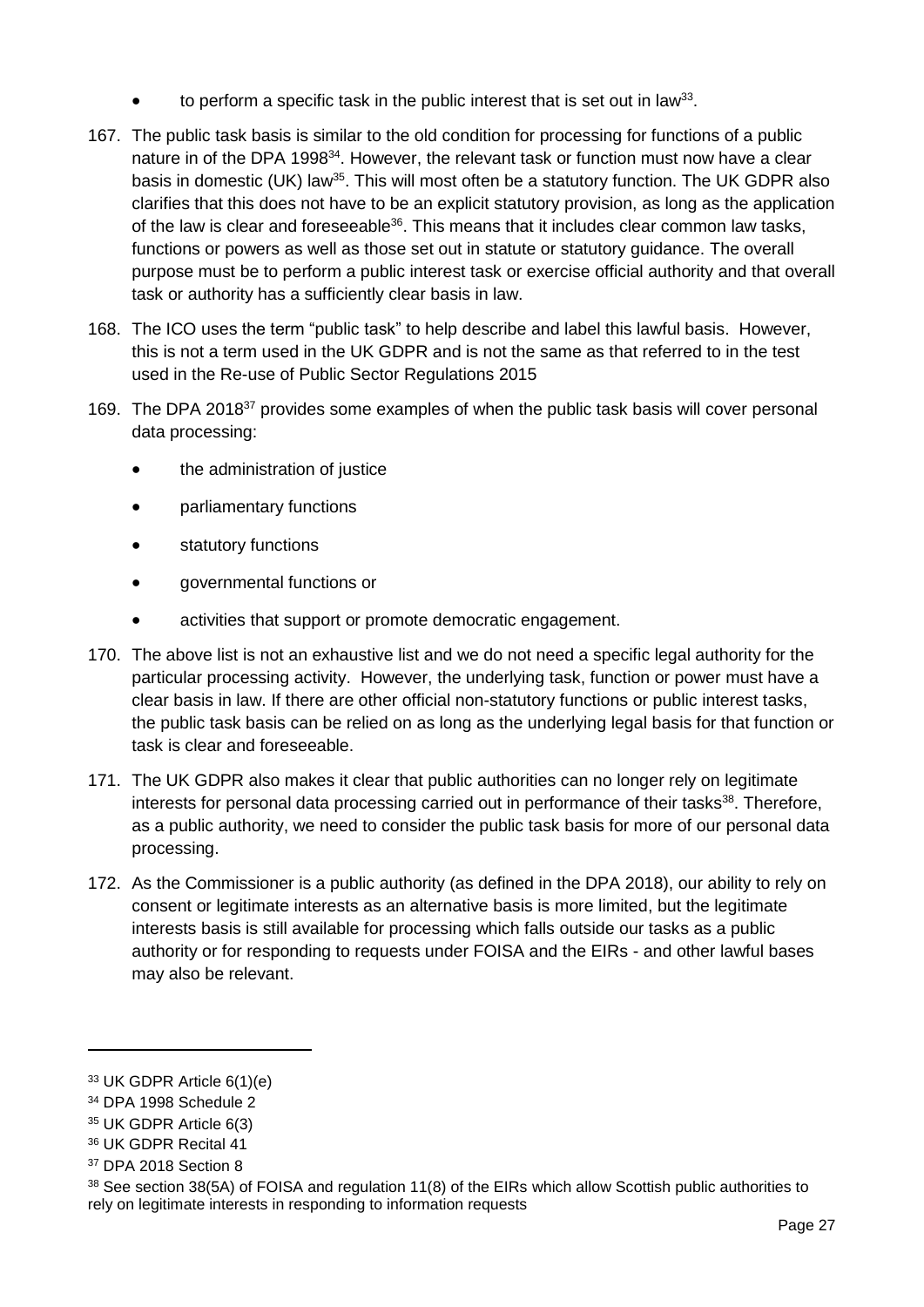- to perform a specific task in the public interest that is set out in law[33].

167. The public task basis is similar to the old condition for processing for functions of a public nature in of the DPA 1998[34]. However, the relevant task or function must now have a clear basis in domestic (UK) law[35]. This will most often be a statutory function. The UK GDPR also clarifies that this does not have to be an explicit statutory provision, as long as the application of the law is clear and foreseeable[36]. This means that it includes clear common law tasks, functions or powers as well as those set out in statute or statutory guidance. The overall purpose must be to perform a public interest task or exercise official authority and that overall task or authority has a sufficiently clear basis in law.

168. The ICO uses the term "public task" to help describe and label this lawful basis. However, this is not a term used in the UK GDPR and is not the same as that referred to in the test used in the Re-use of Public Sector Regulations 2015

169. The DPA 2018[37] provides some examples of when the public task basis will cover personal data processing:

    - the administration of justice
    - parliamentary functions
    - statutory functions
    - governmental functions or
    - activities that support or promote democratic engagement.

170. The above list is not an exhaustive list and we do not need a specific legal authority for the particular processing activity. However, the underlying task, function or power must have a clear basis in law. If there are other official non-statutory functions or public interest tasks, the public task basis can be relied on as long as the underlying legal basis for that function or task is clear and foreseeable.

171. The UK GDPR also makes it clear that public authorities can no longer rely on legitimate interests for personal data processing carried out in performance of their tasks[38]. Therefore, as a public authority, we need to consider the public task basis for more of our personal data processing.

172. As the Commissioner is a public authority (as defined in the DPA 2018), our ability to rely on consent or legitimate interests as an alternative basis is more limited, but the legitimate interests basis is still available for processing which falls outside our tasks as a public authority or for responding to requests under FOISA and the EIRs - and other lawful bases may also be relevant.

---

[33] UK GDPR Article 6(1)(e)

[34] DPA 1998 Schedule 2

[35] UK GDPR Article 6(3)

[36] UK GDPR Recital 41

[37] DPA 2018 Section 8

[38] See section 38(5A) of FOISA and regulation 11(8) of the EIRs which allow Scottish public authorities to rely on legitimate interests in responding to information requests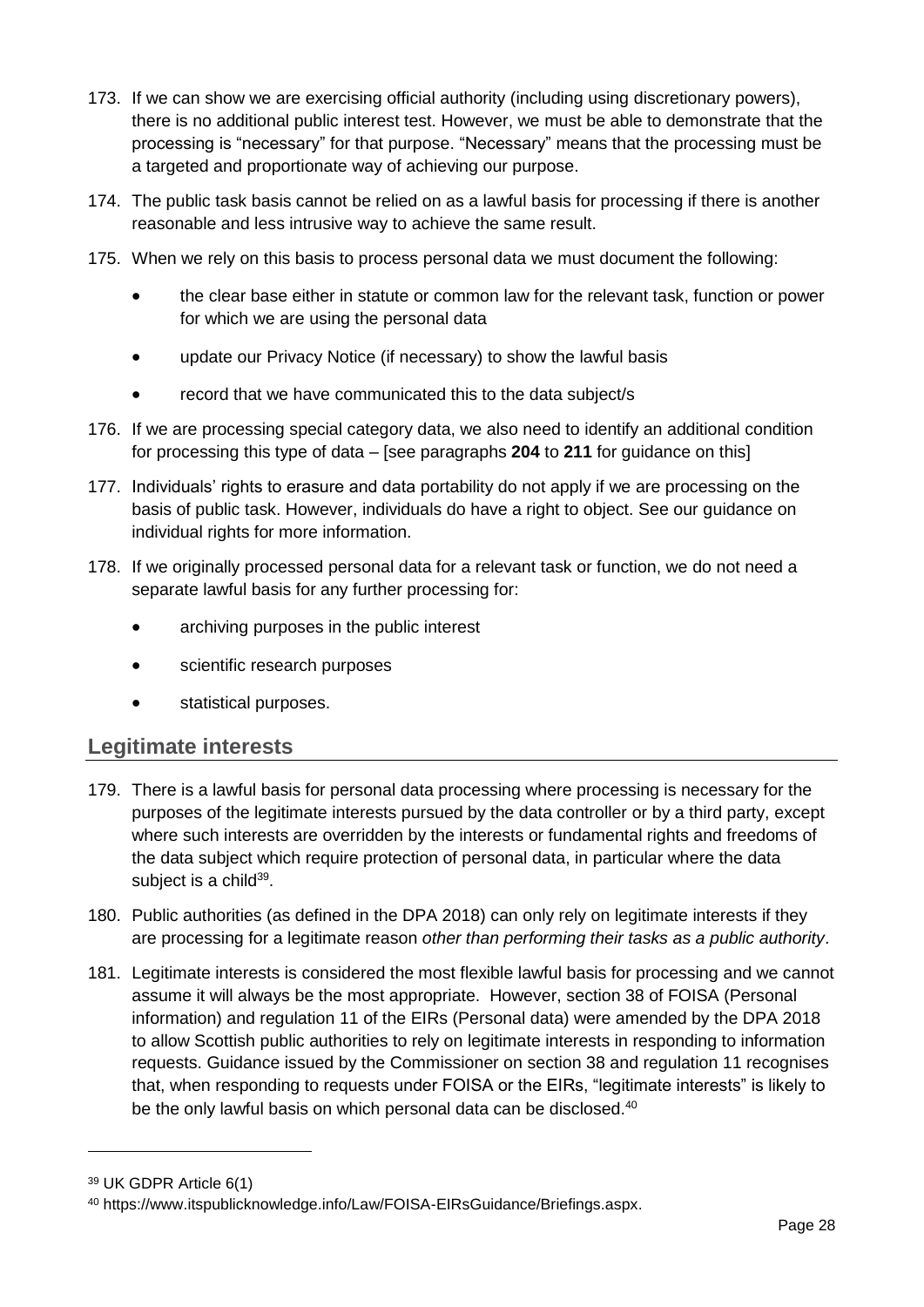173. If we can show we are exercising official authority (including using discretionary powers), there is no additional public interest test. However, we must be able to demonstrate that the processing is "necessary" for that purpose. "Necessary" means that the processing must be a targeted and proportionate way of achieving our purpose.

174. The public task basis cannot be relied on as a lawful basis for processing if there is another reasonable and less intrusive way to achieve the same result.

175. When we rely on this basis to process personal data we must document the following:

    - the clear base either in statute or common law for the relevant task, function or power for which we are using the personal data
    - update our Privacy Notice (if necessary) to show the lawful basis
    - record that we have communicated this to the data subject/s

176. If we are processing special category data, we also need to identify an additional condition for processing this type of data – [see paragraphs **204** to **211** for guidance on this]

177. Individuals' rights to erasure and data portability do not apply if we are processing on the basis of public task. However, individuals do have a right to object. See our guidance on individual rights for more information.

178. If we originally processed personal data for a relevant task or function, we do not need a separate lawful basis for any further processing for:

    - archiving purposes in the public interest
    - scientific research purposes
    - statistical purposes.

## Legitimate interests

179. There is a lawful basis for personal data processing where processing is necessary for the purposes of the legitimate interests pursued by the data controller or by a third party, except where such interests are overridden by the interests or fundamental rights and freedoms of the data subject which require protection of personal data, in particular where the data subject is a child[39].

180. Public authorities (as defined in the DPA 2018) can only rely on legitimate interests if they are processing for a legitimate reason *other than performing their tasks as a public authority*.

181. Legitimate interests is considered the most flexible lawful basis for processing and we cannot assume it will always be the most appropriate. However, section 38 of FOISA (Personal information) and regulation 11 of the EIRs (Personal data) were amended by the DPA 2018 to allow Scottish public authorities to rely on legitimate interests in responding to information requests. Guidance issued by the Commissioner on section 38 and regulation 11 recognises that, when responding to requests under FOISA or the EIRs, "legitimate interests" is likely to be the only lawful basis on which personal data can be disclosed.[40]

---

[39] UK GDPR Article 6(1)

[40] https://www.itspublicknowledge.info/Law/FOISA-EIRsGuidance/Briefings.aspx.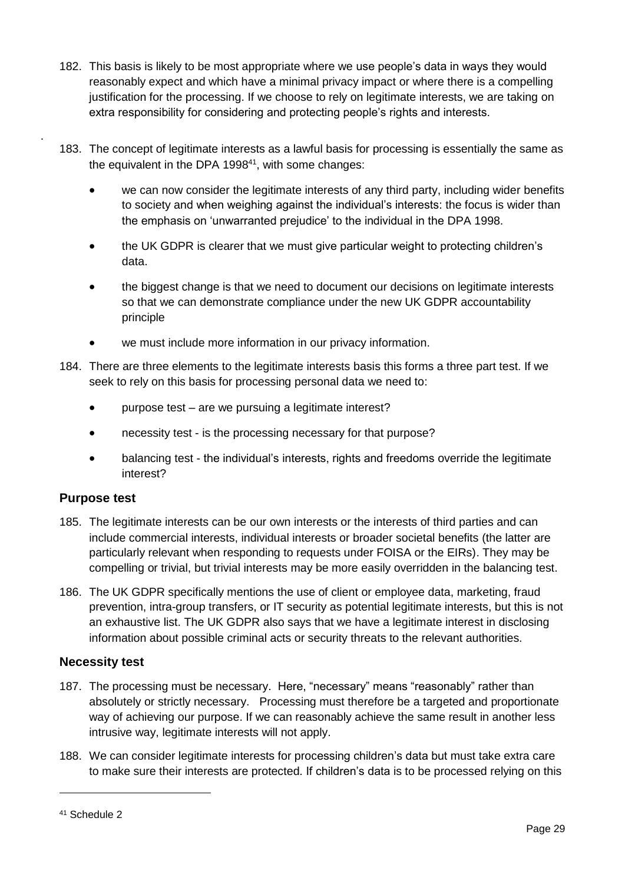182. This basis is likely to be most appropriate where we use people's data in ways they would reasonably expect and which have a minimal privacy impact or where there is a compelling justification for the processing. If we choose to rely on legitimate interests, we are taking on extra responsibility for considering and protecting people's rights and interests.

183. The concept of legitimate interests as a lawful basis for processing is essentially the same as the equivalent in the DPA 1998[41], with some changes:

- we can now consider the legitimate interests of any third party, including wider benefits to society and when weighing against the individual's interests: the focus is wider than the emphasis on 'unwarranted prejudice' to the individual in the DPA 1998.
- the UK GDPR is clearer that we must give particular weight to protecting children's data.
- the biggest change is that we need to document our decisions on legitimate interests so that we can demonstrate compliance under the new UK GDPR accountability principle
- we must include more information in our privacy information.

184. There are three elements to the legitimate interests basis this forms a three part test. If we seek to rely on this basis for processing personal data we need to:

- purpose test – are we pursuing a legitimate interest?
- necessity test - is the processing necessary for that purpose?
- balancing test - the individual's interests, rights and freedoms override the legitimate interest?

## Purpose test

185. The legitimate interests can be our own interests or the interests of third parties and can include commercial interests, individual interests or broader societal benefits (the latter are particularly relevant when responding to requests under FOISA or the EIRs). They may be compelling or trivial, but trivial interests may be more easily overridden in the balancing test.

186. The UK GDPR specifically mentions the use of client or employee data, marketing, fraud prevention, intra-group transfers, or IT security as potential legitimate interests, but this is not an exhaustive list. The UK GDPR also says that we have a legitimate interest in disclosing information about possible criminal acts or security threats to the relevant authorities.

## Necessity test

187. The processing must be necessary. Here, "necessary" means "reasonably" rather than absolutely or strictly necessary. Processing must therefore be a targeted and proportionate way of achieving our purpose. If we can reasonably achieve the same result in another less intrusive way, legitimate interests will not apply.

188. We can consider legitimate interests for processing children's data but must take extra care to make sure their interests are protected. If children's data is to be processed relying on this

[41] Schedule 2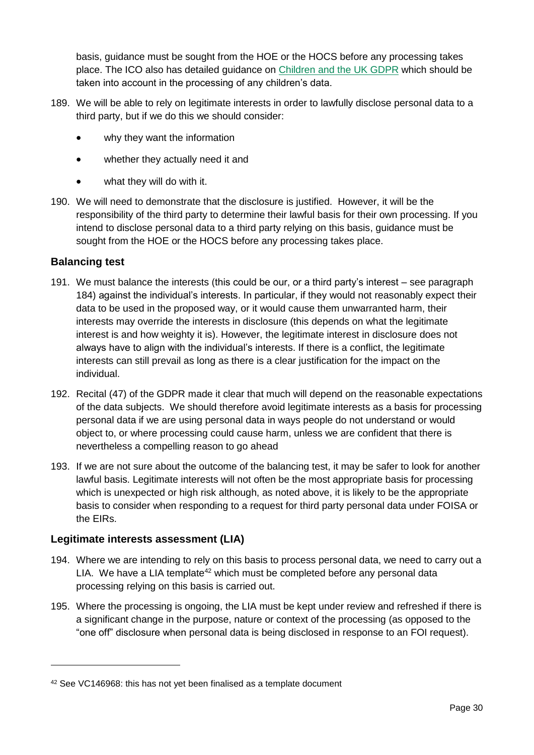basis, guidance must be sought from the HOE or the HOCS before any processing takes place. The ICO also has detailed guidance on [Children and the UK GDPR](#) which should be taken into account in the processing of any children's data.

189. We will be able to rely on legitimate interests in order to lawfully disclose personal data to a third party, but if we do this we should consider:

    - why they want the information
    - whether they actually need it and
    - what they will do with it.

190. We will need to demonstrate that the disclosure is justified. However, it will be the responsibility of the third party to determine their lawful basis for their own processing. If you intend to disclose personal data to a third party relying on this basis, guidance must be sought from the HOE or the HOCS before any processing takes place.

### Balancing test

191. We must balance the interests (this could be our, or a third party's interest – see paragraph 184) against the individual's interests. In particular, if they would not reasonably expect their data to be used in the proposed way, or it would cause them unwarranted harm, their interests may override the interests in disclosure (this depends on what the legitimate interest is and how weighty it is). However, the legitimate interest in disclosure does not always have to align with the individual's interests. If there is a conflict, the legitimate interests can still prevail as long as there is a clear justification for the impact on the individual.

192. Recital (47) of the GDPR made it clear that much will depend on the reasonable expectations of the data subjects. We should therefore avoid legitimate interests as a basis for processing personal data if we are using personal data in ways people do not understand or would object to, or where processing could cause harm, unless we are confident that there is nevertheless a compelling reason to go ahead

193. If we are not sure about the outcome of the balancing test, it may be safer to look for another lawful basis. Legitimate interests will not often be the most appropriate basis for processing which is unexpected or high risk although, as noted above, it is likely to be the appropriate basis to consider when responding to a request for third party personal data under FOISA or the EIRs.

### Legitimate interests assessment (LIA)

194. Where we are intending to rely on this basis to process personal data, we need to carry out a LIA. We have a LIA template[42] which must be completed before any personal data processing relying on this basis is carried out.

195. Where the processing is ongoing, the LIA must be kept under review and refreshed if there is a significant change in the purpose, nature or context of the processing (as opposed to the "one off" disclosure when personal data is being disclosed in response to an FOI request).

---

[42] See VC146968: this has not yet been finalised as a template document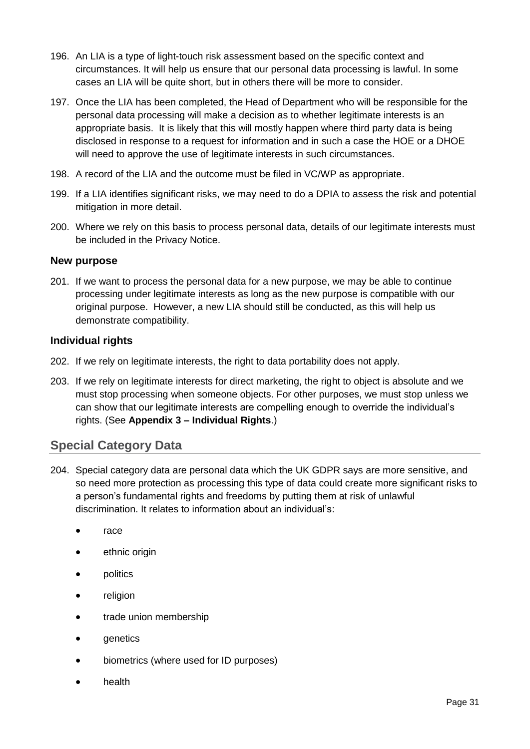196. An LIA is a type of light-touch risk assessment based on the specific context and circumstances. It will help us ensure that our personal data processing is lawful. In some cases an LIA will be quite short, but in others there will be more to consider.

197. Once the LIA has been completed, the Head of Department who will be responsible for the personal data processing will make a decision as to whether legitimate interests is an appropriate basis. It is likely that this will mostly happen where third party data is being disclosed in response to a request for information and in such a case the HOE or a DHOE will need to approve the use of legitimate interests in such circumstances.

198. A record of the LIA and the outcome must be filed in VC/WP as appropriate.

199. If a LIA identifies significant risks, we may need to do a DPIA to assess the risk and potential mitigation in more detail.

200. Where we rely on this basis to process personal data, details of our legitimate interests must be included in the Privacy Notice.

### New purpose

201. If we want to process the personal data for a new purpose, we may be able to continue processing under legitimate interests as long as the new purpose is compatible with our original purpose. However, a new LIA should still be conducted, as this will help us demonstrate compatibility.

### Individual rights

202. If we rely on legitimate interests, the right to data portability does not apply.

203. If we rely on legitimate interests for direct marketing, the right to object is absolute and we must stop processing when someone objects. For other purposes, we must stop unless we can show that our legitimate interests are compelling enough to override the individual's rights. (See **Appendix 3 – Individual Rights**.)

## Special Category Data

204. Special category data are personal data which the UK GDPR says are more sensitive, and so need more protection as processing this type of data could create more significant risks to a person's fundamental rights and freedoms by putting them at risk of unlawful discrimination. It relates to information about an individual's:

- race
- ethnic origin
- politics
- religion
- trade union membership
- genetics
- biometrics (where used for ID purposes)
- health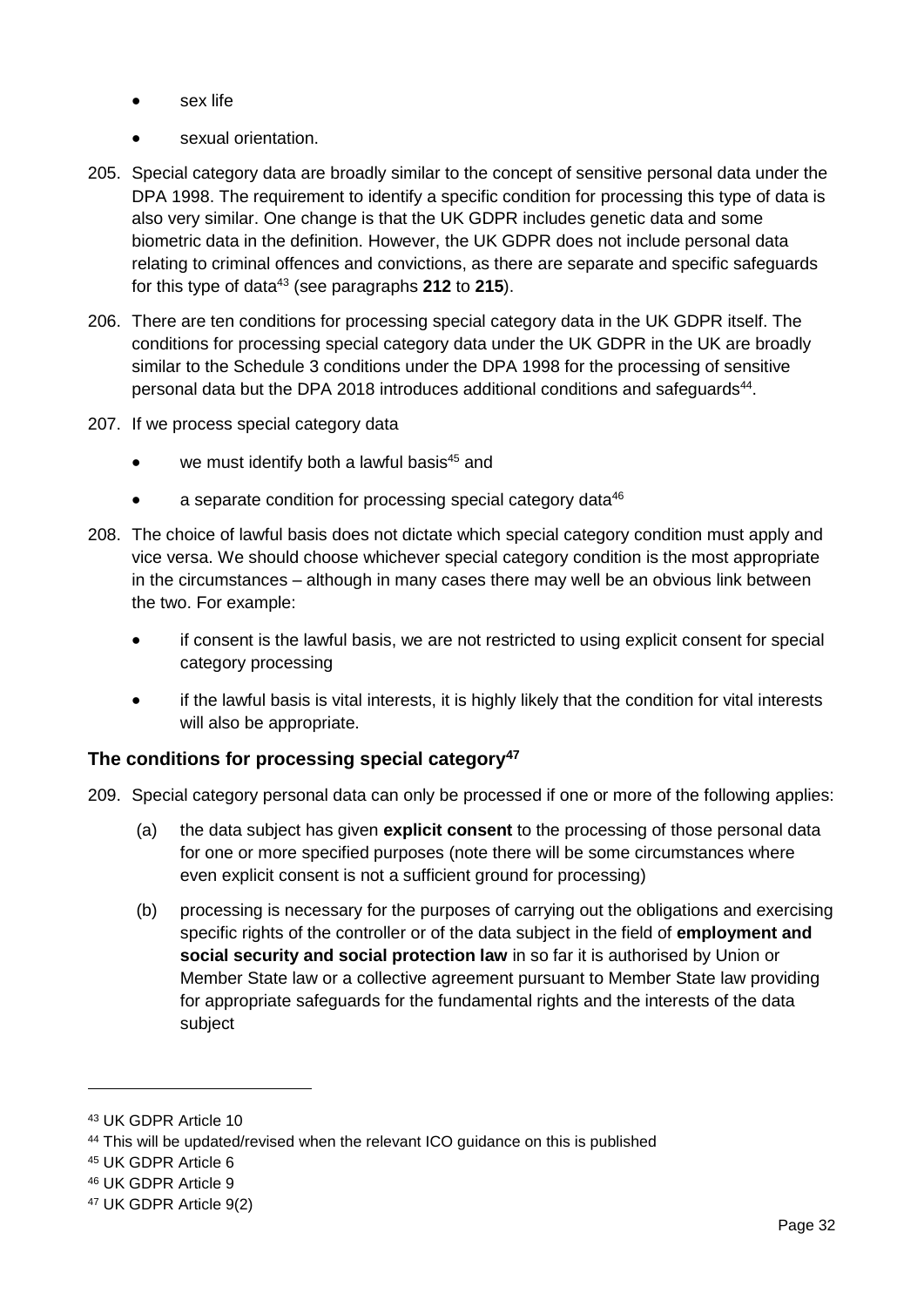- sex life
- sexual orientation.

205. Special category data are broadly similar to the concept of sensitive personal data under the DPA 1998. The requirement to identify a specific condition for processing this type of data is also very similar. One change is that the UK GDPR includes genetic data and some biometric data in the definition. However, the UK GDPR does not include personal data relating to criminal offences and convictions, as there are separate and specific safeguards for this type of data[43] (see paragraphs **212** to **215**).

206. There are ten conditions for processing special category data in the UK GDPR itself. The conditions for processing special category data under the UK GDPR in the UK are broadly similar to the Schedule 3 conditions under the DPA 1998 for the processing of sensitive personal data but the DPA 2018 introduces additional conditions and safeguards[44].

207. If we process special category data

- we must identify both a lawful basis[45] and
- a separate condition for processing special category data[46]

208. The choice of lawful basis does not dictate which special category condition must apply and vice versa. We should choose whichever special category condition is the most appropriate in the circumstances – although in many cases there may well be an obvious link between the two. For example:

- if consent is the lawful basis, we are not restricted to using explicit consent for special category processing
- if the lawful basis is vital interests, it is highly likely that the condition for vital interests will also be appropriate.

### The conditions for processing special category[47]

209. Special category personal data can only be processed if one or more of the following applies:

(a) the data subject has given **explicit consent** to the processing of those personal data for one or more specified purposes (note there will be some circumstances where even explicit consent is not a sufficient ground for processing)

(b) processing is necessary for the purposes of carrying out the obligations and exercising specific rights of the controller or of the data subject in the field of **employment and social security and social protection law** in so far it is authorised by Union or Member State law or a collective agreement pursuant to Member State law providing for appropriate safeguards for the fundamental rights and the interests of the data subject

---

[43] UK GDPR Article 10

[44] This will be updated/revised when the relevant ICO guidance on this is published

[45] UK GDPR Article 6

[46] UK GDPR Article 9

[47] UK GDPR Article 9(2)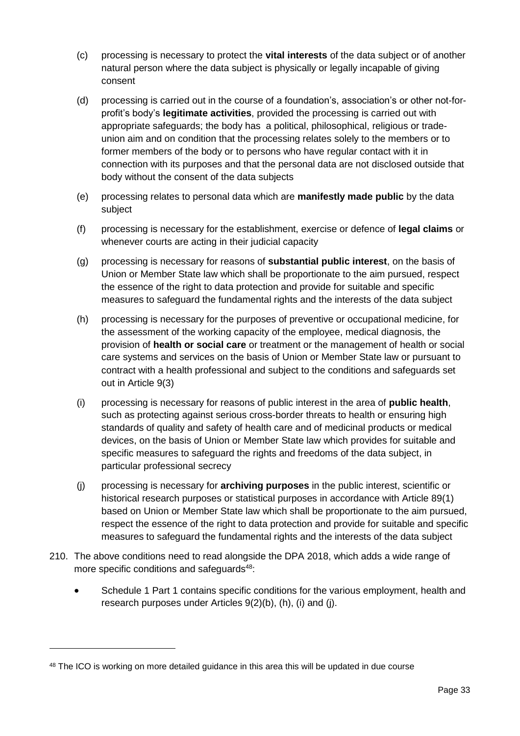(c) processing is necessary to protect the **vital interests** of the data subject or of another natural person where the data subject is physically or legally incapable of giving consent

(d) processing is carried out in the course of a foundation's, association's or other not-for-profit's body's **legitimate activities**, provided the processing is carried out with appropriate safeguards; the body has a political, philosophical, religious or trade-union aim and on condition that the processing relates solely to the members or to former members of the body or to persons who have regular contact with it in connection with its purposes and that the personal data are not disclosed outside that body without the consent of the data subjects

(e) processing relates to personal data which are **manifestly made public** by the data subject

(f) processing is necessary for the establishment, exercise or defence of **legal claims** or whenever courts are acting in their judicial capacity

(g) processing is necessary for reasons of **substantial public interest**, on the basis of Union or Member State law which shall be proportionate to the aim pursued, respect the essence of the right to data protection and provide for suitable and specific measures to safeguard the fundamental rights and the interests of the data subject

(h) processing is necessary for the purposes of preventive or occupational medicine, for the assessment of the working capacity of the employee, medical diagnosis, the provision of **health or social care** or treatment or the management of health or social care systems and services on the basis of Union or Member State law or pursuant to contract with a health professional and subject to the conditions and safeguards set out in Article 9(3)

(i) processing is necessary for reasons of public interest in the area of **public health**, such as protecting against serious cross-border threats to health or ensuring high standards of quality and safety of health care and of medicinal products or medical devices, on the basis of Union or Member State law which provides for suitable and specific measures to safeguard the rights and freedoms of the data subject, in particular professional secrecy

(j) processing is necessary for **archiving purposes** in the public interest, scientific or historical research purposes or statistical purposes in accordance with Article 89(1) based on Union or Member State law which shall be proportionate to the aim pursued, respect the essence of the right to data protection and provide for suitable and specific measures to safeguard the fundamental rights and the interests of the data subject

210. The above conditions need to read alongside the DPA 2018, which adds a wide range of more specific conditions and safeguards[48]:

- Schedule 1 Part 1 contains specific conditions for the various employment, health and research purposes under Articles 9(2)(b), (h), (i) and (j).

[48] The ICO is working on more detailed guidance in this area this will be updated in due course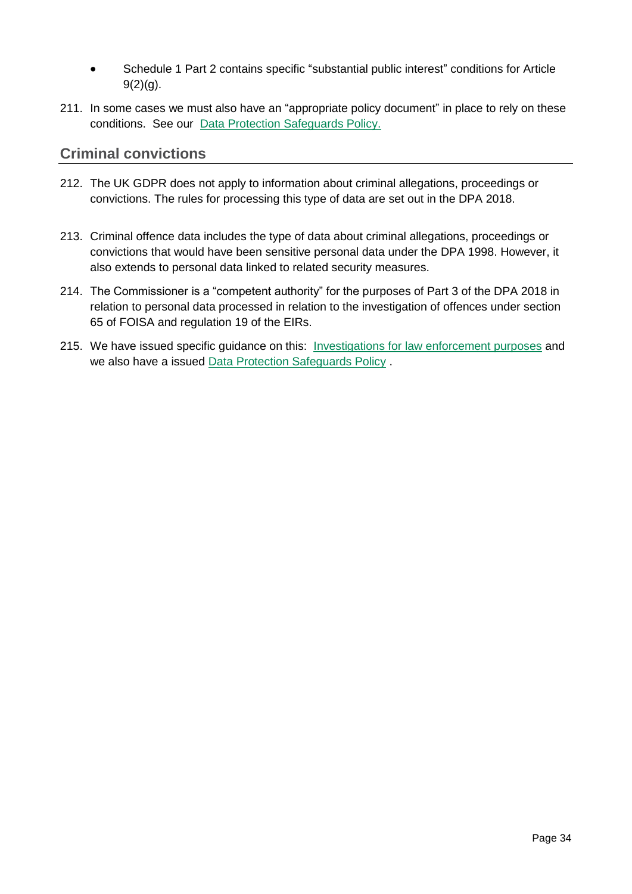- Schedule 1 Part 2 contains specific "substantial public interest" conditions for Article 9(2)(g).

211. In some cases we must also have an "appropriate policy document" in place to rely on these conditions. See our [Data Protection Safeguards Policy.]()

## Criminal convictions

212. The UK GDPR does not apply to information about criminal allegations, proceedings or convictions. The rules for processing this type of data are set out in the DPA 2018.

213. Criminal offence data includes the type of data about criminal allegations, proceedings or convictions that would have been sensitive personal data under the DPA 1998. However, it also extends to personal data linked to related security measures.

214. The Commissioner is a "competent authority" for the purposes of Part 3 of the DPA 2018 in relation to personal data processed in relation to the investigation of offences under section 65 of FOISA and regulation 19 of the EIRs.

215. We have issued specific guidance on this: [Investigations for law enforcement purposes]() and we also have a issued [Data Protection Safeguards Policy]() .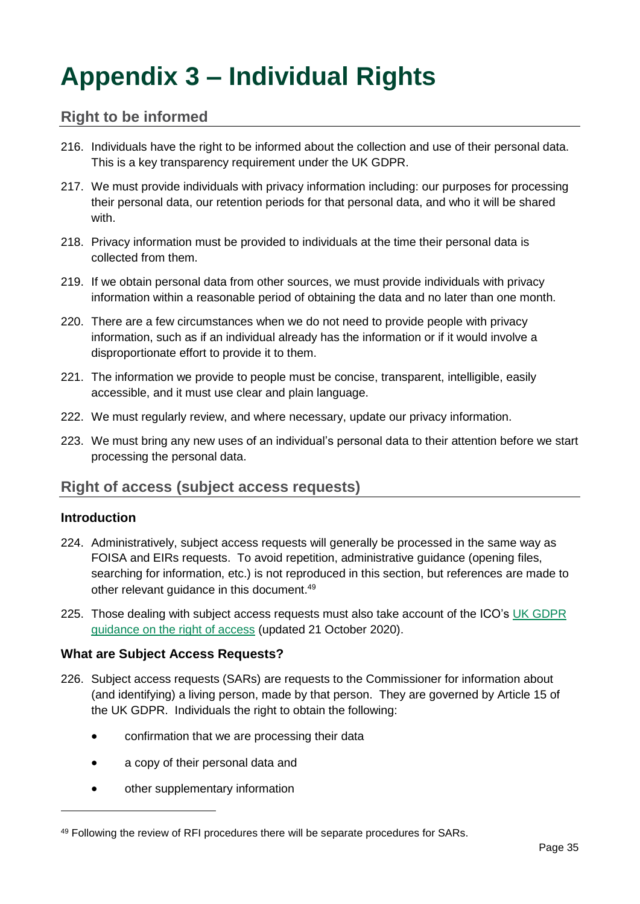# Appendix 3 – Individual Rights

## Right to be informed

216. Individuals have the right to be informed about the collection and use of their personal data. This is a key transparency requirement under the UK GDPR.

217. We must provide individuals with privacy information including: our purposes for processing their personal data, our retention periods for that personal data, and who it will be shared with.

218. Privacy information must be provided to individuals at the time their personal data is collected from them.

219. If we obtain personal data from other sources, we must provide individuals with privacy information within a reasonable period of obtaining the data and no later than one month.

220. There are a few circumstances when we do not need to provide people with privacy information, such as if an individual already has the information or if it would involve a disproportionate effort to provide it to them.

221. The information we provide to people must be concise, transparent, intelligible, easily accessible, and it must use clear and plain language.

222. We must regularly review, and where necessary, update our privacy information.

223. We must bring any new uses of an individual's personal data to their attention before we start processing the personal data.

## Right of access (subject access requests)

### Introduction

224. Administratively, subject access requests will generally be processed in the same way as FOISA and EIRs requests. To avoid repetition, administrative guidance (opening files, searching for information, etc.) is not reproduced in this section, but references are made to other relevant guidance in this document.[49]

225. Those dealing with subject access requests must also take account of the ICO's [UK GDPR guidance on the right of access]() (updated 21 October 2020).

### What are Subject Access Requests?

226. Subject access requests (SARs) are requests to the Commissioner for information about (and identifying) a living person, made by that person. They are governed by Article 15 of the UK GDPR. Individuals the right to obtain the following:

- confirmation that we are processing their data
- a copy of their personal data and
- other supplementary information

---

[49] Following the review of RFI procedures there will be separate procedures for SARs.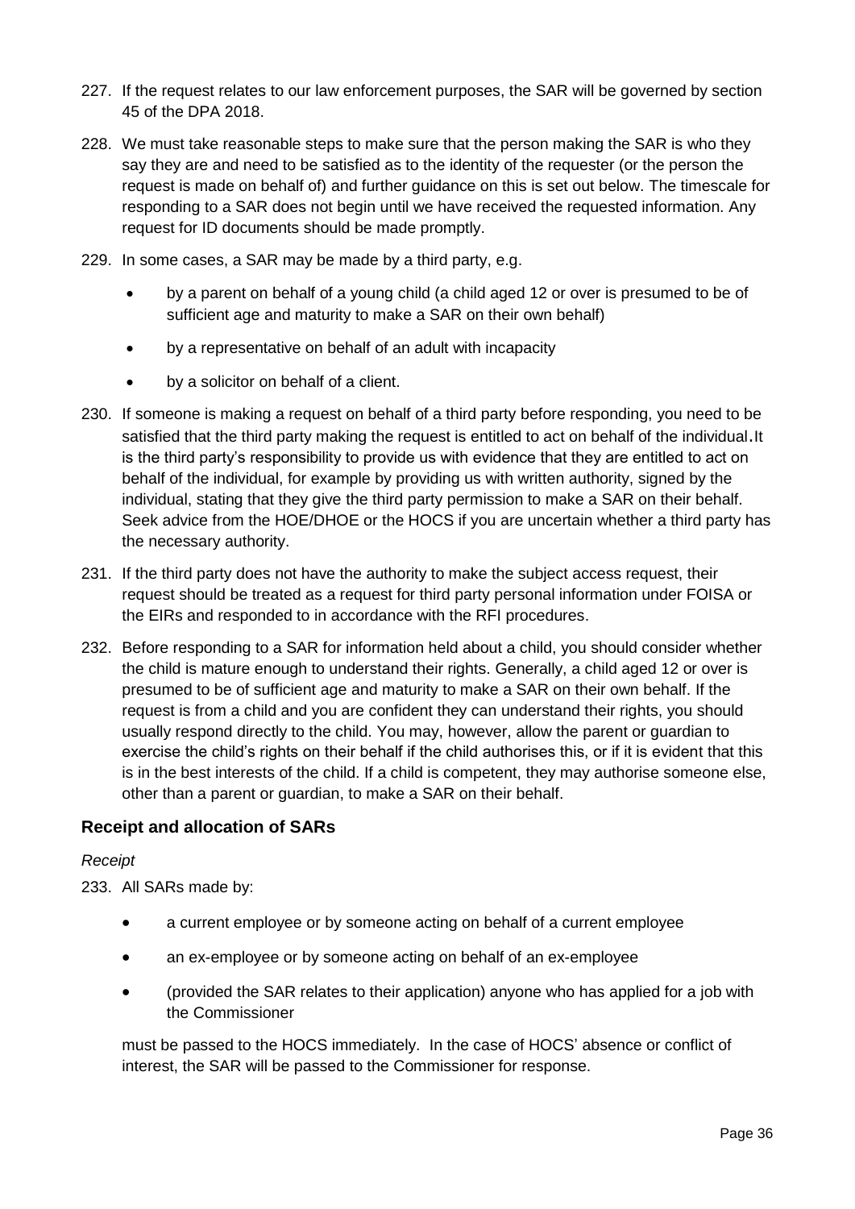227. If the request relates to our law enforcement purposes, the SAR will be governed by section 45 of the DPA 2018.

228. We must take reasonable steps to make sure that the person making the SAR is who they say they are and need to be satisfied as to the identity of the requester (or the person the request is made on behalf of) and further guidance on this is set out below. The timescale for responding to a SAR does not begin until we have received the requested information. Any request for ID documents should be made promptly.

229. In some cases, a SAR may be made by a third party, e.g.

- by a parent on behalf of a young child (a child aged 12 or over is presumed to be of sufficient age and maturity to make a SAR on their own behalf)
- by a representative on behalf of an adult with incapacity
- by a solicitor on behalf of a client.

230. If someone is making a request on behalf of a third party before responding, you need to be satisfied that the third party making the request is entitled to act on behalf of the individual.It is the third party's responsibility to provide us with evidence that they are entitled to act on behalf of the individual, for example by providing us with written authority, signed by the individual, stating that they give the third party permission to make a SAR on their behalf. Seek advice from the HOE/DHOE or the HOCS if you are uncertain whether a third party has the necessary authority.

231. If the third party does not have the authority to make the subject access request, their request should be treated as a request for third party personal information under FOISA or the EIRs and responded to in accordance with the RFI procedures.

232. Before responding to a SAR for information held about a child, you should consider whether the child is mature enough to understand their rights. Generally, a child aged 12 or over is presumed to be of sufficient age and maturity to make a SAR on their own behalf. If the request is from a child and you are confident they can understand their rights, you should usually respond directly to the child. You may, however, allow the parent or guardian to exercise the child's rights on their behalf if the child authorises this, or if it is evident that this is in the best interests of the child. If a child is competent, they may authorise someone else, other than a parent or guardian, to make a SAR on their behalf.

## Receipt and allocation of SARs

*Receipt*

233. All SARs made by:

- a current employee or by someone acting on behalf of a current employee
- an ex-employee or by someone acting on behalf of an ex-employee
- (provided the SAR relates to their application) anyone who has applied for a job with the Commissioner

must be passed to the HOCS immediately. In the case of HOCS' absence or conflict of interest, the SAR will be passed to the Commissioner for response.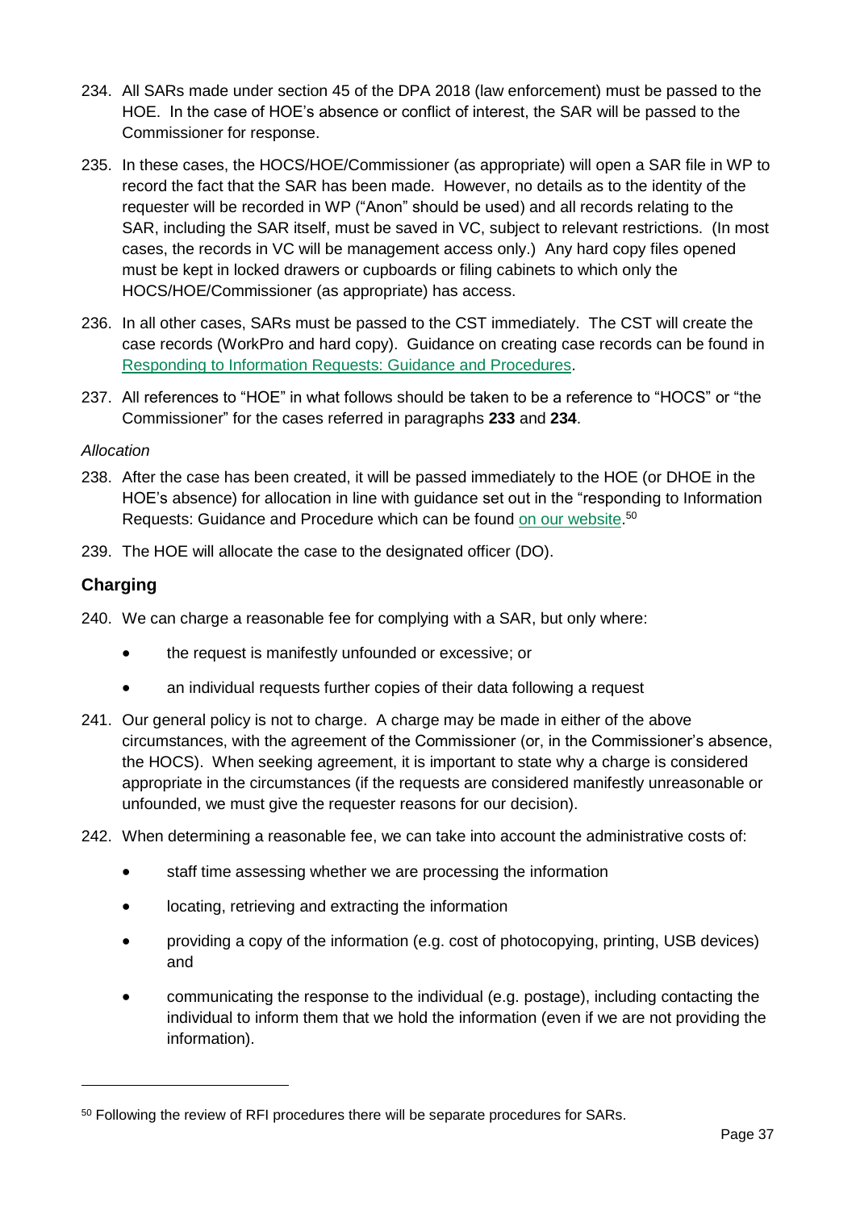234. All SARs made under section 45 of the DPA 2018 (law enforcement) must be passed to the HOE. In the case of HOE's absence or conflict of interest, the SAR will be passed to the Commissioner for response.

235. In these cases, the HOCS/HOE/Commissioner (as appropriate) will open a SAR file in WP to record the fact that the SAR has been made. However, no details as to the identity of the requester will be recorded in WP ("Anon" should be used) and all records relating to the SAR, including the SAR itself, must be saved in VC, subject to relevant restrictions. (In most cases, the records in VC will be management access only.) Any hard copy files opened must be kept in locked drawers or cupboards or filing cabinets to which only the HOCS/HOE/Commissioner (as appropriate) has access.

236. In all other cases, SARs must be passed to the CST immediately. The CST will create the case records (WorkPro and hard copy). Guidance on creating case records can be found in Responding to Information Requests: Guidance and Procedures.

237. All references to "HOE" in what follows should be taken to be a reference to "HOCS" or "the Commissioner" for the cases referred in paragraphs **233** and **234**.

*Allocation*

238. After the case has been created, it will be passed immediately to the HOE (or DHOE in the HOE's absence) for allocation in line with guidance set out in the "responding to Information Requests: Guidance and Procedure which can be found on our website.[50]

239. The HOE will allocate the case to the designated officer (DO).

## Charging

240. We can charge a reasonable fee for complying with a SAR, but only where:

- the request is manifestly unfounded or excessive; or
- an individual requests further copies of their data following a request

241. Our general policy is not to charge. A charge may be made in either of the above circumstances, with the agreement of the Commissioner (or, in the Commissioner's absence, the HOCS). When seeking agreement, it is important to state why a charge is considered appropriate in the circumstances (if the requests are considered manifestly unreasonable or unfounded, we must give the requester reasons for our decision).

242. When determining a reasonable fee, we can take into account the administrative costs of:

- staff time assessing whether we are processing the information
- locating, retrieving and extracting the information
- providing a copy of the information (e.g. cost of photocopying, printing, USB devices) and
- communicating the response to the individual (e.g. postage), including contacting the individual to inform them that we hold the information (even if we are not providing the information).

---

[50] Following the review of RFI procedures there will be separate procedures for SARs.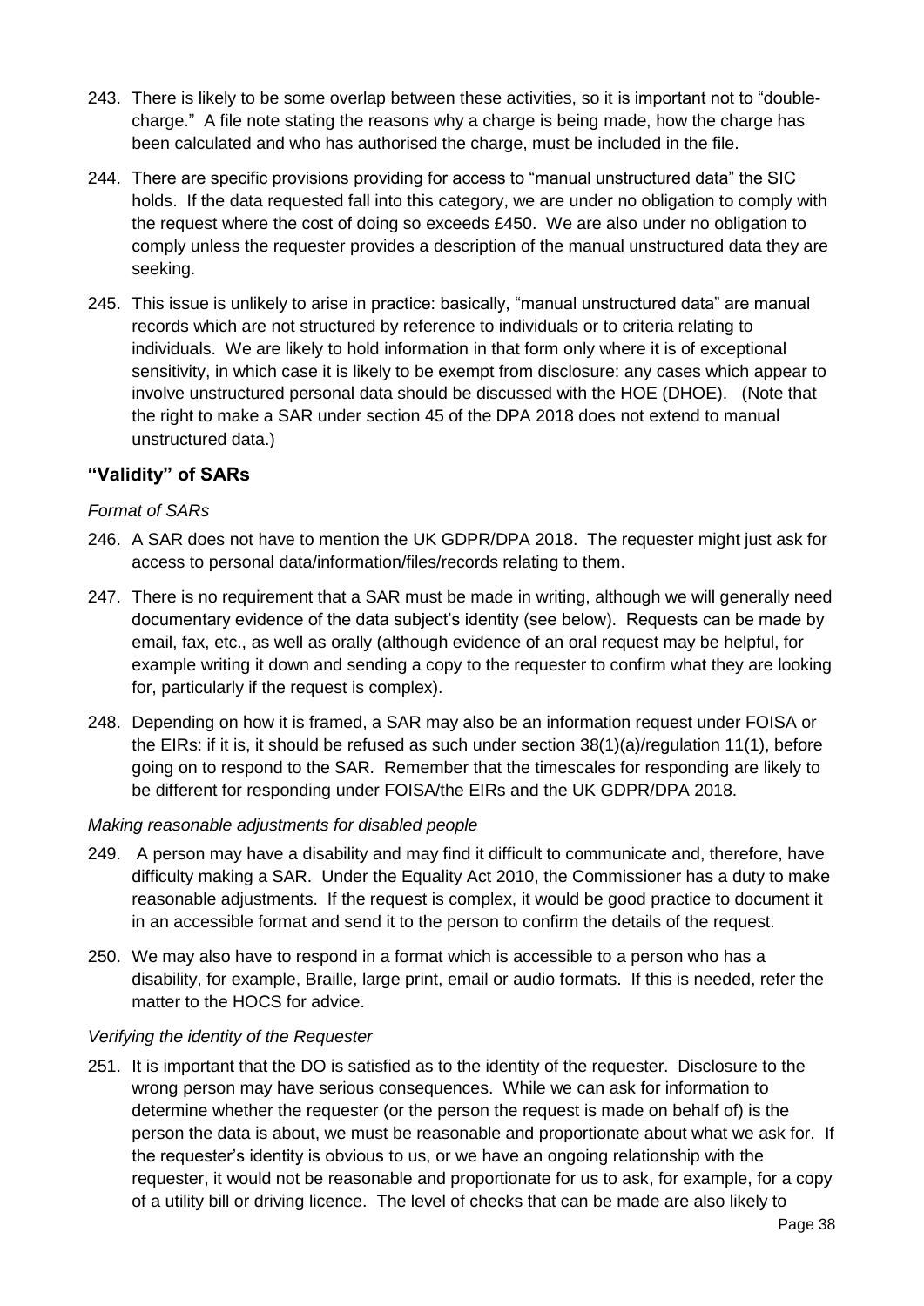243. There is likely to be some overlap between these activities, so it is important not to "double-charge." A file note stating the reasons why a charge is being made, how the charge has been calculated and who has authorised the charge, must be included in the file.

244. There are specific provisions providing for access to "manual unstructured data" the SIC holds. If the data requested fall into this category, we are under no obligation to comply with the request where the cost of doing so exceeds £450. We are also under no obligation to comply unless the requester provides a description of the manual unstructured data they are seeking.

245. This issue is unlikely to arise in practice: basically, "manual unstructured data" are manual records which are not structured by reference to individuals or to criteria relating to individuals. We are likely to hold information in that form only where it is of exceptional sensitivity, in which case it is likely to be exempt from disclosure: any cases which appear to involve unstructured personal data should be discussed with the HOE (DHOE). (Note that the right to make a SAR under section 45 of the DPA 2018 does not extend to manual unstructured data.)

## "Validity" of SARs

*Format of SARs*

246. A SAR does not have to mention the UK GDPR/DPA 2018. The requester might just ask for access to personal data/information/files/records relating to them.

247. There is no requirement that a SAR must be made in writing, although we will generally need documentary evidence of the data subject's identity (see below). Requests can be made by email, fax, etc., as well as orally (although evidence of an oral request may be helpful, for example writing it down and sending a copy to the requester to confirm what they are looking for, particularly if the request is complex).

248. Depending on how it is framed, a SAR may also be an information request under FOISA or the EIRs: if it is, it should be refused as such under section 38(1)(a)/regulation 11(1), before going on to respond to the SAR. Remember that the timescales for responding are likely to be different for responding under FOISA/the EIRs and the UK GDPR/DPA 2018.

*Making reasonable adjustments for disabled people*

249. A person may have a disability and may find it difficult to communicate and, therefore, have difficulty making a SAR. Under the Equality Act 2010, the Commissioner has a duty to make reasonable adjustments. If the request is complex, it would be good practice to document it in an accessible format and send it to the person to confirm the details of the request.

250. We may also have to respond in a format which is accessible to a person who has a disability, for example, Braille, large print, email or audio formats. If this is needed, refer the matter to the HOCS for advice.

*Verifying the identity of the Requester*

251. It is important that the DO is satisfied as to the identity of the requester. Disclosure to the wrong person may have serious consequences. While we can ask for information to determine whether the requester (or the person the request is made on behalf of) is the person the data is about, we must be reasonable and proportionate about what we ask for. If the requester's identity is obvious to us, or we have an ongoing relationship with the requester, it would not be reasonable and proportionate for us to ask, for example, for a copy of a utility bill or driving licence. The level of checks that can be made are also likely to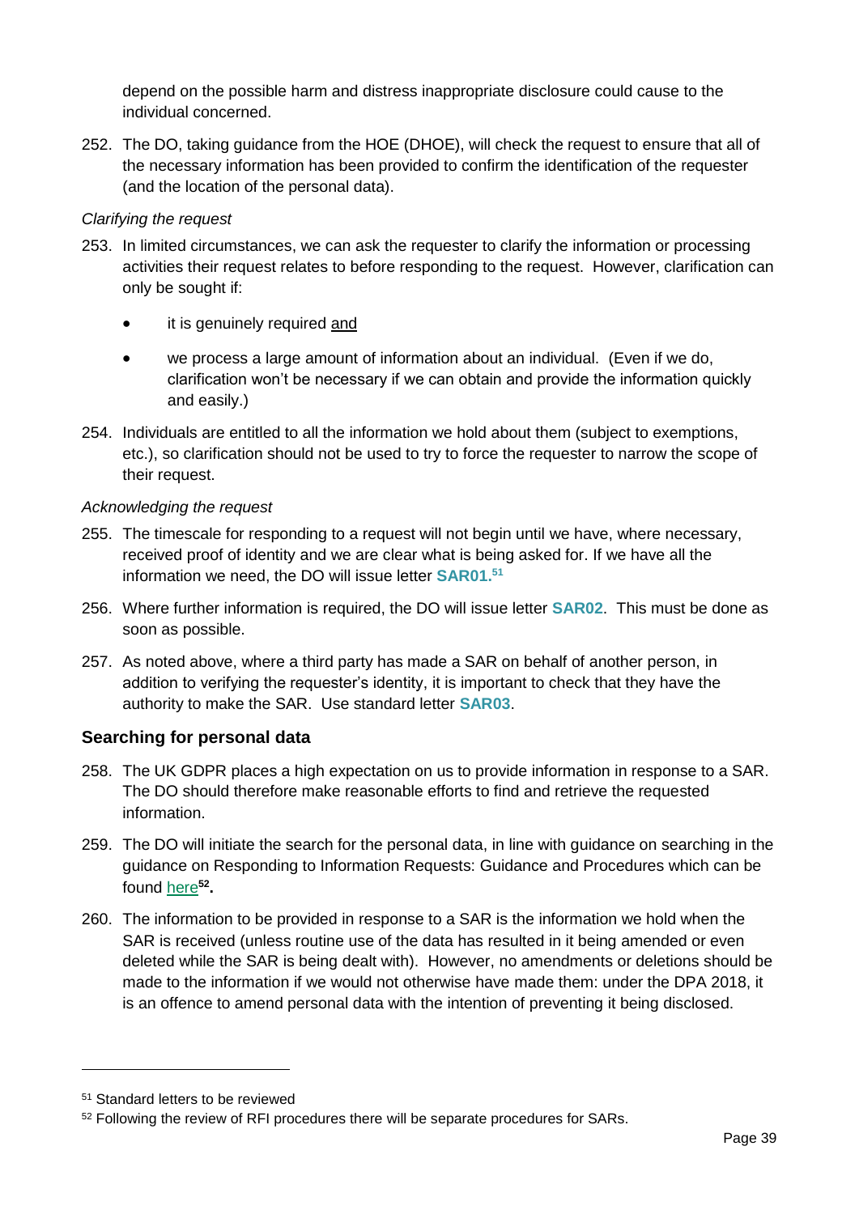depend on the possible harm and distress inappropriate disclosure could cause to the individual concerned.

252. The DO, taking guidance from the HOE (DHOE), will check the request to ensure that all of the necessary information has been provided to confirm the identification of the requester (and the location of the personal data).

*Clarifying the request*

253. In limited circumstances, we can ask the requester to clarify the information or processing activities their request relates to before responding to the request. However, clarification can only be sought if:

    - it is genuinely required <u>and</u>
    - we process a large amount of information about an individual. (Even if we do, clarification won't be necessary if we can obtain and provide the information quickly and easily.)

254. Individuals are entitled to all the information we hold about them (subject to exemptions, etc.), so clarification should not be used to try to force the requester to narrow the scope of their request.

*Acknowledging the request*

255. The timescale for responding to a request will not begin until we have, where necessary, received proof of identity and we are clear what is being asked for. If we have all the information we need, the DO will issue letter **SAR01.**[51]

256. Where further information is required, the DO will issue letter **SAR02**. This must be done as soon as possible.

257. As noted above, where a third party has made a SAR on behalf of another person, in addition to verifying the requester's identity, it is important to check that they have the authority to make the SAR. Use standard letter **SAR03**.

## Searching for personal data

258. The UK GDPR places a high expectation on us to provide information in response to a SAR. The DO should therefore make reasonable efforts to find and retrieve the requested information.

259. The DO will initiate the search for the personal data, in line with guidance on searching in the guidance on Responding to Information Requests: Guidance and Procedures which can be found here[52]**.**

260. The information to be provided in response to a SAR is the information we hold when the SAR is received (unless routine use of the data has resulted in it being amended or even deleted while the SAR is being dealt with). However, no amendments or deletions should be made to the information if we would not otherwise have made them: under the DPA 2018, it is an offence to amend personal data with the intention of preventing it being disclosed.

---

[51] Standard letters to be reviewed

[52] Following the review of RFI procedures there will be separate procedures for SARs.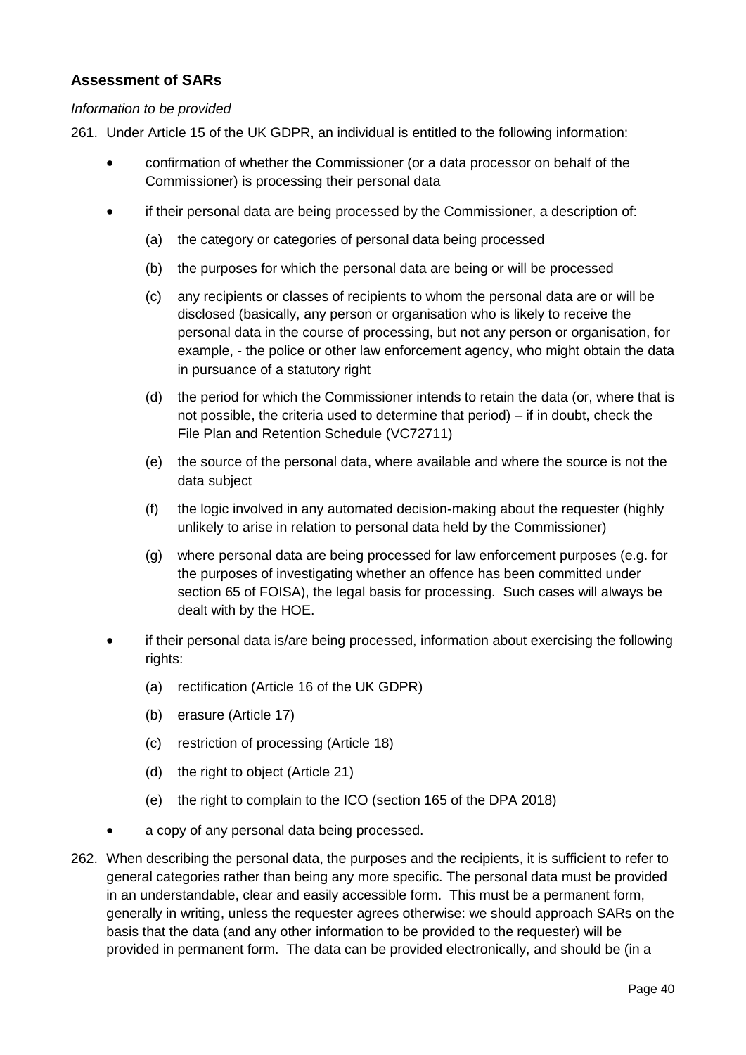### Assessment of SARs

*Information to be provided*

261. Under Article 15 of the UK GDPR, an individual is entitled to the following information:

   - confirmation of whether the Commissioner (or a data processor on behalf of the Commissioner) is processing their personal data

   - if their personal data are being processed by the Commissioner, a description of:

     (a) the category or categories of personal data being processed

     (b) the purposes for which the personal data are being or will be processed

     (c) any recipients or classes of recipients to whom the personal data are or will be disclosed (basically, any person or organisation who is likely to receive the personal data in the course of processing, but not any person or organisation, for example, - the police or other law enforcement agency, who might obtain the data in pursuance of a statutory right

     (d) the period for which the Commissioner intends to retain the data (or, where that is not possible, the criteria used to determine that period) – if in doubt, check the File Plan and Retention Schedule (VC72711)

     (e) the source of the personal data, where available and where the source is not the data subject

     (f) the logic involved in any automated decision-making about the requester (highly unlikely to arise in relation to personal data held by the Commissioner)

     (g) where personal data are being processed for law enforcement purposes (e.g. for the purposes of investigating whether an offence has been committed under section 65 of FOISA), the legal basis for processing. Such cases will always be dealt with by the HOE.

   - if their personal data is/are being processed, information about exercising the following rights:

     (a) rectification (Article 16 of the UK GDPR)

     (b) erasure (Article 17)

     (c) restriction of processing (Article 18)

     (d) the right to object (Article 21)

     (e) the right to complain to the ICO (section 165 of the DPA 2018)

   - a copy of any personal data being processed.

262. When describing the personal data, the purposes and the recipients, it is sufficient to refer to general categories rather than being any more specific. The personal data must be provided in an understandable, clear and easily accessible form. This must be a permanent form, generally in writing, unless the requester agrees otherwise: we should approach SARs on the basis that the data (and any other information to be provided to the requester) will be provided in permanent form. The data can be provided electronically, and should be (in a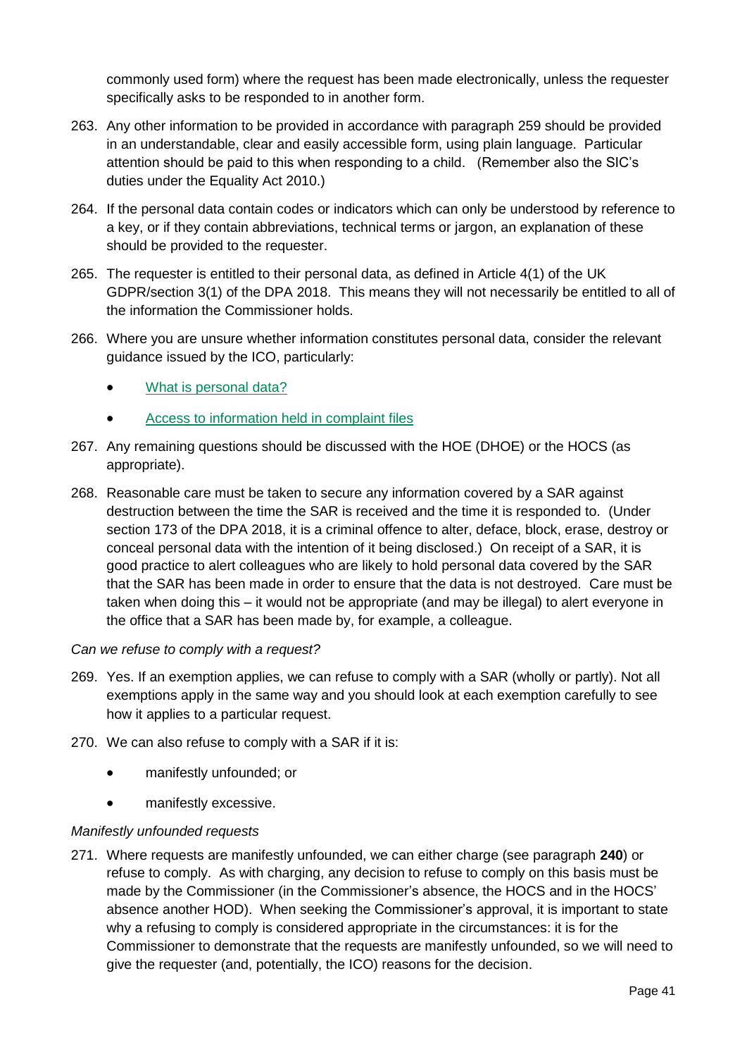commonly used form) where the request has been made electronically, unless the requester specifically asks to be responded to in another form.

263. Any other information to be provided in accordance with paragraph 259 should be provided in an understandable, clear and easily accessible form, using plain language. Particular attention should be paid to this when responding to a child. (Remember also the SIC's duties under the Equality Act 2010.)

264. If the personal data contain codes or indicators which can only be understood by reference to a key, or if they contain abbreviations, technical terms or jargon, an explanation of these should be provided to the requester.

265. The requester is entitled to their personal data, as defined in Article 4(1) of the UK GDPR/section 3(1) of the DPA 2018. This means they will not necessarily be entitled to all of the information the Commissioner holds.

266. Where you are unsure whether information constitutes personal data, consider the relevant guidance issued by the ICO, particularly:

    - What is personal data?
    - Access to information held in complaint files

267. Any remaining questions should be discussed with the HOE (DHOE) or the HOCS (as appropriate).

268. Reasonable care must be taken to secure any information covered by a SAR against destruction between the time the SAR is received and the time it is responded to. (Under section 173 of the DPA 2018, it is a criminal offence to alter, deface, block, erase, destroy or conceal personal data with the intention of it being disclosed.) On receipt of a SAR, it is good practice to alert colleagues who are likely to hold personal data covered by the SAR that the SAR has been made in order to ensure that the data is not destroyed. Care must be taken when doing this – it would not be appropriate (and may be illegal) to alert everyone in the office that a SAR has been made by, for example, a colleague.

*Can we refuse to comply with a request?*

269. Yes. If an exemption applies, we can refuse to comply with a SAR (wholly or partly). Not all exemptions apply in the same way and you should look at each exemption carefully to see how it applies to a particular request.

270. We can also refuse to comply with a SAR if it is:

    - manifestly unfounded; or
    - manifestly excessive.

*Manifestly unfounded requests*

271. Where requests are manifestly unfounded, we can either charge (see paragraph **240**) or refuse to comply. As with charging, any decision to refuse to comply on this basis must be made by the Commissioner (in the Commissioner's absence, the HOCS and in the HOCS' absence another HOD). When seeking the Commissioner's approval, it is important to state why a refusing to comply is considered appropriate in the circumstances: it is for the Commissioner to demonstrate that the requests are manifestly unfounded, so we will need to give the requester (and, potentially, the ICO) reasons for the decision.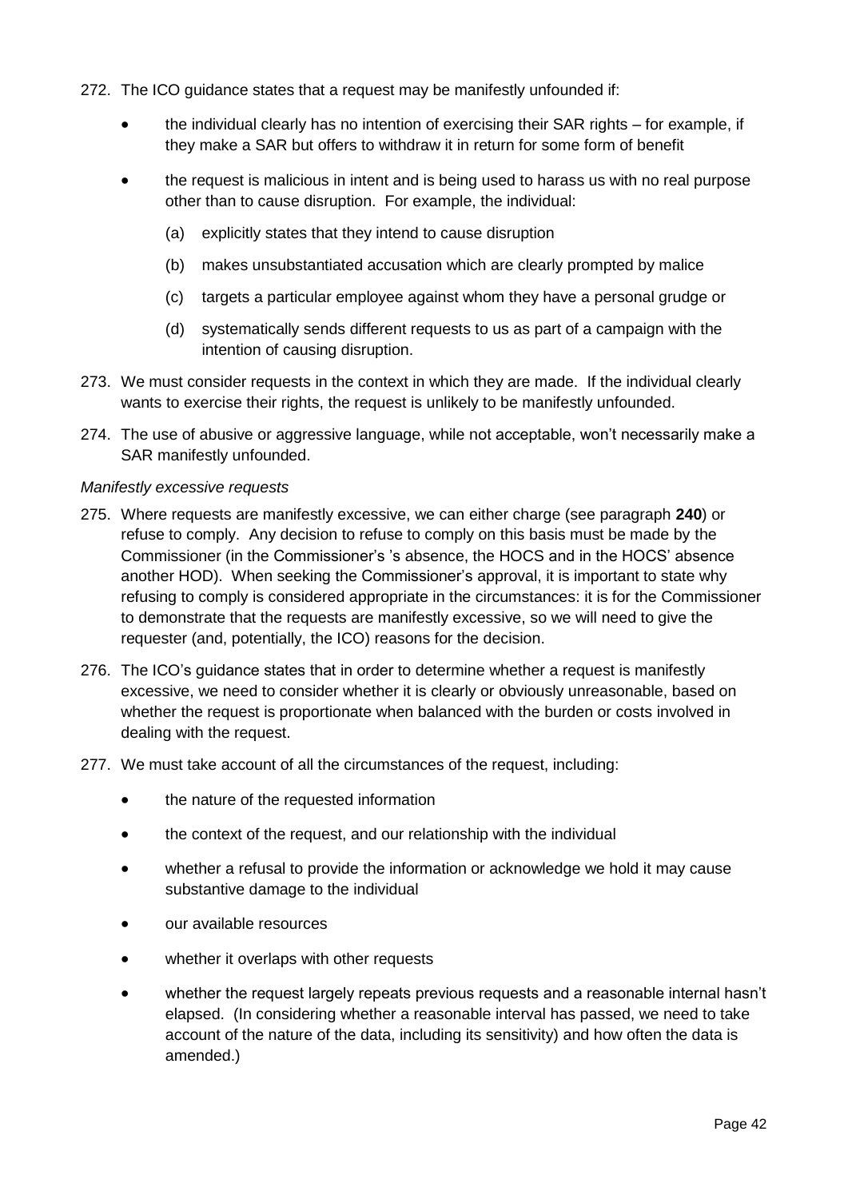272. The ICO guidance states that a request may be manifestly unfounded if:

   - the individual clearly has no intention of exercising their SAR rights – for example, if they make a SAR but offers to withdraw it in return for some form of benefit
   - the request is malicious in intent and is being used to harass us with no real purpose other than to cause disruption. For example, the individual:

     (a) explicitly states that they intend to cause disruption

     (b) makes unsubstantiated accusation which are clearly prompted by malice

     (c) targets a particular employee against whom they have a personal grudge or

     (d) systematically sends different requests to us as part of a campaign with the intention of causing disruption.

273. We must consider requests in the context in which they are made. If the individual clearly wants to exercise their rights, the request is unlikely to be manifestly unfounded.

274. The use of abusive or aggressive language, while not acceptable, won't necessarily make a SAR manifestly unfounded.

*Manifestly excessive requests*

275. Where requests are manifestly excessive, we can either charge (see paragraph **240**) or refuse to comply. Any decision to refuse to comply on this basis must be made by the Commissioner (in the Commissioner's 's absence, the HOCS and in the HOCS' absence another HOD). When seeking the Commissioner's approval, it is important to state why refusing to comply is considered appropriate in the circumstances: it is for the Commissioner to demonstrate that the requests are manifestly excessive, so we will need to give the requester (and, potentially, the ICO) reasons for the decision.

276. The ICO's guidance states that in order to determine whether a request is manifestly excessive, we need to consider whether it is clearly or obviously unreasonable, based on whether the request is proportionate when balanced with the burden or costs involved in dealing with the request.

277. We must take account of all the circumstances of the request, including:

   - the nature of the requested information
   - the context of the request, and our relationship with the individual
   - whether a refusal to provide the information or acknowledge we hold it may cause substantive damage to the individual
   - our available resources
   - whether it overlaps with other requests
   - whether the request largely repeats previous requests and a reasonable internal hasn't elapsed. (In considering whether a reasonable interval has passed, we need to take account of the nature of the data, including its sensitivity) and how often the data is amended.)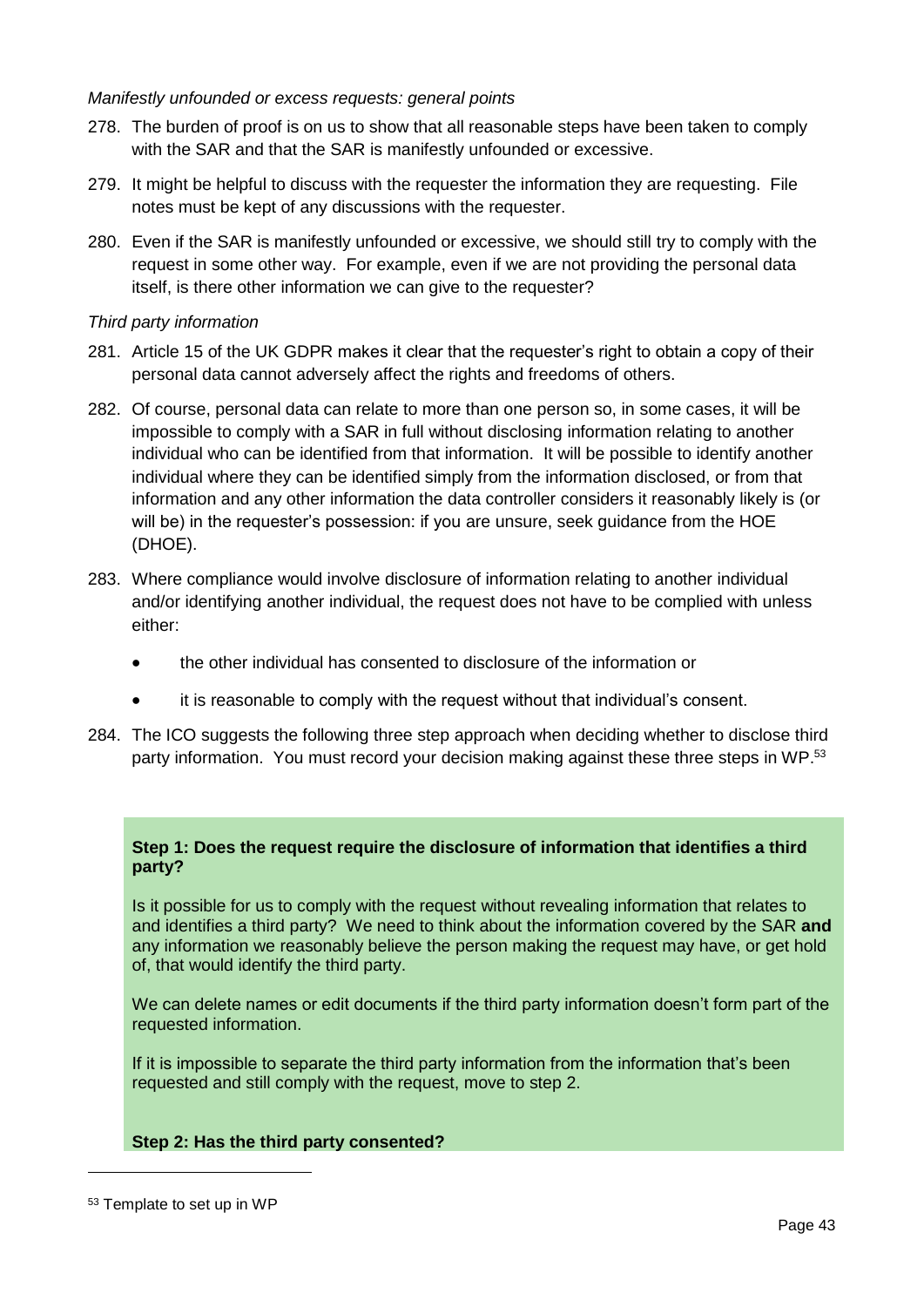*Manifestly unfounded or excess requests: general points*

278. The burden of proof is on us to show that all reasonable steps have been taken to comply with the SAR and that the SAR is manifestly unfounded or excessive.

279. It might be helpful to discuss with the requester the information they are requesting. File notes must be kept of any discussions with the requester.

280. Even if the SAR is manifestly unfounded or excessive, we should still try to comply with the request in some other way. For example, even if we are not providing the personal data itself, is there other information we can give to the requester?

*Third party information*

281. Article 15 of the UK GDPR makes it clear that the requester's right to obtain a copy of their personal data cannot adversely affect the rights and freedoms of others.

282. Of course, personal data can relate to more than one person so, in some cases, it will be impossible to comply with a SAR in full without disclosing information relating to another individual who can be identified from that information. It will be possible to identify another individual where they can be identified simply from the information disclosed, or from that information and any other information the data controller considers it reasonably likely is (or will be) in the requester's possession: if you are unsure, seek guidance from the HOE (DHOE).

283. Where compliance would involve disclosure of information relating to another individual and/or identifying another individual, the request does not have to be complied with unless either:

- the other individual has consented to disclosure of the information or
- it is reasonable to comply with the request without that individual's consent.

284. The ICO suggests the following three step approach when deciding whether to disclose third party information. You must record your decision making against these three steps in WP.[53]

**Step 1: Does the request require the disclosure of information that identifies a third party?**

Is it possible for us to comply with the request without revealing information that relates to and identifies a third party? We need to think about the information covered by the SAR **and** any information we reasonably believe the person making the request may have, or get hold of, that would identify the third party.

We can delete names or edit documents if the third party information doesn't form part of the requested information.

If it is impossible to separate the third party information from the information that's been requested and still comply with the request, move to step 2.

**Step 2: Has the third party consented?**

[53] Template to set up in WP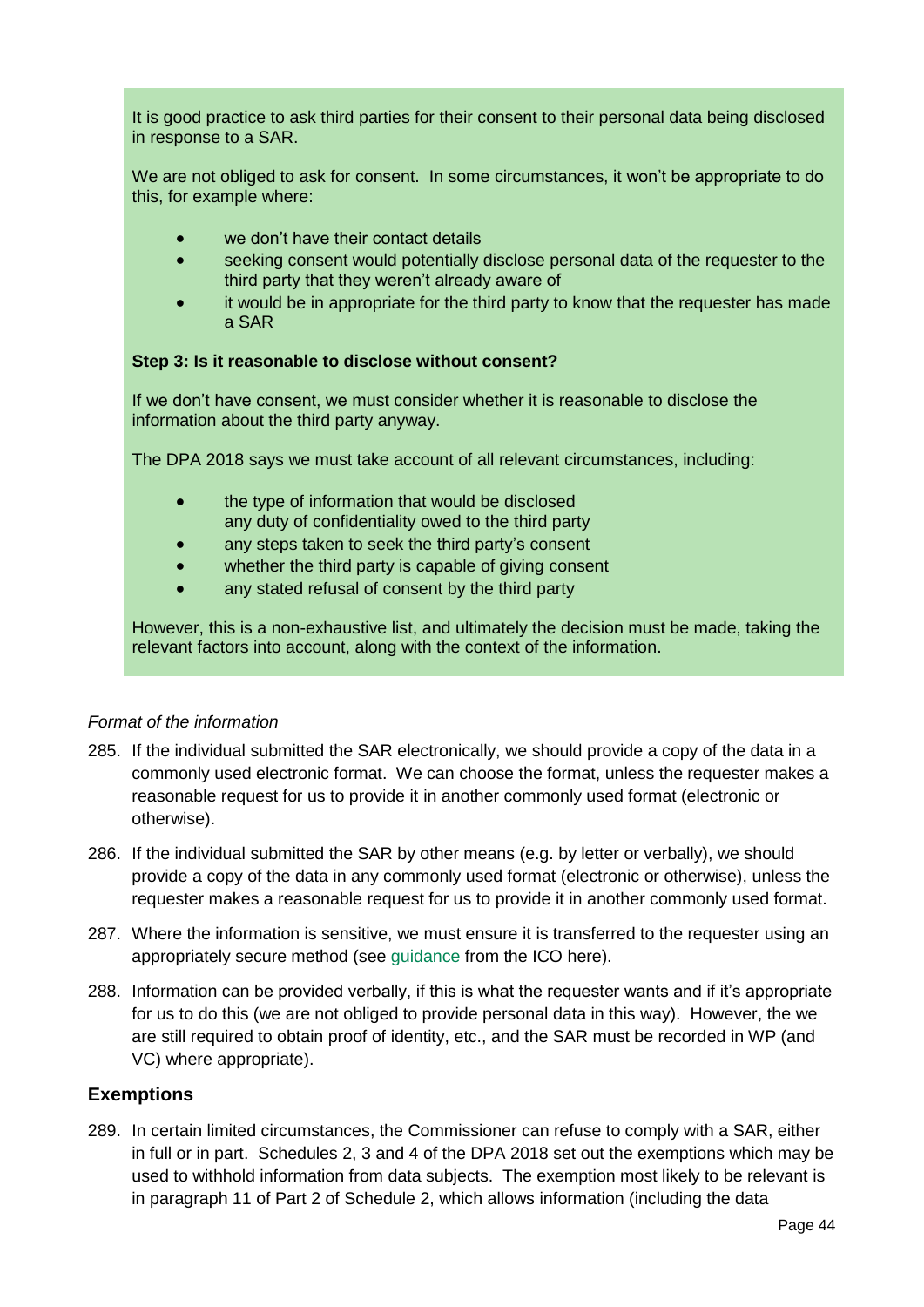It is good practice to ask third parties for their consent to their personal data being disclosed in response to a SAR.

We are not obliged to ask for consent. In some circumstances, it won't be appropriate to do this, for example where:

- we don't have their contact details
- seeking consent would potentially disclose personal data of the requester to the third party that they weren't already aware of
- it would be in appropriate for the third party to know that the requester has made a SAR

**Step 3: Is it reasonable to disclose without consent?**

If we don't have consent, we must consider whether it is reasonable to disclose the information about the third party anyway.

The DPA 2018 says we must take account of all relevant circumstances, including:

- the type of information that would be disclosed
  any duty of confidentiality owed to the third party
- any steps taken to seek the third party's consent
- whether the third party is capable of giving consent
- any stated refusal of consent by the third party

However, this is a non-exhaustive list, and ultimately the decision must be made, taking the relevant factors into account, along with the context of the information.

*Format of the information*

285. If the individual submitted the SAR electronically, we should provide a copy of the data in a commonly used electronic format. We can choose the format, unless the requester makes a reasonable request for us to provide it in another commonly used format (electronic or otherwise).

286. If the individual submitted the SAR by other means (e.g. by letter or verbally), we should provide a copy of the data in any commonly used format (electronic or otherwise), unless the requester makes a reasonable request for us to provide it in another commonly used format.

287. Where the information is sensitive, we must ensure it is transferred to the requester using an appropriately secure method (see guidance from the ICO here).

288. Information can be provided verbally, if this is what the requester wants and if it's appropriate for us to do this (we are not obliged to provide personal data in this way). However, the we are still required to obtain proof of identity, etc., and the SAR must be recorded in WP (and VC) where appropriate).

## Exemptions

289. In certain limited circumstances, the Commissioner can refuse to comply with a SAR, either in full or in part. Schedules 2, 3 and 4 of the DPA 2018 set out the exemptions which may be used to withhold information from data subjects. The exemption most likely to be relevant is in paragraph 11 of Part 2 of Schedule 2, which allows information (including the data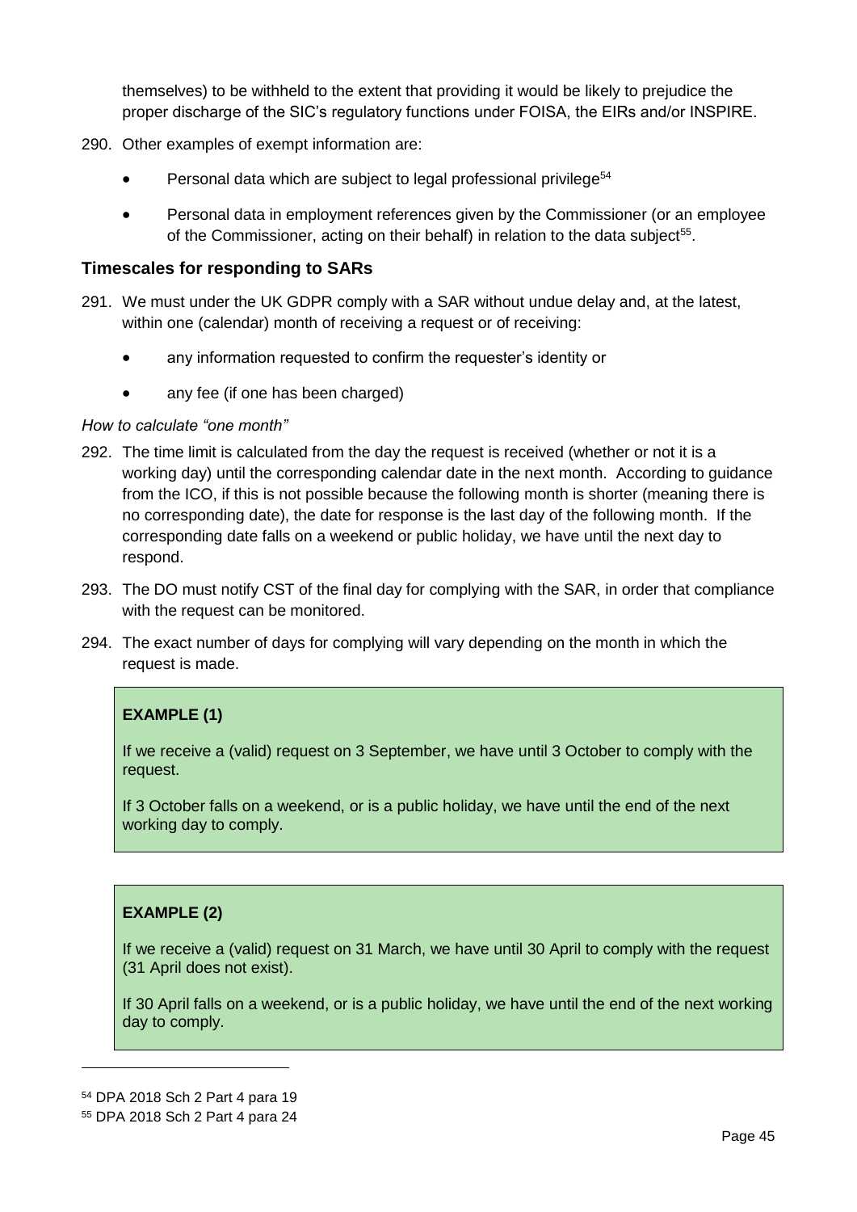themselves) to be withheld to the extent that providing it would be likely to prejudice the proper discharge of the SIC's regulatory functions under FOISA, the EIRs and/or INSPIRE.

290. Other examples of exempt information are:

- Personal data which are subject to legal professional privilege[54]
- Personal data in employment references given by the Commissioner (or an employee of the Commissioner, acting on their behalf) in relation to the data subject[55].

### Timescales for responding to SARs

291. We must under the UK GDPR comply with a SAR without undue delay and, at the latest, within one (calendar) month of receiving a request or of receiving:

- any information requested to confirm the requester's identity or
- any fee (if one has been charged)

*How to calculate "one month"*

292. The time limit is calculated from the day the request is received (whether or not it is a working day) until the corresponding calendar date in the next month. According to guidance from the ICO, if this is not possible because the following month is shorter (meaning there is no corresponding date), the date for response is the last day of the following month. If the corresponding date falls on a weekend or public holiday, we have until the next day to respond.

293. The DO must notify CST of the final day for complying with the SAR, in order that compliance with the request can be monitored.

294. The exact number of days for complying will vary depending on the month in which the request is made.

**EXAMPLE (1)**

If we receive a (valid) request on 3 September, we have until 3 October to comply with the request.

If 3 October falls on a weekend, or is a public holiday, we have until the end of the next working day to comply.

**EXAMPLE (2)**

If we receive a (valid) request on 31 March, we have until 30 April to comply with the request (31 April does not exist).

If 30 April falls on a weekend, or is a public holiday, we have until the end of the next working day to comply.

---

[54] DPA 2018 Sch 2 Part 4 para 19

[55] DPA 2018 Sch 2 Part 4 para 24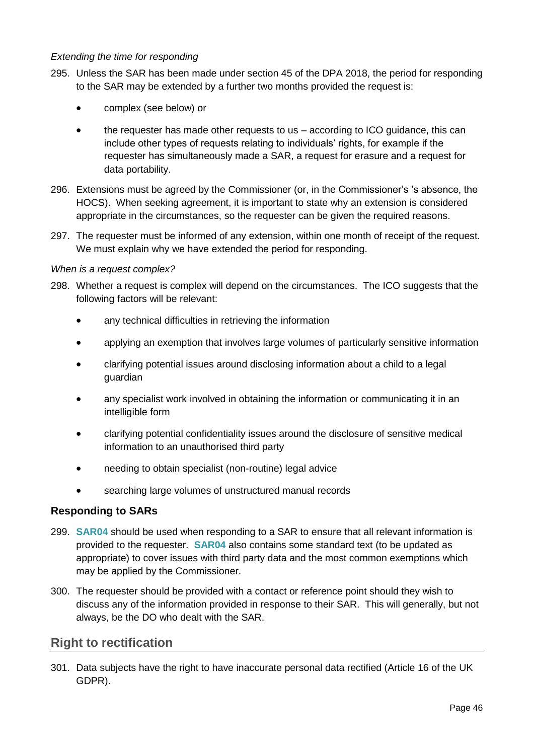*Extending the time for responding*

295. Unless the SAR has been made under section 45 of the DPA 2018, the period for responding to the SAR may be extended by a further two months provided the request is:

   - complex (see below) or
   - the requester has made other requests to us – according to ICO guidance, this can include other types of requests relating to individuals' rights, for example if the requester has simultaneously made a SAR, a request for erasure and a request for data portability.

296. Extensions must be agreed by the Commissioner (or, in the Commissioner's 's absence, the HOCS). When seeking agreement, it is important to state why an extension is considered appropriate in the circumstances, so the requester can be given the required reasons.

297. The requester must be informed of any extension, within one month of receipt of the request. We must explain why we have extended the period for responding.

*When is a request complex?*

298. Whether a request is complex will depend on the circumstances. The ICO suggests that the following factors will be relevant:

   - any technical difficulties in retrieving the information
   - applying an exemption that involves large volumes of particularly sensitive information
   - clarifying potential issues around disclosing information about a child to a legal guardian
   - any specialist work involved in obtaining the information or communicating it in an intelligible form
   - clarifying potential confidentiality issues around the disclosure of sensitive medical information to an unauthorised third party
   - needing to obtain specialist (non-routine) legal advice
   - searching large volumes of unstructured manual records

### Responding to SARs

299. **SAR04** should be used when responding to a SAR to ensure that all relevant information is provided to the requester. **SAR04** also contains some standard text (to be updated as appropriate) to cover issues with third party data and the most common exemptions which may be applied by the Commissioner.

300. The requester should be provided with a contact or reference point should they wish to discuss any of the information provided in response to their SAR. This will generally, but not always, be the DO who dealt with the SAR.

## Right to rectification

301. Data subjects have the right to have inaccurate personal data rectified (Article 16 of the UK GDPR).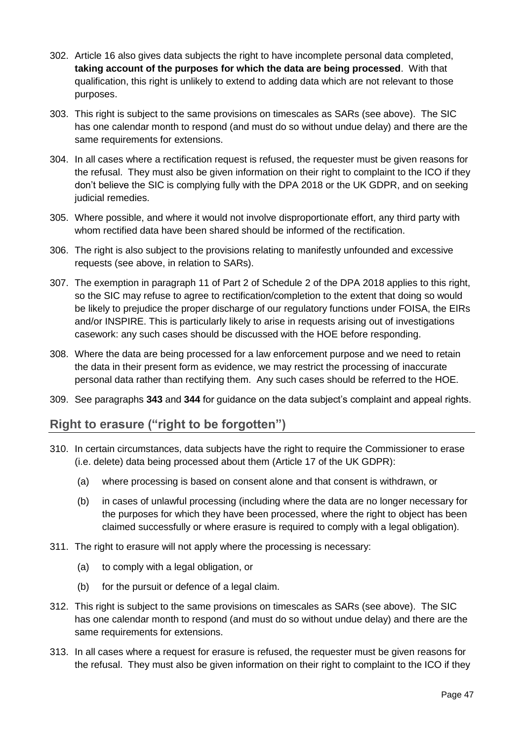302. Article 16 also gives data subjects the right to have incomplete personal data completed, **taking account of the purposes for which the data are being processed**. With that qualification, this right is unlikely to extend to adding data which are not relevant to those purposes.

303. This right is subject to the same provisions on timescales as SARs (see above). The SIC has one calendar month to respond (and must do so without undue delay) and there are the same requirements for extensions.

304. In all cases where a rectification request is refused, the requester must be given reasons for the refusal. They must also be given information on their right to complaint to the ICO if they don't believe the SIC is complying fully with the DPA 2018 or the UK GDPR, and on seeking judicial remedies.

305. Where possible, and where it would not involve disproportionate effort, any third party with whom rectified data have been shared should be informed of the rectification.

306. The right is also subject to the provisions relating to manifestly unfounded and excessive requests (see above, in relation to SARs).

307. The exemption in paragraph 11 of Part 2 of Schedule 2 of the DPA 2018 applies to this right, so the SIC may refuse to agree to rectification/completion to the extent that doing so would be likely to prejudice the proper discharge of our regulatory functions under FOISA, the EIRs and/or INSPIRE. This is particularly likely to arise in requests arising out of investigations casework: any such cases should be discussed with the HOE before responding.

308. Where the data are being processed for a law enforcement purpose and we need to retain the data in their present form as evidence, we may restrict the processing of inaccurate personal data rather than rectifying them. Any such cases should be referred to the HOE.

309. See paragraphs **343** and **344** for guidance on the data subject's complaint and appeal rights.

## Right to erasure ("right to be forgotten")

310. In certain circumstances, data subjects have the right to require the Commissioner to erase (i.e. delete) data being processed about them (Article 17 of the UK GDPR):

   (a) where processing is based on consent alone and that consent is withdrawn, or

   (b) in cases of unlawful processing (including where the data are no longer necessary for the purposes for which they have been processed, where the right to object has been claimed successfully or where erasure is required to comply with a legal obligation).

311. The right to erasure will not apply where the processing is necessary:

   (a) to comply with a legal obligation, or

   (b) for the pursuit or defence of a legal claim.

312. This right is subject to the same provisions on timescales as SARs (see above). The SIC has one calendar month to respond (and must do so without undue delay) and there are the same requirements for extensions.

313. In all cases where a request for erasure is refused, the requester must be given reasons for the refusal. They must also be given information on their right to complaint to the ICO if they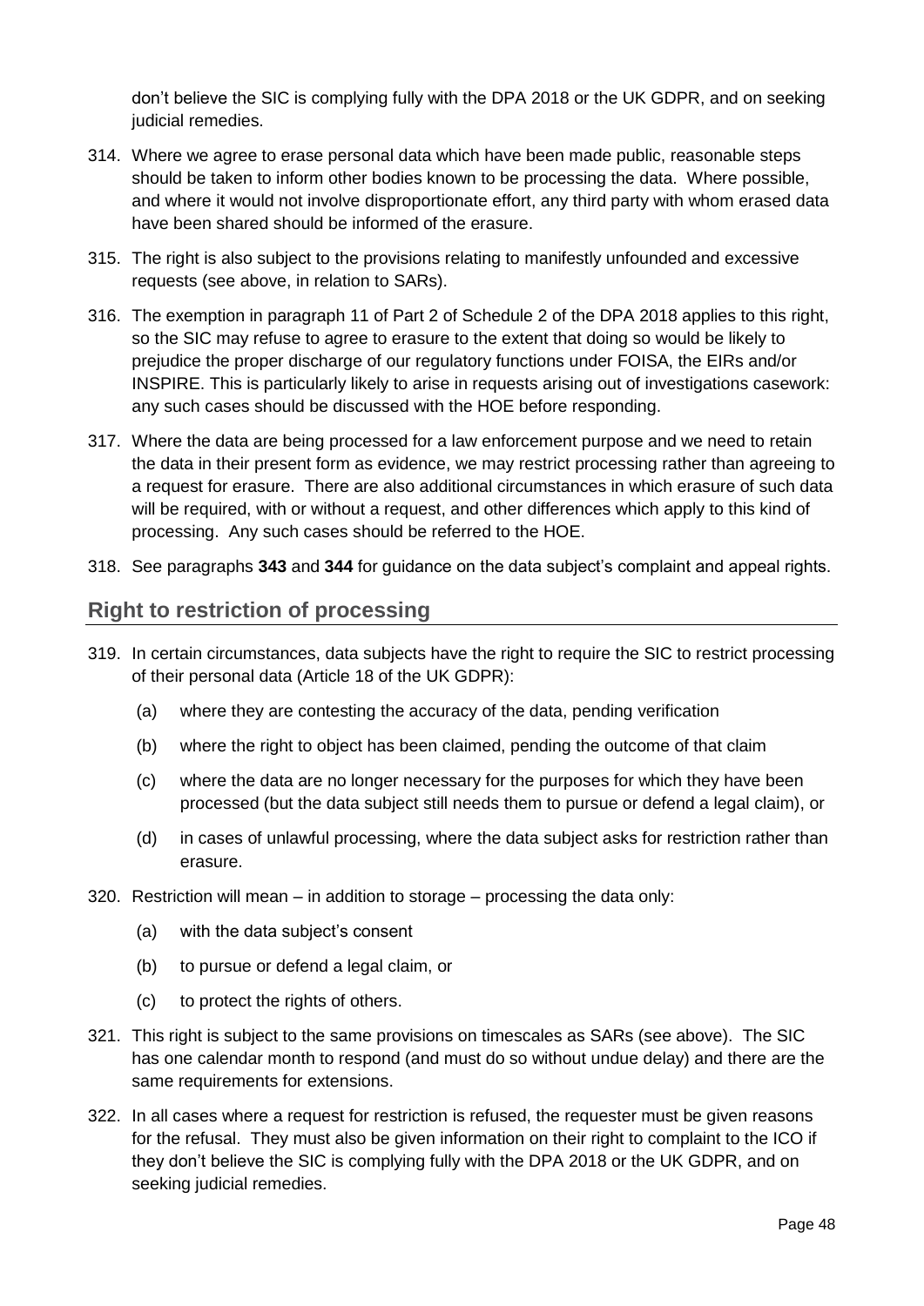don't believe the SIC is complying fully with the DPA 2018 or the UK GDPR, and on seeking judicial remedies.

314. Where we agree to erase personal data which have been made public, reasonable steps should be taken to inform other bodies known to be processing the data. Where possible, and where it would not involve disproportionate effort, any third party with whom erased data have been shared should be informed of the erasure.

315. The right is also subject to the provisions relating to manifestly unfounded and excessive requests (see above, in relation to SARs).

316. The exemption in paragraph 11 of Part 2 of Schedule 2 of the DPA 2018 applies to this right, so the SIC may refuse to agree to erasure to the extent that doing so would be likely to prejudice the proper discharge of our regulatory functions under FOISA, the EIRs and/or INSPIRE. This is particularly likely to arise in requests arising out of investigations casework: any such cases should be discussed with the HOE before responding.

317. Where the data are being processed for a law enforcement purpose and we need to retain the data in their present form as evidence, we may restrict processing rather than agreeing to a request for erasure. There are also additional circumstances in which erasure of such data will be required, with or without a request, and other differences which apply to this kind of processing. Any such cases should be referred to the HOE.

318. See paragraphs **343** and **344** for guidance on the data subject's complaint and appeal rights.

## Right to restriction of processing

319. In certain circumstances, data subjects have the right to require the SIC to restrict processing of their personal data (Article 18 of the UK GDPR):

  (a) where they are contesting the accuracy of the data, pending verification

  (b) where the right to object has been claimed, pending the outcome of that claim

  (c) where the data are no longer necessary for the purposes for which they have been processed (but the data subject still needs them to pursue or defend a legal claim), or

  (d) in cases of unlawful processing, where the data subject asks for restriction rather than erasure.

320. Restriction will mean – in addition to storage – processing the data only:

  (a) with the data subject's consent

  (b) to pursue or defend a legal claim, or

  (c) to protect the rights of others.

321. This right is subject to the same provisions on timescales as SARs (see above). The SIC has one calendar month to respond (and must do so without undue delay) and there are the same requirements for extensions.

322. In all cases where a request for restriction is refused, the requester must be given reasons for the refusal. They must also be given information on their right to complaint to the ICO if they don't believe the SIC is complying fully with the DPA 2018 or the UK GDPR, and on seeking judicial remedies.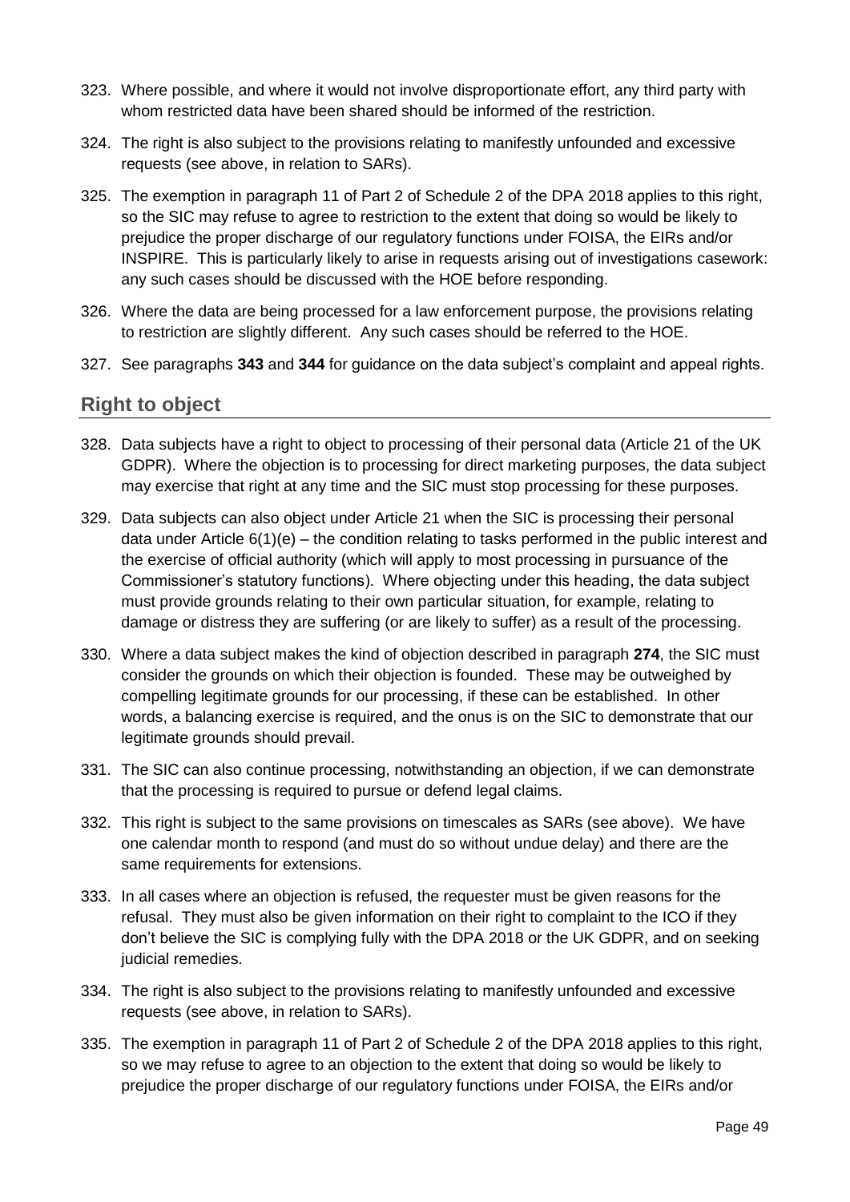323. Where possible, and where it would not involve disproportionate effort, any third party with whom restricted data have been shared should be informed of the restriction.

324. The right is also subject to the provisions relating to manifestly unfounded and excessive requests (see above, in relation to SARs).

325. The exemption in paragraph 11 of Part 2 of Schedule 2 of the DPA 2018 applies to this right, so the SIC may refuse to agree to restriction to the extent that doing so would be likely to prejudice the proper discharge of our regulatory functions under FOISA, the EIRs and/or INSPIRE. This is particularly likely to arise in requests arising out of investigations casework: any such cases should be discussed with the HOE before responding.

326. Where the data are being processed for a law enforcement purpose, the provisions relating to restriction are slightly different. Any such cases should be referred to the HOE.

327. See paragraphs **343** and **344** for guidance on the data subject's complaint and appeal rights.

## Right to object

328. Data subjects have a right to object to processing of their personal data (Article 21 of the UK GDPR). Where the objection is to processing for direct marketing purposes, the data subject may exercise that right at any time and the SIC must stop processing for these purposes.

329. Data subjects can also object under Article 21 when the SIC is processing their personal data under Article 6(1)(e) – the condition relating to tasks performed in the public interest and the exercise of official authority (which will apply to most processing in pursuance of the Commissioner's statutory functions). Where objecting under this heading, the data subject must provide grounds relating to their own particular situation, for example, relating to damage or distress they are suffering (or are likely to suffer) as a result of the processing.

330. Where a data subject makes the kind of objection described in paragraph **274**, the SIC must consider the grounds on which their objection is founded. These may be outweighed by compelling legitimate grounds for our processing, if these can be established. In other words, a balancing exercise is required, and the onus is on the SIC to demonstrate that our legitimate grounds should prevail.

331. The SIC can also continue processing, notwithstanding an objection, if we can demonstrate that the processing is required to pursue or defend legal claims.

332. This right is subject to the same provisions on timescales as SARs (see above). We have one calendar month to respond (and must do so without undue delay) and there are the same requirements for extensions.

333. In all cases where an objection is refused, the requester must be given reasons for the refusal. They must also be given information on their right to complaint to the ICO if they don't believe the SIC is complying fully with the DPA 2018 or the UK GDPR, and on seeking judicial remedies.

334. The right is also subject to the provisions relating to manifestly unfounded and excessive requests (see above, in relation to SARs).

335. The exemption in paragraph 11 of Part 2 of Schedule 2 of the DPA 2018 applies to this right, so we may refuse to agree to an objection to the extent that doing so would be likely to prejudice the proper discharge of our regulatory functions under FOISA, the EIRs and/or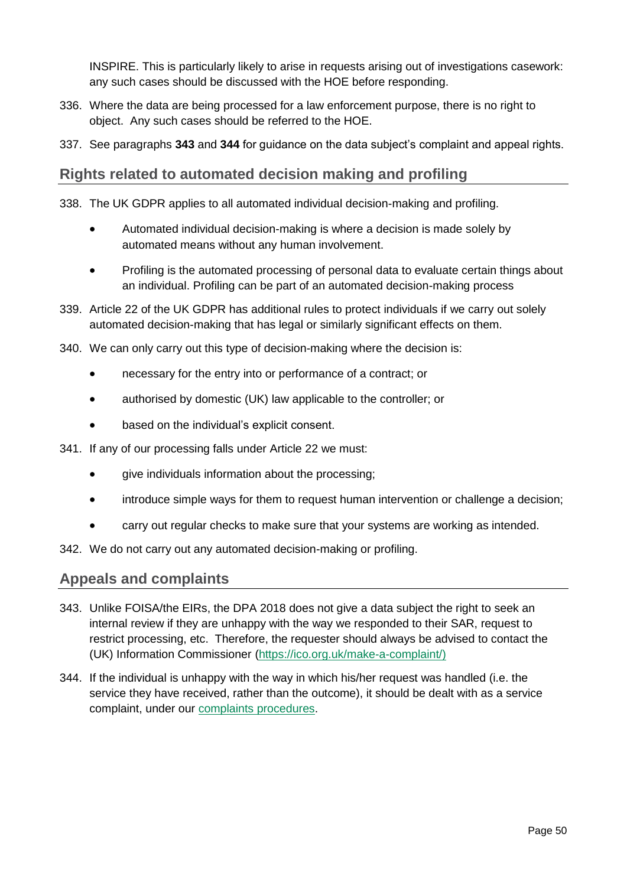INSPIRE. This is particularly likely to arise in requests arising out of investigations casework: any such cases should be discussed with the HOE before responding.

336. Where the data are being processed for a law enforcement purpose, there is no right to object. Any such cases should be referred to the HOE.

337. See paragraphs **343** and **344** for guidance on the data subject's complaint and appeal rights.

## Rights related to automated decision making and profiling

338. The UK GDPR applies to all automated individual decision-making and profiling.

    - Automated individual decision-making is where a decision is made solely by automated means without any human involvement.
    - Profiling is the automated processing of personal data to evaluate certain things about an individual. Profiling can be part of an automated decision-making process

339. Article 22 of the UK GDPR has additional rules to protect individuals if we carry out solely automated decision-making that has legal or similarly significant effects on them.

340. We can only carry out this type of decision-making where the decision is:

    - necessary for the entry into or performance of a contract; or
    - authorised by domestic (UK) law applicable to the controller; or
    - based on the individual's explicit consent.

341. If any of our processing falls under Article 22 we must:

    - give individuals information about the processing;
    - introduce simple ways for them to request human intervention or challenge a decision;
    - carry out regular checks to make sure that your systems are working as intended.

342. We do not carry out any automated decision-making or profiling.

## Appeals and complaints

343. Unlike FOISA/the EIRs, the DPA 2018 does not give a data subject the right to seek an internal review if they are unhappy with the way we responded to their SAR, request to restrict processing, etc. Therefore, the requester should always be advised to contact the (UK) Information Commissioner (https://ico.org.uk/make-a-complaint/)

344. If the individual is unhappy with the way in which his/her request was handled (i.e. the service they have received, rather than the outcome), it should be dealt with as a service complaint, under our complaints procedures.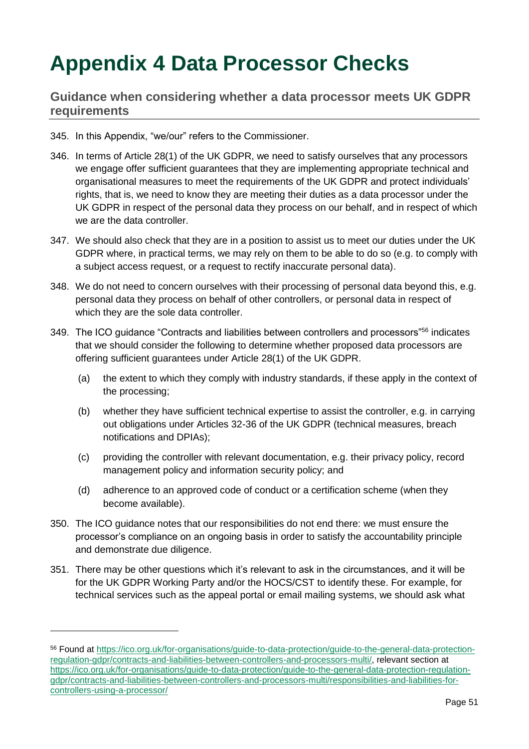# Appendix 4 Data Processor Checks

## Guidance when considering whether a data processor meets UK GDPR requirements

345. In this Appendix, "we/our" refers to the Commissioner.

346. In terms of Article 28(1) of the UK GDPR, we need to satisfy ourselves that any processors we engage offer sufficient guarantees that they are implementing appropriate technical and organisational measures to meet the requirements of the UK GDPR and protect individuals' rights, that is, we need to know they are meeting their duties as a data processor under the UK GDPR in respect of the personal data they process on our behalf, and in respect of which we are the data controller.

347. We should also check that they are in a position to assist us to meet our duties under the UK GDPR where, in practical terms, we may rely on them to be able to do so (e.g. to comply with a subject access request, or a request to rectify inaccurate personal data).

348. We do not need to concern ourselves with their processing of personal data beyond this, e.g. personal data they process on behalf of other controllers, or personal data in respect of which they are the sole data controller.

349. The ICO guidance "Contracts and liabilities between controllers and processors"[56] indicates that we should consider the following to determine whether proposed data processors are offering sufficient guarantees under Article 28(1) of the UK GDPR.

    (a) the extent to which they comply with industry standards, if these apply in the context of the processing;

    (b) whether they have sufficient technical expertise to assist the controller, e.g. in carrying out obligations under Articles 32-36 of the UK GDPR (technical measures, breach notifications and DPIAs);

    (c) providing the controller with relevant documentation, e.g. their privacy policy, record management policy and information security policy; and

    (d) adherence to an approved code of conduct or a certification scheme (when they become available).

350. The ICO guidance notes that our responsibilities do not end there: we must ensure the processor's compliance on an ongoing basis in order to satisfy the accountability principle and demonstrate due diligence.

351. There may be other questions which it's relevant to ask in the circumstances, and it will be for the UK GDPR Working Party and/or the HOCS/CST to identify these. For example, for technical services such as the appeal portal or email mailing systems, we should ask what

---

[56] Found at https://ico.org.uk/for-organisations/guide-to-data-protection/guide-to-the-general-data-protection-regulation-gdpr/contracts-and-liabilities-between-controllers-and-processors-multi/, relevant section at https://ico.org.uk/for-organisations/guide-to-data-protection/guide-to-the-general-data-protection-regulation-gdpr/contracts-and-liabilities-between-controllers-and-processors-multi/responsibilities-and-liabilities-for-controllers-using-a-processor/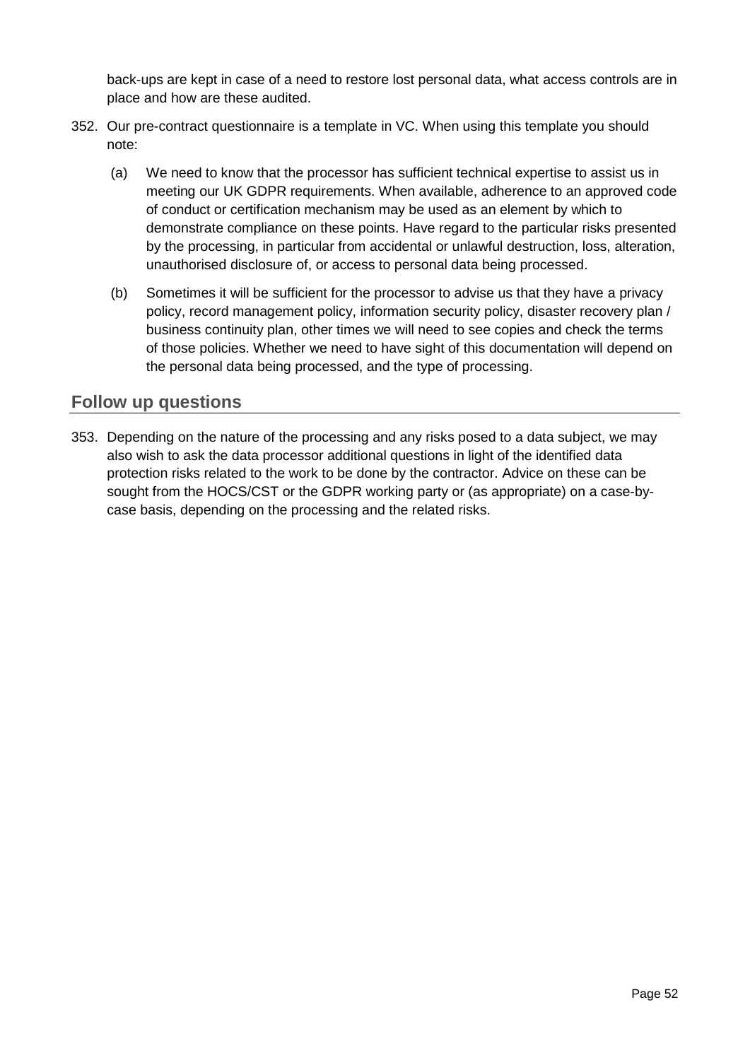back-ups are kept in case of a need to restore lost personal data, what access controls are in place and how are these audited.

352. Our pre-contract questionnaire is a template in VC. When using this template you should note:

   (a) We need to know that the processor has sufficient technical expertise to assist us in meeting our UK GDPR requirements. When available, adherence to an approved code of conduct or certification mechanism may be used as an element by which to demonstrate compliance on these points. Have regard to the particular risks presented by the processing, in particular from accidental or unlawful destruction, loss, alteration, unauthorised disclosure of, or access to personal data being processed.

   (b) Sometimes it will be sufficient for the processor to advise us that they have a privacy policy, record management policy, information security policy, disaster recovery plan / business continuity plan, other times we will need to see copies and check the terms of those policies. Whether we need to have sight of this documentation will depend on the personal data being processed, and the type of processing.

## Follow up questions

353. Depending on the nature of the processing and any risks posed to a data subject, we may also wish to ask the data processor additional questions in light of the identified data protection risks related to the work to be done by the contractor. Advice on these can be sought from the HOCS/CST or the GDPR working party or (as appropriate) on a case-by-case basis, depending on the processing and the related risks.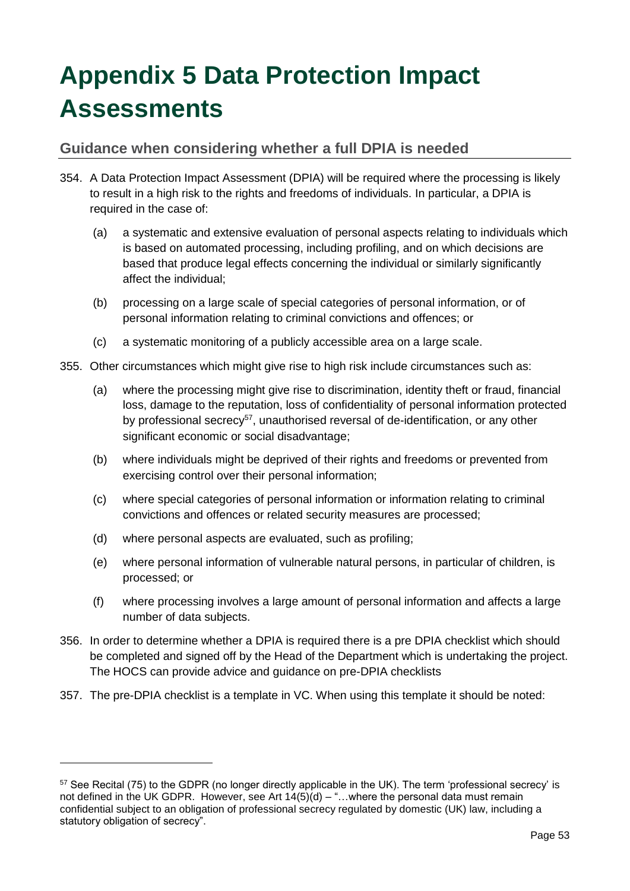# Appendix 5 Data Protection Impact Assessments

## Guidance when considering whether a full DPIA is needed

354. A Data Protection Impact Assessment (DPIA) will be required where the processing is likely to result in a high risk to the rights and freedoms of individuals. In particular, a DPIA is required in the case of:

    (a) a systematic and extensive evaluation of personal aspects relating to individuals which is based on automated processing, including profiling, and on which decisions are based that produce legal effects concerning the individual or similarly significantly affect the individual;

    (b) processing on a large scale of special categories of personal information, or of personal information relating to criminal convictions and offences; or

    (c) a systematic monitoring of a publicly accessible area on a large scale.

355. Other circumstances which might give rise to high risk include circumstances such as:

    (a) where the processing might give rise to discrimination, identity theft or fraud, financial loss, damage to the reputation, loss of confidentiality of personal information protected by professional secrecy[57], unauthorised reversal of de-identification, or any other significant economic or social disadvantage;

    (b) where individuals might be deprived of their rights and freedoms or prevented from exercising control over their personal information;

    (c) where special categories of personal information or information relating to criminal convictions and offences or related security measures are processed;

    (d) where personal aspects are evaluated, such as profiling;

    (e) where personal information of vulnerable natural persons, in particular of children, is processed; or

    (f) where processing involves a large amount of personal information and affects a large number of data subjects.

356. In order to determine whether a DPIA is required there is a pre DPIA checklist which should be completed and signed off by the Head of the Department which is undertaking the project. The HOCS can provide advice and guidance on pre-DPIA checklists

357. The pre-DPIA checklist is a template in VC. When using this template it should be noted:

---

[57] See Recital (75) to the GDPR (no longer directly applicable in the UK). The term 'professional secrecy' is not defined in the UK GDPR. However, see Art 14(5)(d) – "…where the personal data must remain confidential subject to an obligation of professional secrecy regulated by domestic (UK) law, including a statutory obligation of secrecy".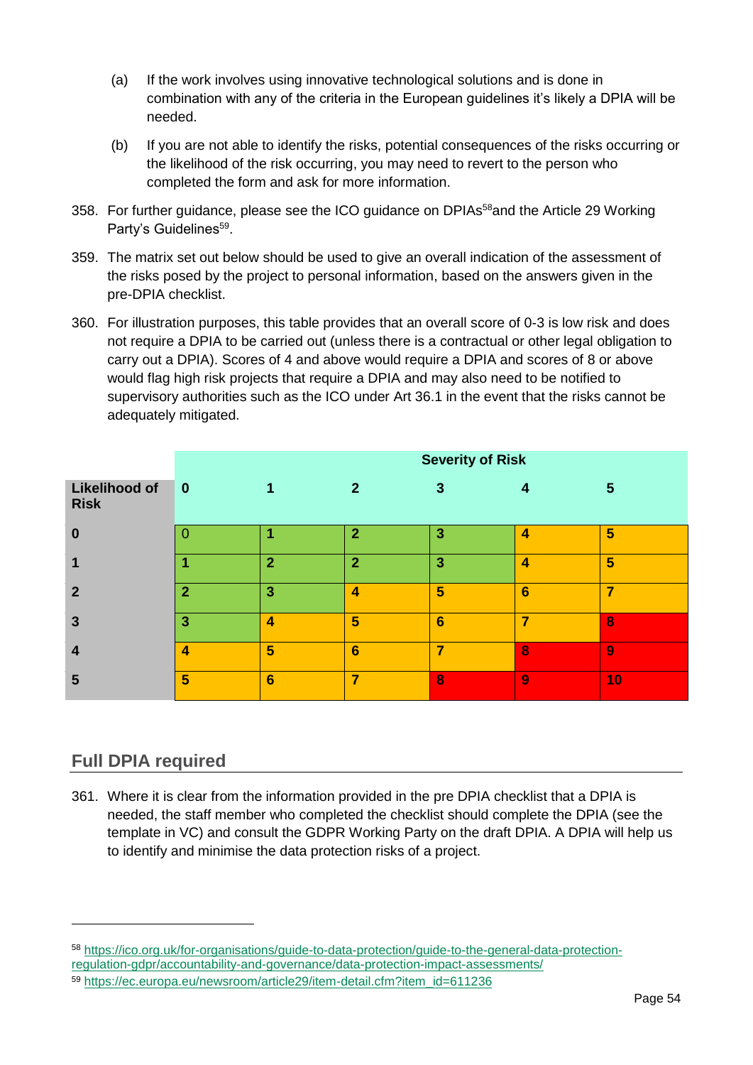(a) If the work involves using innovative technological solutions and is done in combination with any of the criteria in the European guidelines it's likely a DPIA will be needed.

(b) If you are not able to identify the risks, potential consequences of the risks occurring or the likelihood of the risk occurring, you may need to revert to the person who completed the form and ask for more information.

358. For further guidance, please see the ICO guidance on DPIAs[58]and the Article 29 Working Party's Guidelines[59].

359. The matrix set out below should be used to give an overall indication of the assessment of the risks posed by the project to personal information, based on the answers given in the pre-DPIA checklist.

360. For illustration purposes, this table provides that an overall score of 0-3 is low risk and does not require a DPIA to be carried out (unless there is a contractual or other legal obligation to carry out a DPIA). Scores of 4 and above would require a DPIA and scores of 8 or above would flag high risk projects that require a DPIA and may also need to be notified to supervisory authorities such as the ICO under Art 36.1 in the event that the risks cannot be adequately mitigated.

| | **Severity of Risk** | | | | | |
|---|---|---|---|---|---|---|
| **Likelihood of Risk** | **0** | **1** | **2** | **3** | **4** | **5** |
| **0** | 0 | **1** | **2** | **3** | **4** | **5** |
| **1** | **1** | **2** | **2** | **3** | **4** | **5** |
| **2** | **2** | **3** | **4** | **5** | **6** | **7** |
| **3** | **3** | **4** | **5** | **6** | **7** | **8** |
| **4** | **4** | **5** | **6** | **7** | **8** | **9** |
| **5** | **5** | **6** | **7** | **8** | **9** | **10** |

## Full DPIA required

361. Where it is clear from the information provided in the pre DPIA checklist that a DPIA is needed, the staff member who completed the checklist should complete the DPIA (see the template in VC) and consult the GDPR Working Party on the draft DPIA. A DPIA will help us to identify and minimise the data protection risks of a project.

---

[58] https://ico.org.uk/for-organisations/guide-to-data-protection/guide-to-the-general-data-protection-regulation-gdpr/accountability-and-governance/data-protection-impact-assessments/

[59] https://ec.europa.eu/newsroom/article29/item-detail.cfm?item_id=611236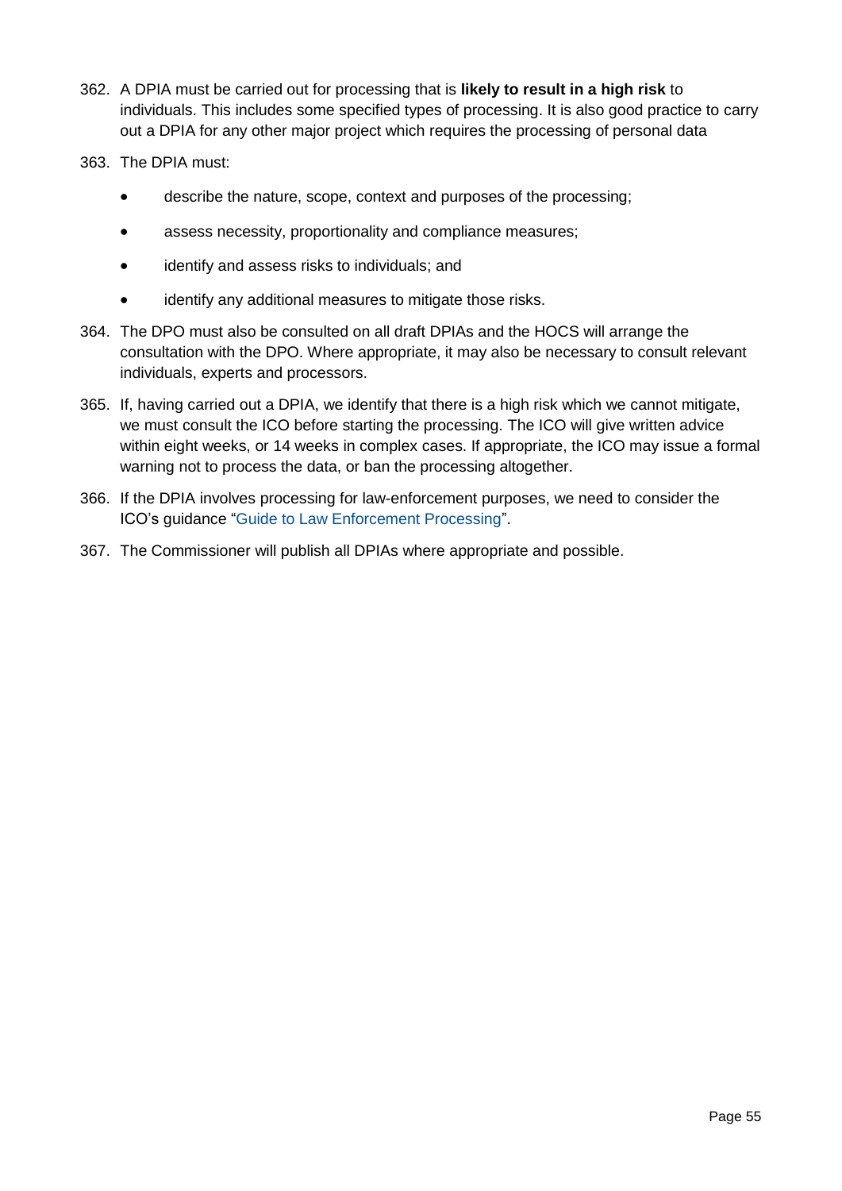362. A DPIA must be carried out for processing that is **likely to result in a high risk** to individuals. This includes some specified types of processing. It is also good practice to carry out a DPIA for any other major project which requires the processing of personal data

363. The DPIA must:

- describe the nature, scope, context and purposes of the processing;
- assess necessity, proportionality and compliance measures;
- identify and assess risks to individuals; and
- identify any additional measures to mitigate those risks.

364. The DPO must also be consulted on all draft DPIAs and the HOCS will arrange the consultation with the DPO. Where appropriate, it may also be necessary to consult relevant individuals, experts and processors.

365. If, having carried out a DPIA, we identify that there is a high risk which we cannot mitigate, we must consult the ICO before starting the processing. The ICO will give written advice within eight weeks, or 14 weeks in complex cases. If appropriate, the ICO may issue a formal warning not to process the data, or ban the processing altogether.

366. If the DPIA involves processing for law-enforcement purposes, we need to consider the ICO's guidance "Guide to Law Enforcement Processing".

367. The Commissioner will publish all DPIAs where appropriate and possible.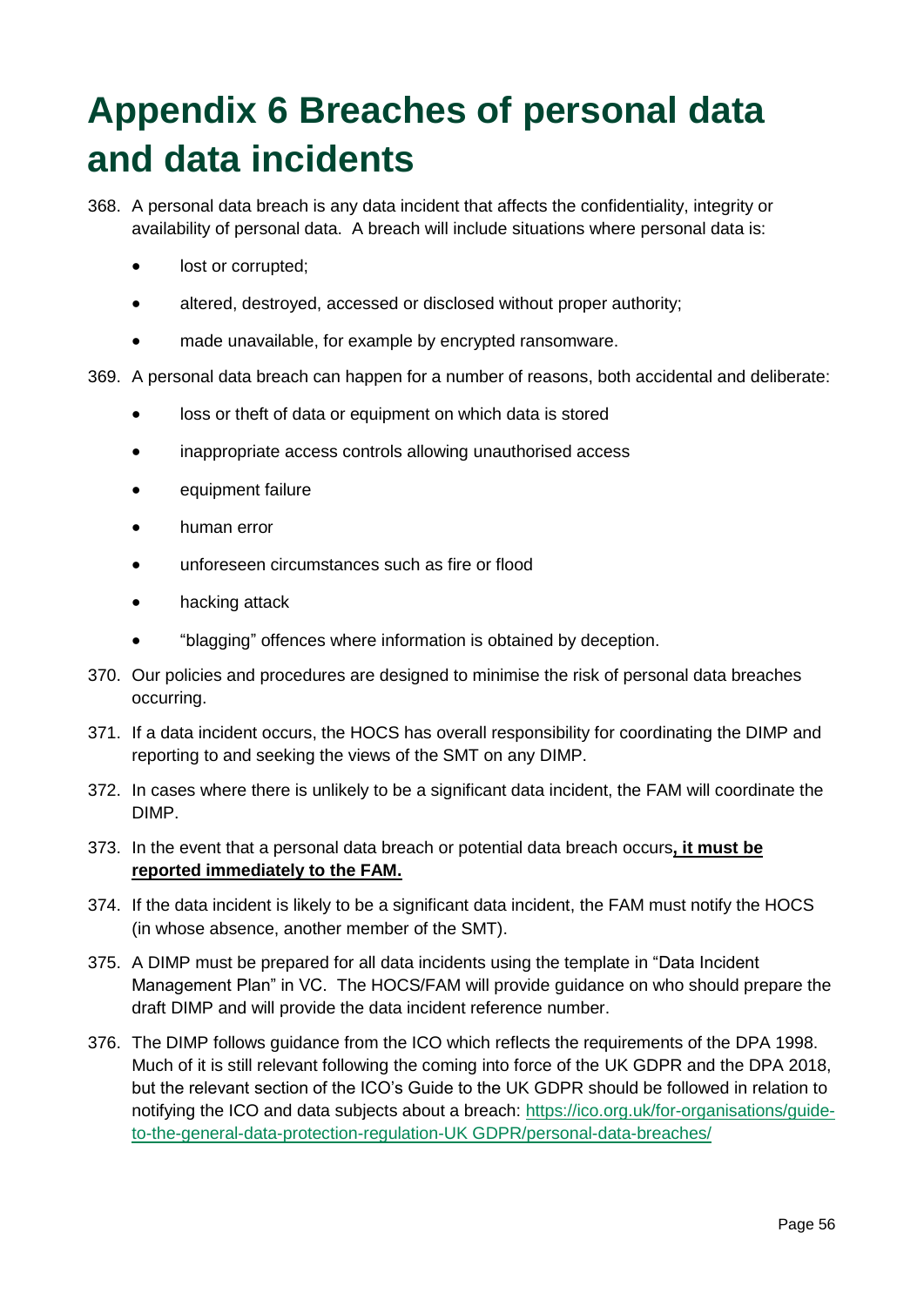# Appendix 6 Breaches of personal data and data incidents

368. A personal data breach is any data incident that affects the confidentiality, integrity or availability of personal data. A breach will include situations where personal data is:

   - lost or corrupted;
   - altered, destroyed, accessed or disclosed without proper authority;
   - made unavailable, for example by encrypted ransomware.

369. A personal data breach can happen for a number of reasons, both accidental and deliberate:

   - loss or theft of data or equipment on which data is stored
   - inappropriate access controls allowing unauthorised access
   - equipment failure
   - human error
   - unforeseen circumstances such as fire or flood
   - hacking attack
   - "blagging" offences where information is obtained by deception.

370. Our policies and procedures are designed to minimise the risk of personal data breaches occurring.

371. If a data incident occurs, the HOCS has overall responsibility for coordinating the DIMP and reporting to and seeking the views of the SMT on any DIMP.

372. In cases where there is unlikely to be a significant data incident, the FAM will coordinate the DIMP.

373. In the event that a personal data breach or potential data breach occurs**, it must be reported immediately to the FAM.**

374. If the data incident is likely to be a significant data incident, the FAM must notify the HOCS (in whose absence, another member of the SMT).

375. A DIMP must be prepared for all data incidents using the template in "Data Incident Management Plan" in VC. The HOCS/FAM will provide guidance on who should prepare the draft DIMP and will provide the data incident reference number.

376. The DIMP follows guidance from the ICO which reflects the requirements of the DPA 1998. Much of it is still relevant following the coming into force of the UK GDPR and the DPA 2018, but the relevant section of the ICO's Guide to the UK GDPR should be followed in relation to notifying the ICO and data subjects about a breach: https://ico.org.uk/for-organisations/guide-to-the-general-data-protection-regulation-UK GDPR/personal-data-breaches/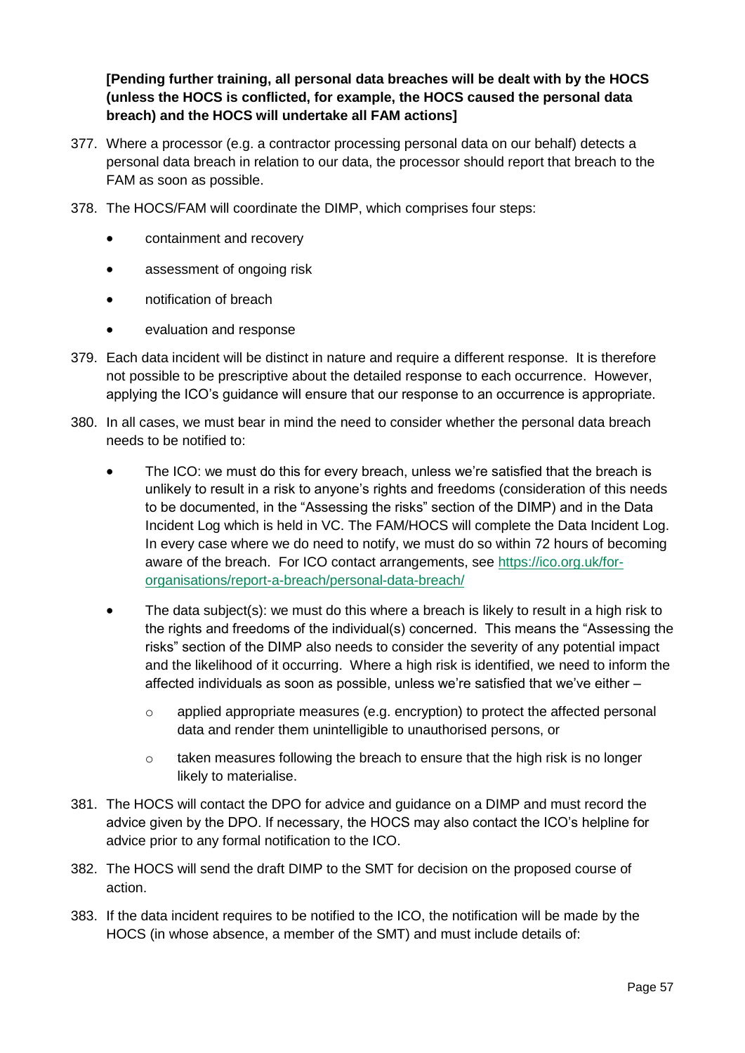**[Pending further training, all personal data breaches will be dealt with by the HOCS (unless the HOCS is conflicted, for example, the HOCS caused the personal data breach) and the HOCS will undertake all FAM actions]**

377. Where a processor (e.g. a contractor processing personal data on our behalf) detects a personal data breach in relation to our data, the processor should report that breach to the FAM as soon as possible.

378. The HOCS/FAM will coordinate the DIMP, which comprises four steps:

    - containment and recovery
    - assessment of ongoing risk
    - notification of breach
    - evaluation and response

379. Each data incident will be distinct in nature and require a different response. It is therefore not possible to be prescriptive about the detailed response to each occurrence. However, applying the ICO's guidance will ensure that our response to an occurrence is appropriate.

380. In all cases, we must bear in mind the need to consider whether the personal data breach needs to be notified to:

    - The ICO: we must do this for every breach, unless we're satisfied that the breach is unlikely to result in a risk to anyone's rights and freedoms (consideration of this needs to be documented, in the "Assessing the risks" section of the DIMP) and in the Data Incident Log which is held in VC. The FAM/HOCS will complete the Data Incident Log. In every case where we do need to notify, we must do so within 72 hours of becoming aware of the breach. For ICO contact arrangements, see [https://ico.org.uk/for-organisations/report-a-breach/personal-data-breach/](https://ico.org.uk/for-organisations/report-a-breach/personal-data-breach/)
    - The data subject(s): we must do this where a breach is likely to result in a high risk to the rights and freedoms of the individual(s) concerned. This means the "Assessing the risks" section of the DIMP also needs to consider the severity of any potential impact and the likelihood of it occurring. Where a high risk is identified, we need to inform the affected individuals as soon as possible, unless we're satisfied that we've either –
        - applied appropriate measures (e.g. encryption) to protect the affected personal data and render them unintelligible to unauthorised persons, or
        - taken measures following the breach to ensure that the high risk is no longer likely to materialise.

381. The HOCS will contact the DPO for advice and guidance on a DIMP and must record the advice given by the DPO. If necessary, the HOCS may also contact the ICO's helpline for advice prior to any formal notification to the ICO.

382. The HOCS will send the draft DIMP to the SMT for decision on the proposed course of action.

383. If the data incident requires to be notified to the ICO, the notification will be made by the HOCS (in whose absence, a member of the SMT) and must include details of: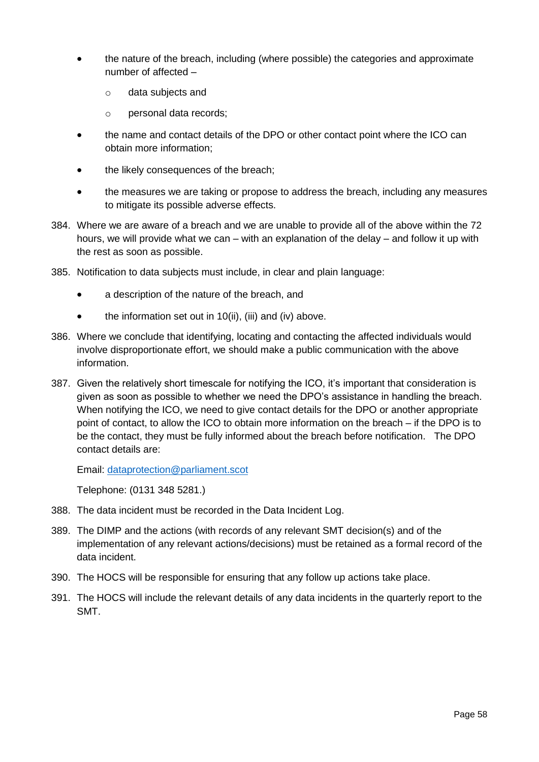- the nature of the breach, including (where possible) the categories and approximate number of affected –
    - data subjects and
    - personal data records;
- the name and contact details of the DPO or other contact point where the ICO can obtain more information;
- the likely consequences of the breach;
- the measures we are taking or propose to address the breach, including any measures to mitigate its possible adverse effects.

384. Where we are aware of a breach and we are unable to provide all of the above within the 72 hours, we will provide what we can – with an explanation of the delay – and follow it up with the rest as soon as possible.

385. Notification to data subjects must include, in clear and plain language:

    - a description of the nature of the breach, and
    - the information set out in 10(ii), (iii) and (iv) above.

386. Where we conclude that identifying, locating and contacting the affected individuals would involve disproportionate effort, we should make a public communication with the above information.

387. Given the relatively short timescale for notifying the ICO, it's important that consideration is given as soon as possible to whether we need the DPO's assistance in handling the breach. When notifying the ICO, we need to give contact details for the DPO or another appropriate point of contact, to allow the ICO to obtain more information on the breach – if the DPO is to be the contact, they must be fully informed about the breach before notification. The DPO contact details are:

    Email: dataprotection@parliament.scot

    Telephone: (0131 348 5281.)

388. The data incident must be recorded in the Data Incident Log.

389. The DIMP and the actions (with records of any relevant SMT decision(s) and of the implementation of any relevant actions/decisions) must be retained as a formal record of the data incident.

390. The HOCS will be responsible for ensuring that any follow up actions take place.

391. The HOCS will include the relevant details of any data incidents in the quarterly report to the SMT.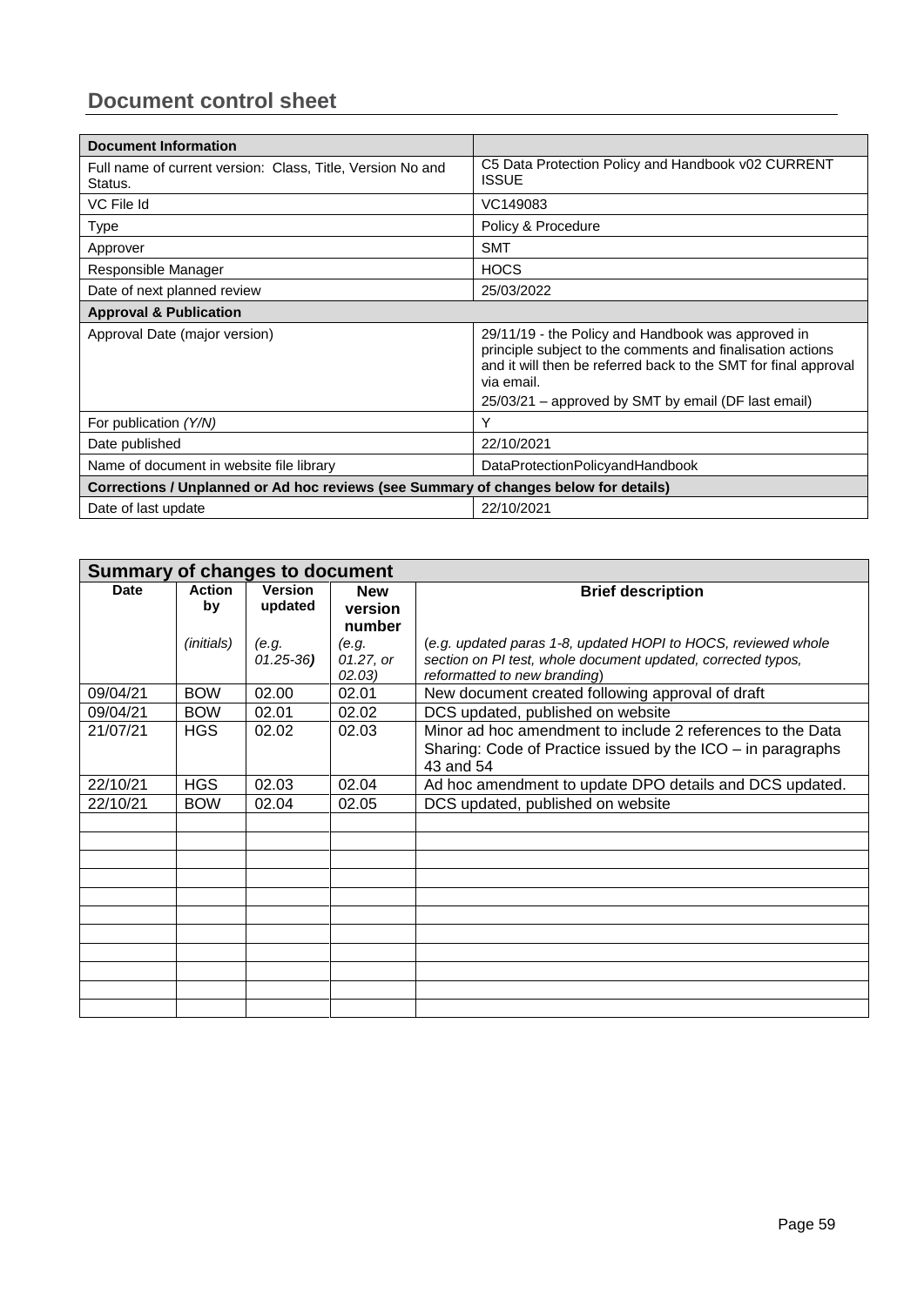## Document control sheet

| Document Information | |
|---|---|
| Full name of current version: Class, Title, Version No and Status. | C5 Data Protection Policy and Handbook v02 CURRENT ISSUE |
| VC File Id | VC149083 |
| Type | Policy & Procedure |
| Approver | SMT |
| Responsible Manager | HOCS |
| Date of next planned review | 25/03/2022 |
| **Approval & Publication** | |
| Approval Date (major version) | 29/11/19 - the Policy and Handbook was approved in principle subject to the comments and finalisation actions and it will then be referred back to the SMT for final approval via email.<br>25/03/21 – approved by SMT by email (DF last email) |
| For publication *(Y/N)* | Y |
| Date published | 22/10/2021 |
| Name of document in website file library | DataProtectionPolicyandHandbook |
| **Corrections / Unplanned or Ad hoc reviews (see Summary of changes below for details)** | |
| Date of last update | 22/10/2021 |

| Summary of changes to document | | | | |
|---|---|---|---|---|
| **Date** | **Action by**<br>*(initials)* | **Version updated**<br>*(e.g. 01.25-36)* | **New version number**<br>*(e.g. 01.27, or 02.03)* | **Brief description**<br>*(e.g. updated paras 1-8, updated HOPI to HOCS, reviewed whole section on PI test, whole document updated, corrected typos, reformatted to new branding)* |
| 09/04/21 | BOW | 02.00 | 02.01 | New document created following approval of draft |
| 09/04/21 | BOW | 02.01 | 02.02 | DCS updated, published on website |
| 21/07/21 | HGS | 02.02 | 02.03 | Minor ad hoc amendment to include 2 references to the Data Sharing: Code of Practice issued by the ICO – in paragraphs 43 and 54 |
| 22/10/21 | HGS | 02.03 | 02.04 | Ad hoc amendment to update DPO details and DCS updated. |
| 22/10/21 | BOW | 02.04 | 02.05 | DCS updated, published on website |
| | | | | |
| | | | | |
| | | | | |
| | | | | |
| | | | | |
| | | | | |
| | | | | |
| | | | | |
| | | | | |
| | | | | |
| | | | | |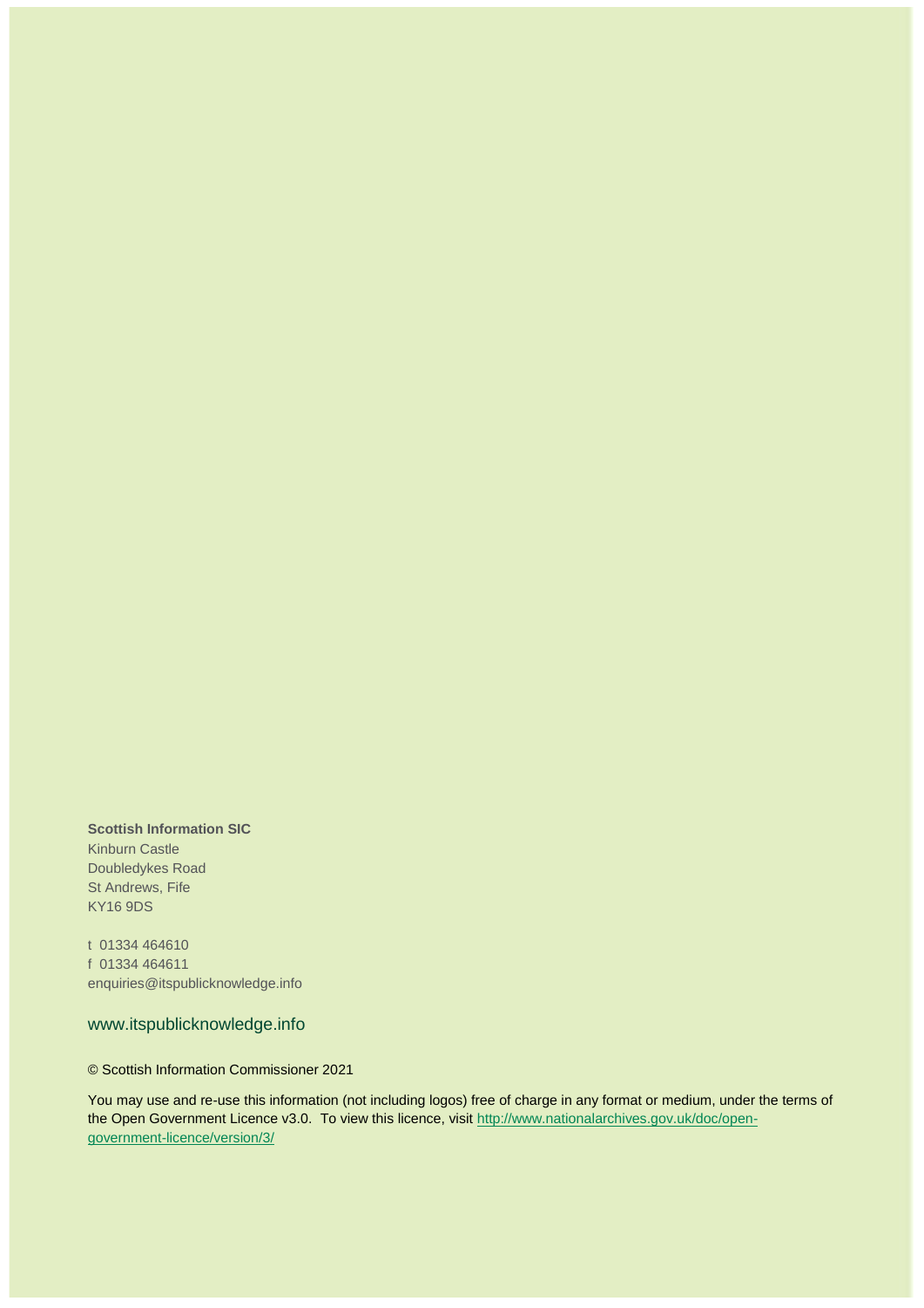**Scottish Information SIC**
Kinburn Castle
Doubledykes Road
St Andrews, Fife
KY16 9DS

t 01334 464610
f 01334 464611
enquiries@itspublicknowledge.info

www.itspublicknowledge.info

© Scottish Information Commissioner 2021

You may use and re-use this information (not including logos) free of charge in any format or medium, under the terms of the Open Government Licence v3.0. To view this licence, visit http://www.nationalarchives.gov.uk/doc/open-government-licence/version/3/